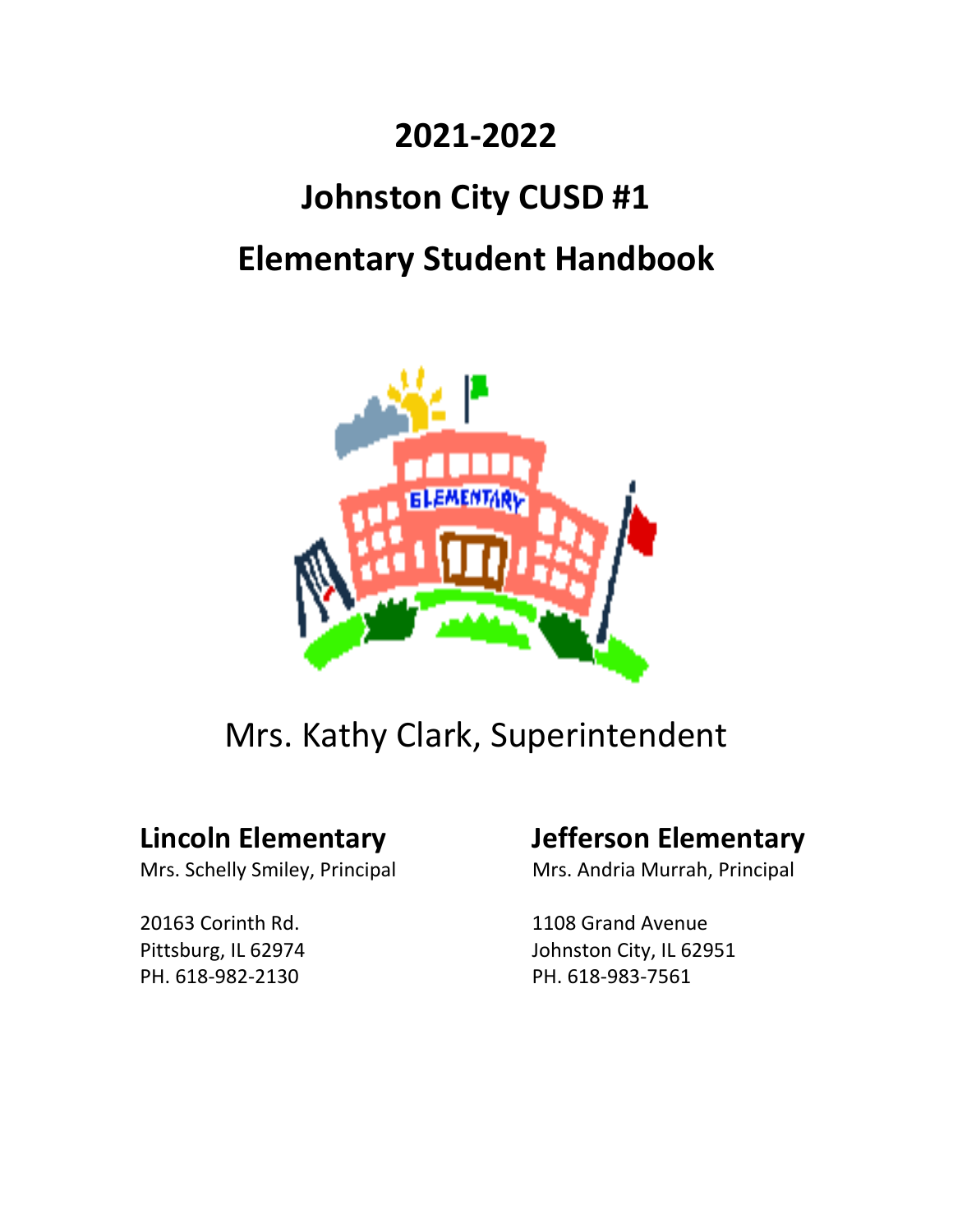# 2021-2022

# Johnston City CUSD #1

# Elementary Student Handbook

Mrs. Kathy Clark, Superintendent

**Lincoln Elementary**
Mrs. Schelly Smiley, Principal

20163 Corinth Rd.
Pittsburg, IL 62974
PH. 618-982-2130

**Jefferson Elementary**
Mrs. Andria Murrah, Principal

1108 Grand Avenue
Johnston City, IL 62951
PH. 618-983-7561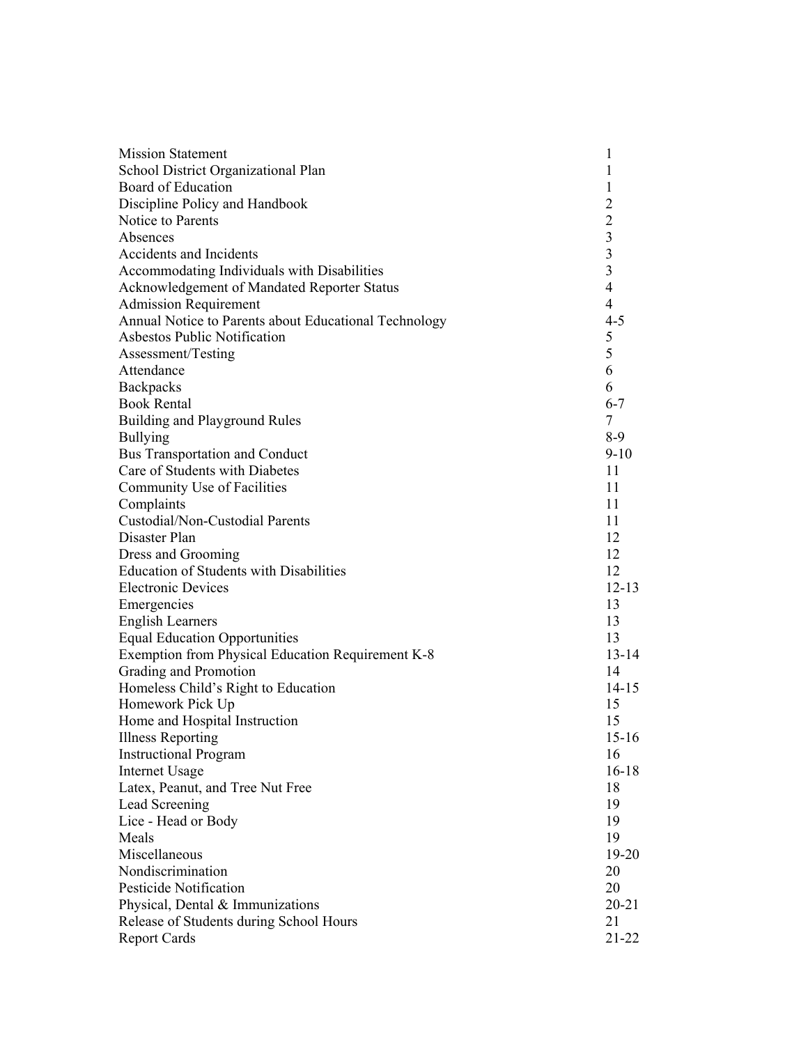| | |
|---|---|
| Mission Statement | 1 |
| School District Organizational Plan | 1 |
| Board of Education | 1 |
| Discipline Policy and Handbook | 2 |
| Notice to Parents | 2 |
| Absences | 3 |
| Accidents and Incidents | 3 |
| Accommodating Individuals with Disabilities | 3 |
| Acknowledgement of Mandated Reporter Status | 4 |
| Admission Requirement | 4 |
| Annual Notice to Parents about Educational Technology | 4-5 |
| Asbestos Public Notification | 5 |
| Assessment/Testing | 5 |
| Attendance | 6 |
| Backpacks | 6 |
| Book Rental | 6-7 |
| Building and Playground Rules | 7 |
| Bullying | 8-9 |
| Bus Transportation and Conduct | 9-10 |
| Care of Students with Diabetes | 11 |
| Community Use of Facilities | 11 |
| Complaints | 11 |
| Custodial/Non-Custodial Parents | 11 |
| Disaster Plan | 12 |
| Dress and Grooming | 12 |
| Education of Students with Disabilities | 12 |
| Electronic Devices | 12-13 |
| Emergencies | 13 |
| English Learners | 13 |
| Equal Education Opportunities | 13 |
| Exemption from Physical Education Requirement K-8 | 13-14 |
| Grading and Promotion | 14 |
| Homeless Child's Right to Education | 14-15 |
| Homework Pick Up | 15 |
| Home and Hospital Instruction | 15 |
| Illness Reporting | 15-16 |
| Instructional Program | 16 |
| Internet Usage | 16-18 |
| Latex, Peanut, and Tree Nut Free | 18 |
| Lead Screening | 19 |
| Lice - Head or Body | 19 |
| Meals | 19 |
| Miscellaneous | 19-20 |
| Nondiscrimination | 20 |
| Pesticide Notification | 20 |
| Physical, Dental & Immunizations | 20-21 |
| Release of Students during School Hours | 21 |
| Report Cards | 21-22 |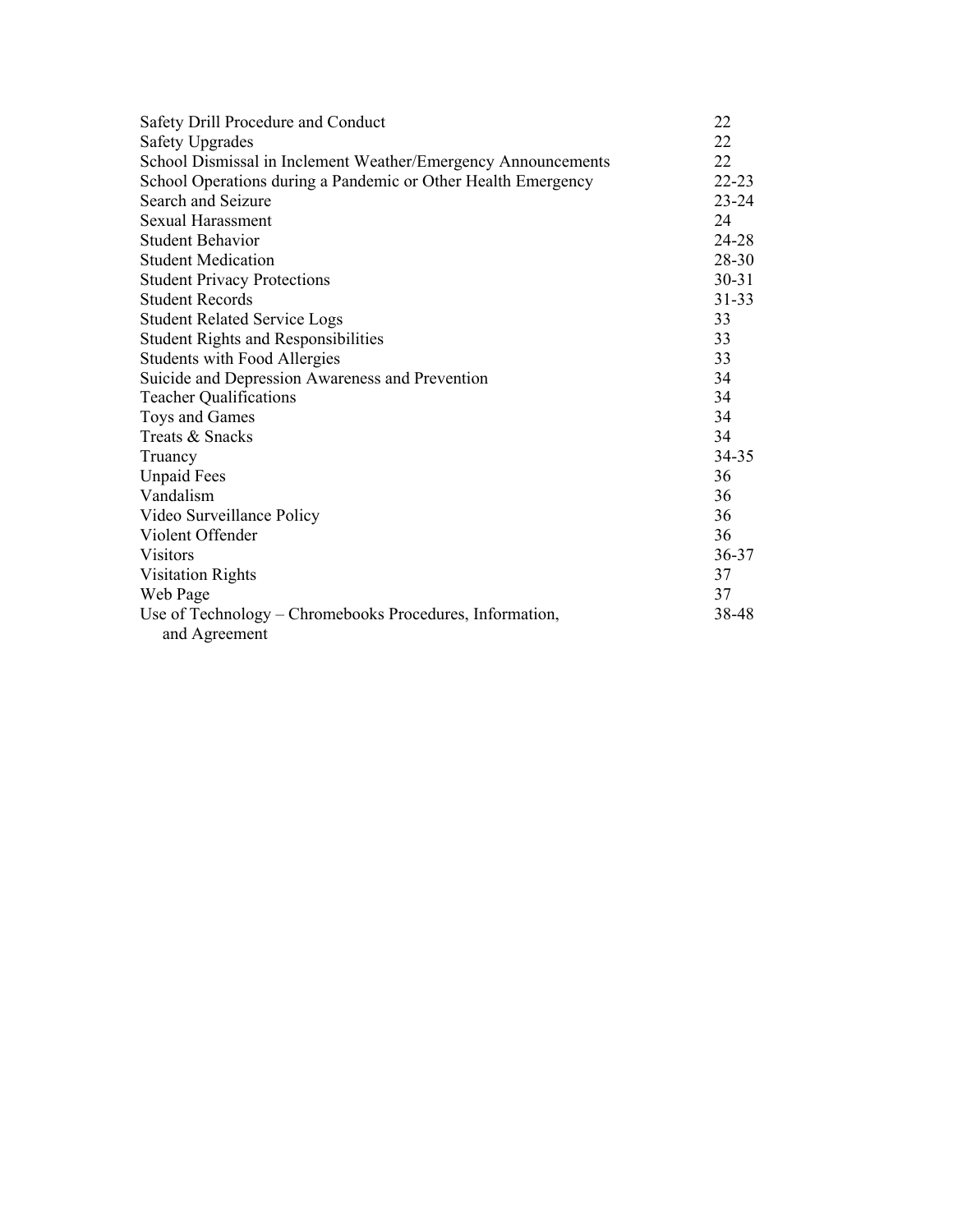| | |
|---|---|
| Safety Drill Procedure and Conduct | 22 |
| Safety Upgrades | 22 |
| School Dismissal in Inclement Weather/Emergency Announcements | 22 |
| School Operations during a Pandemic or Other Health Emergency | 22-23 |
| Search and Seizure | 23-24 |
| Sexual Harassment | 24 |
| Student Behavior | 24-28 |
| Student Medication | 28-30 |
| Student Privacy Protections | 30-31 |
| Student Records | 31-33 |
| Student Related Service Logs | 33 |
| Student Rights and Responsibilities | 33 |
| Students with Food Allergies | 33 |
| Suicide and Depression Awareness and Prevention | 34 |
| Teacher Qualifications | 34 |
| Toys and Games | 34 |
| Treats & Snacks | 34 |
| Truancy | 34-35 |
| Unpaid Fees | 36 |
| Vandalism | 36 |
| Video Surveillance Policy | 36 |
| Violent Offender | 36 |
| Visitors | 36-37 |
| Visitation Rights | 37 |
| Web Page | 37 |
| Use of Technology – Chromebooks Procedures, Information, and Agreement | 38-48 |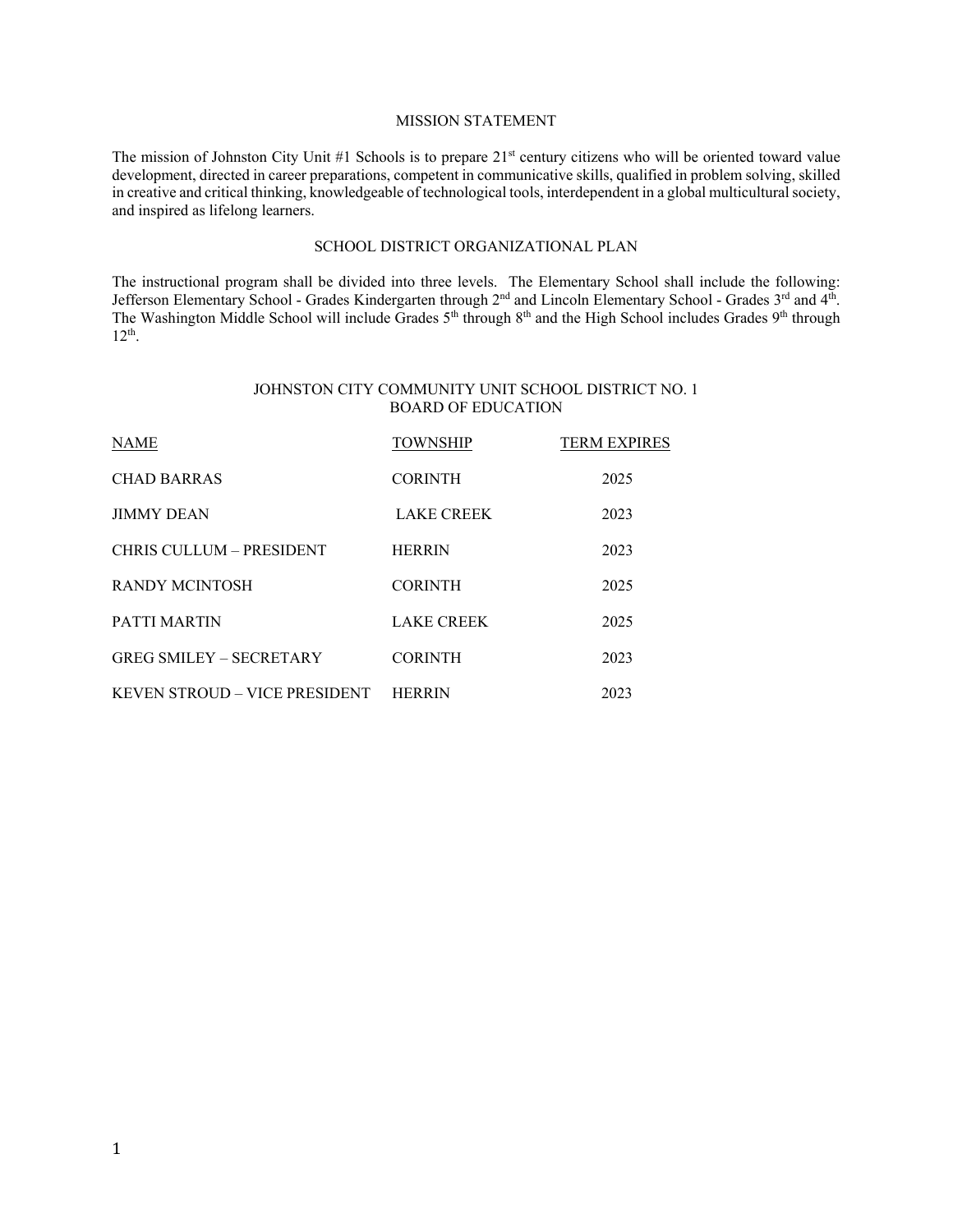## MISSION STATEMENT

The mission of Johnston City Unit #1 Schools is to prepare 21st century citizens who will be oriented toward value development, directed in career preparations, competent in communicative skills, qualified in problem solving, skilled in creative and critical thinking, knowledgeable of technological tools, interdependent in a global multicultural society, and inspired as lifelong learners.

## SCHOOL DISTRICT ORGANIZATIONAL PLAN

The instructional program shall be divided into three levels. The Elementary School shall include the following: Jefferson Elementary School - Grades Kindergarten through 2nd and Lincoln Elementary School - Grades 3rd and 4th. The Washington Middle School will include Grades 5th through 8th and the High School includes Grades 9th through 12th.

## JOHNSTON CITY COMMUNITY UNIT SCHOOL DISTRICT NO. 1
## BOARD OF EDUCATION

| NAME | TOWNSHIP | TERM EXPIRES |
|---|---|---|
| CHAD BARRAS | CORINTH | 2025 |
| JIMMY DEAN | LAKE CREEK | 2023 |
| CHRIS CULLUM – PRESIDENT | HERRIN | 2023 |
| RANDY MCINTOSH | CORINTH | 2025 |
| PATTI MARTIN | LAKE CREEK | 2025 |
| GREG SMILEY – SECRETARY | CORINTH | 2023 |
| KEVEN STROUD – VICE PRESIDENT | HERRIN | 2023 |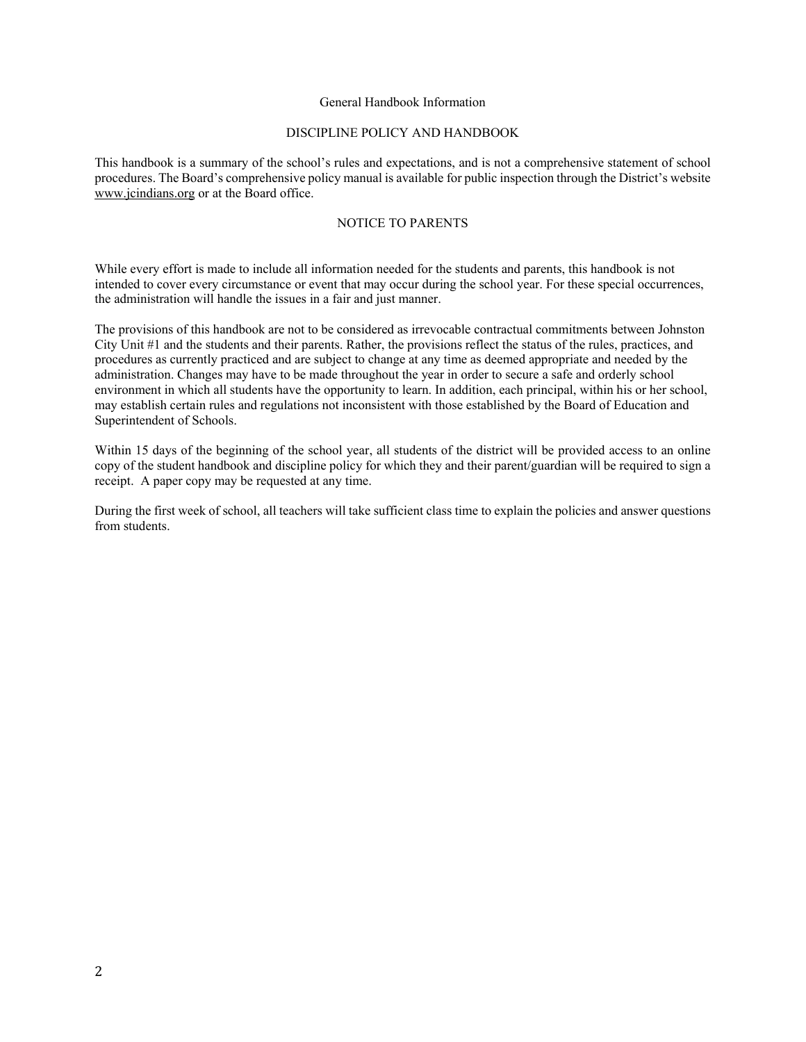# General Handbook Information

## DISCIPLINE POLICY AND HANDBOOK

This handbook is a summary of the school's rules and expectations, and is not a comprehensive statement of school procedures. The Board's comprehensive policy manual is available for public inspection through the District's website www.jcindians.org or at the Board office.

## NOTICE TO PARENTS

While every effort is made to include all information needed for the students and parents, this handbook is not intended to cover every circumstance or event that may occur during the school year. For these special occurrences, the administration will handle the issues in a fair and just manner.

The provisions of this handbook are not to be considered as irrevocable contractual commitments between Johnston City Unit #1 and the students and their parents. Rather, the provisions reflect the status of the rules, practices, and procedures as currently practiced and are subject to change at any time as deemed appropriate and needed by the administration. Changes may have to be made throughout the year in order to secure a safe and orderly school environment in which all students have the opportunity to learn. In addition, each principal, within his or her school, may establish certain rules and regulations not inconsistent with those established by the Board of Education and Superintendent of Schools.

Within 15 days of the beginning of the school year, all students of the district will be provided access to an online copy of the student handbook and discipline policy for which they and their parent/guardian will be required to sign a receipt. A paper copy may be requested at any time.

During the first week of school, all teachers will take sufficient class time to explain the policies and answer questions from students.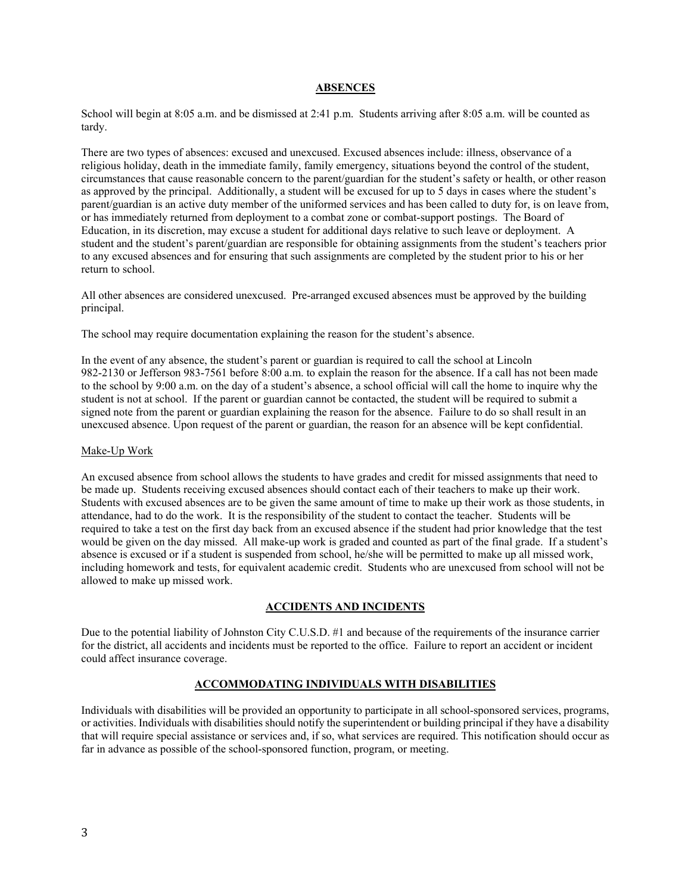## ABSENCES

School will begin at 8:05 a.m. and be dismissed at 2:41 p.m. Students arriving after 8:05 a.m. will be counted as tardy.

There are two types of absences: excused and unexcused. Excused absences include: illness, observance of a religious holiday, death in the immediate family, family emergency, situations beyond the control of the student, circumstances that cause reasonable concern to the parent/guardian for the student's safety or health, or other reason as approved by the principal. Additionally, a student will be excused for up to 5 days in cases where the student's parent/guardian is an active duty member of the uniformed services and has been called to duty for, is on leave from, or has immediately returned from deployment to a combat zone or combat-support postings. The Board of Education, in its discretion, may excuse a student for additional days relative to such leave or deployment. A student and the student's parent/guardian are responsible for obtaining assignments from the student's teachers prior to any excused absences and for ensuring that such assignments are completed by the student prior to his or her return to school.

All other absences are considered unexcused. Pre-arranged excused absences must be approved by the building principal.

The school may require documentation explaining the reason for the student's absence.

In the event of any absence, the student's parent or guardian is required to call the school at Lincoln 982-2130 or Jefferson 983-7561 before 8:00 a.m. to explain the reason for the absence. If a call has not been made to the school by 9:00 a.m. on the day of a student's absence, a school official will call the home to inquire why the student is not at school. If the parent or guardian cannot be contacted, the student will be required to submit a signed note from the parent or guardian explaining the reason for the absence. Failure to do so shall result in an unexcused absence. Upon request of the parent or guardian, the reason for an absence will be kept confidential.

### Make-Up Work

An excused absence from school allows the students to have grades and credit for missed assignments that need to be made up. Students receiving excused absences should contact each of their teachers to make up their work. Students with excused absences are to be given the same amount of time to make up their work as those students, in attendance, had to do the work. It is the responsibility of the student to contact the teacher. Students will be required to take a test on the first day back from an excused absence if the student had prior knowledge that the test would be given on the day missed. All make-up work is graded and counted as part of the final grade. If a student's absence is excused or if a student is suspended from school, he/she will be permitted to make up all missed work, including homework and tests, for equivalent academic credit. Students who are unexcused from school will not be allowed to make up missed work.

## ACCIDENTS AND INCIDENTS

Due to the potential liability of Johnston City C.U.S.D. #1 and because of the requirements of the insurance carrier for the district, all accidents and incidents must be reported to the office. Failure to report an accident or incident could affect insurance coverage.

## ACCOMMODATING INDIVIDUALS WITH DISABILITIES

Individuals with disabilities will be provided an opportunity to participate in all school-sponsored services, programs, or activities. Individuals with disabilities should notify the superintendent or building principal if they have a disability that will require special assistance or services and, if so, what services are required. This notification should occur as far in advance as possible of the school-sponsored function, program, or meeting.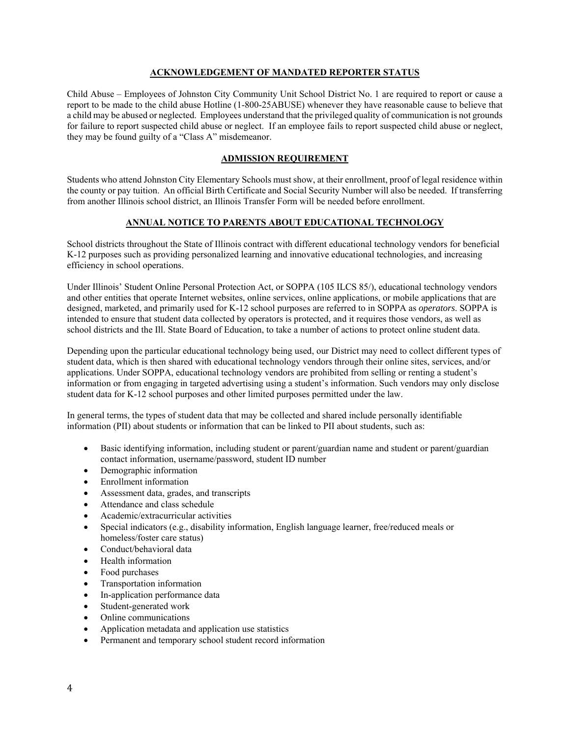## ACKNOWLEDGEMENT OF MANDATED REPORTER STATUS

Child Abuse – Employees of Johnston City Community Unit School District No. 1 are required to report or cause a report to be made to the child abuse Hotline (1-800-25ABUSE) whenever they have reasonable cause to believe that a child may be abused or neglected. Employees understand that the privileged quality of communication is not grounds for failure to report suspected child abuse or neglect. If an employee fails to report suspected child abuse or neglect, they may be found guilty of a "Class A" misdemeanor.

## ADMISSION REQUIREMENT

Students who attend Johnston City Elementary Schools must show, at their enrollment, proof of legal residence within the county or pay tuition. An official Birth Certificate and Social Security Number will also be needed. If transferring from another Illinois school district, an Illinois Transfer Form will be needed before enrollment.

## ANNUAL NOTICE TO PARENTS ABOUT EDUCATIONAL TECHNOLOGY

School districts throughout the State of Illinois contract with different educational technology vendors for beneficial K-12 purposes such as providing personalized learning and innovative educational technologies, and increasing efficiency in school operations.

Under Illinois' Student Online Personal Protection Act, or SOPPA (105 ILCS 85/), educational technology vendors and other entities that operate Internet websites, online services, online applications, or mobile applications that are designed, marketed, and primarily used for K-12 school purposes are referred to in SOPPA as *operators*. SOPPA is intended to ensure that student data collected by operators is protected, and it requires those vendors, as well as school districts and the Ill. State Board of Education, to take a number of actions to protect online student data.

Depending upon the particular educational technology being used, our District may need to collect different types of student data, which is then shared with educational technology vendors through their online sites, services, and/or applications. Under SOPPA, educational technology vendors are prohibited from selling or renting a student's information or from engaging in targeted advertising using a student's information. Such vendors may only disclose student data for K-12 school purposes and other limited purposes permitted under the law.

In general terms, the types of student data that may be collected and shared include personally identifiable information (PII) about students or information that can be linked to PII about students, such as:

- Basic identifying information, including student or parent/guardian name and student or parent/guardian contact information, username/password, student ID number
- Demographic information
- Enrollment information
- Assessment data, grades, and transcripts
- Attendance and class schedule
- Academic/extracurricular activities
- Special indicators (e.g., disability information, English language learner, free/reduced meals or homeless/foster care status)
- Conduct/behavioral data
- Health information
- Food purchases
- Transportation information
- In-application performance data
- Student-generated work
- Online communications
- Application metadata and application use statistics
- Permanent and temporary school student record information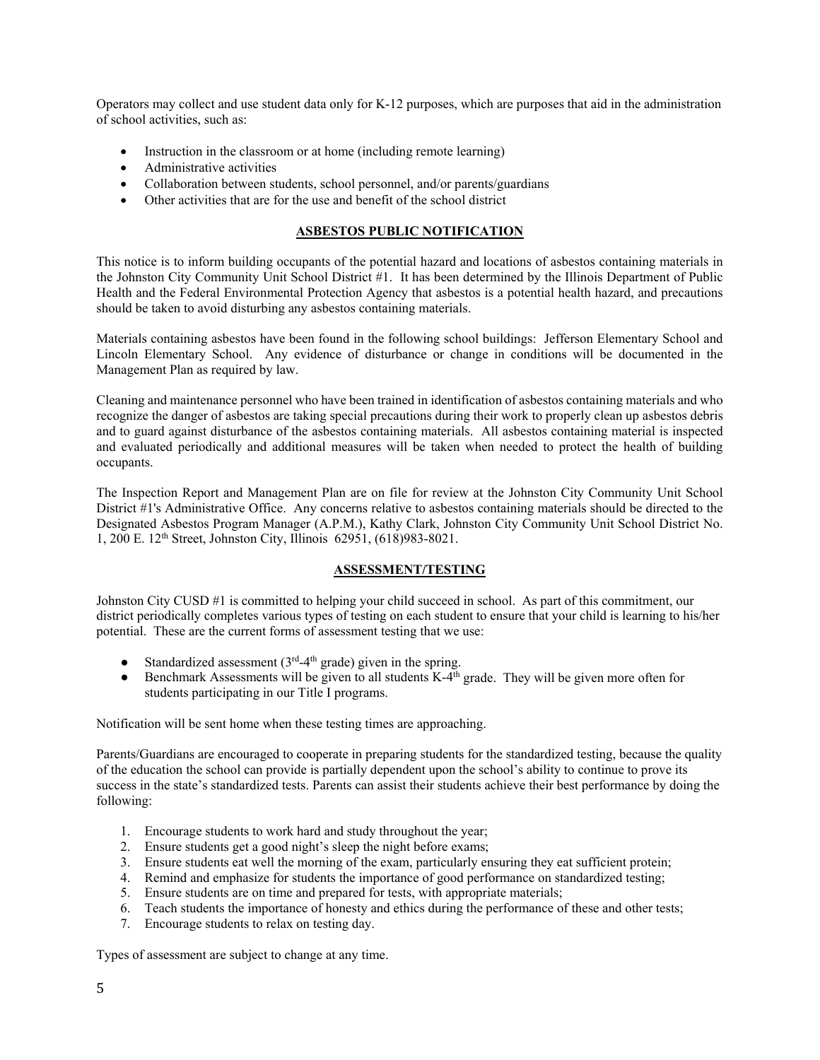Operators may collect and use student data only for K-12 purposes, which are purposes that aid in the administration of school activities, such as:

- Instruction in the classroom or at home (including remote learning)
- Administrative activities
- Collaboration between students, school personnel, and/or parents/guardians
- Other activities that are for the use and benefit of the school district

## ASBESTOS PUBLIC NOTIFICATION

This notice is to inform building occupants of the potential hazard and locations of asbestos containing materials in the Johnston City Community Unit School District #1. It has been determined by the Illinois Department of Public Health and the Federal Environmental Protection Agency that asbestos is a potential health hazard, and precautions should be taken to avoid disturbing any asbestos containing materials.

Materials containing asbestos have been found in the following school buildings: Jefferson Elementary School and Lincoln Elementary School. Any evidence of disturbance or change in conditions will be documented in the Management Plan as required by law.

Cleaning and maintenance personnel who have been trained in identification of asbestos containing materials and who recognize the danger of asbestos are taking special precautions during their work to properly clean up asbestos debris and to guard against disturbance of the asbestos containing materials. All asbestos containing material is inspected and evaluated periodically and additional measures will be taken when needed to protect the health of building occupants.

The Inspection Report and Management Plan are on file for review at the Johnston City Community Unit School District #1's Administrative Office. Any concerns relative to asbestos containing materials should be directed to the Designated Asbestos Program Manager (A.P.M.), Kathy Clark, Johnston City Community Unit School District No. 1, 200 E. 12th Street, Johnston City, Illinois 62951, (618)983-8021.

## ASSESSMENT/TESTING

Johnston City CUSD #1 is committed to helping your child succeed in school. As part of this commitment, our district periodically completes various types of testing on each student to ensure that your child is learning to his/her potential. These are the current forms of assessment testing that we use:

- Standardized assessment (3rd-4th grade) given in the spring.
- Benchmark Assessments will be given to all students K-4th grade. They will be given more often for students participating in our Title I programs.

Notification will be sent home when these testing times are approaching.

Parents/Guardians are encouraged to cooperate in preparing students for the standardized testing, because the quality of the education the school can provide is partially dependent upon the school's ability to continue to prove its success in the state's standardized tests. Parents can assist their students achieve their best performance by doing the following:

1. Encourage students to work hard and study throughout the year;
2. Ensure students get a good night's sleep the night before exams;
3. Ensure students eat well the morning of the exam, particularly ensuring they eat sufficient protein;
4. Remind and emphasize for students the importance of good performance on standardized testing;
5. Ensure students are on time and prepared for tests, with appropriate materials;
6. Teach students the importance of honesty and ethics during the performance of these and other tests;
7. Encourage students to relax on testing day.

Types of assessment are subject to change at any time.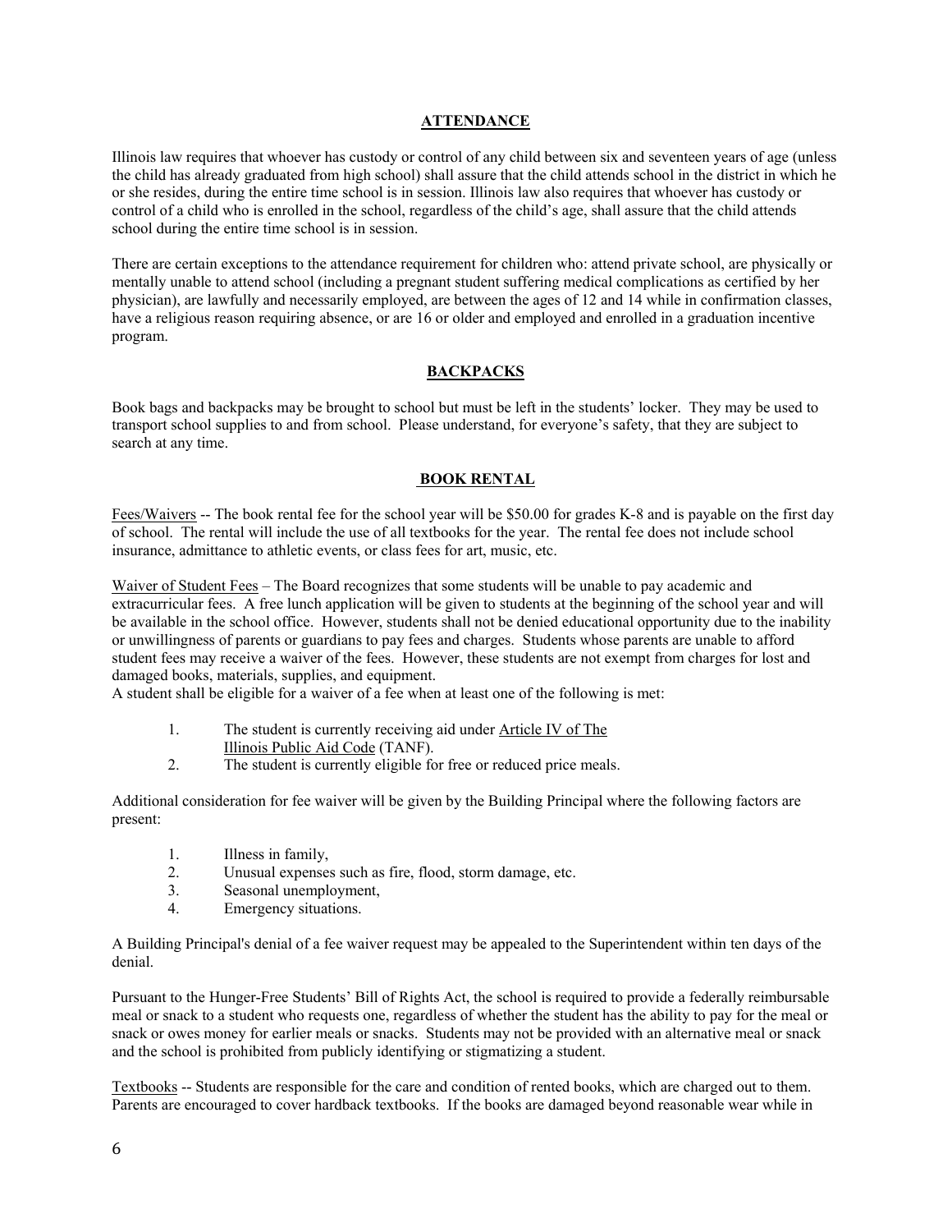## ATTENDANCE

Illinois law requires that whoever has custody or control of any child between six and seventeen years of age (unless the child has already graduated from high school) shall assure that the child attends school in the district in which he or she resides, during the entire time school is in session. Illinois law also requires that whoever has custody or control of a child who is enrolled in the school, regardless of the child's age, shall assure that the child attends school during the entire time school is in session.

There are certain exceptions to the attendance requirement for children who: attend private school, are physically or mentally unable to attend school (including a pregnant student suffering medical complications as certified by her physician), are lawfully and necessarily employed, are between the ages of 12 and 14 while in confirmation classes, have a religious reason requiring absence, or are 16 or older and employed and enrolled in a graduation incentive program.

## BACKPACKS

Book bags and backpacks may be brought to school but must be left in the students' locker. They may be used to transport school supplies to and from school. Please understand, for everyone's safety, that they are subject to search at any time.

## BOOK RENTAL

Fees/Waivers -- The book rental fee for the school year will be $50.00 for grades K-8 and is payable on the first day of school. The rental will include the use of all textbooks for the year. The rental fee does not include school insurance, admittance to athletic events, or class fees for art, music, etc.

Waiver of Student Fees – The Board recognizes that some students will be unable to pay academic and extracurricular fees. A free lunch application will be given to students at the beginning of the school year and will be available in the school office. However, students shall not be denied educational opportunity due to the inability or unwillingness of parents or guardians to pay fees and charges. Students whose parents are unable to afford student fees may receive a waiver of the fees. However, these students are not exempt from charges for lost and damaged books, materials, supplies, and equipment.
A student shall be eligible for a waiver of a fee when at least one of the following is met:

1. The student is currently receiving aid under Article IV of The Illinois Public Aid Code (TANF).
2. The student is currently eligible for free or reduced price meals.

Additional consideration for fee waiver will be given by the Building Principal where the following factors are present:

1. Illness in family,
2. Unusual expenses such as fire, flood, storm damage, etc.
3. Seasonal unemployment,
4. Emergency situations.

A Building Principal's denial of a fee waiver request may be appealed to the Superintendent within ten days of the denial.

Pursuant to the Hunger-Free Students' Bill of Rights Act, the school is required to provide a federally reimbursable meal or snack to a student who requests one, regardless of whether the student has the ability to pay for the meal or snack or owes money for earlier meals or snacks. Students may not be provided with an alternative meal or snack and the school is prohibited from publicly identifying or stigmatizing a student.

Textbooks -- Students are responsible for the care and condition of rented books, which are charged out to them. Parents are encouraged to cover hardback textbooks. If the books are damaged beyond reasonable wear while in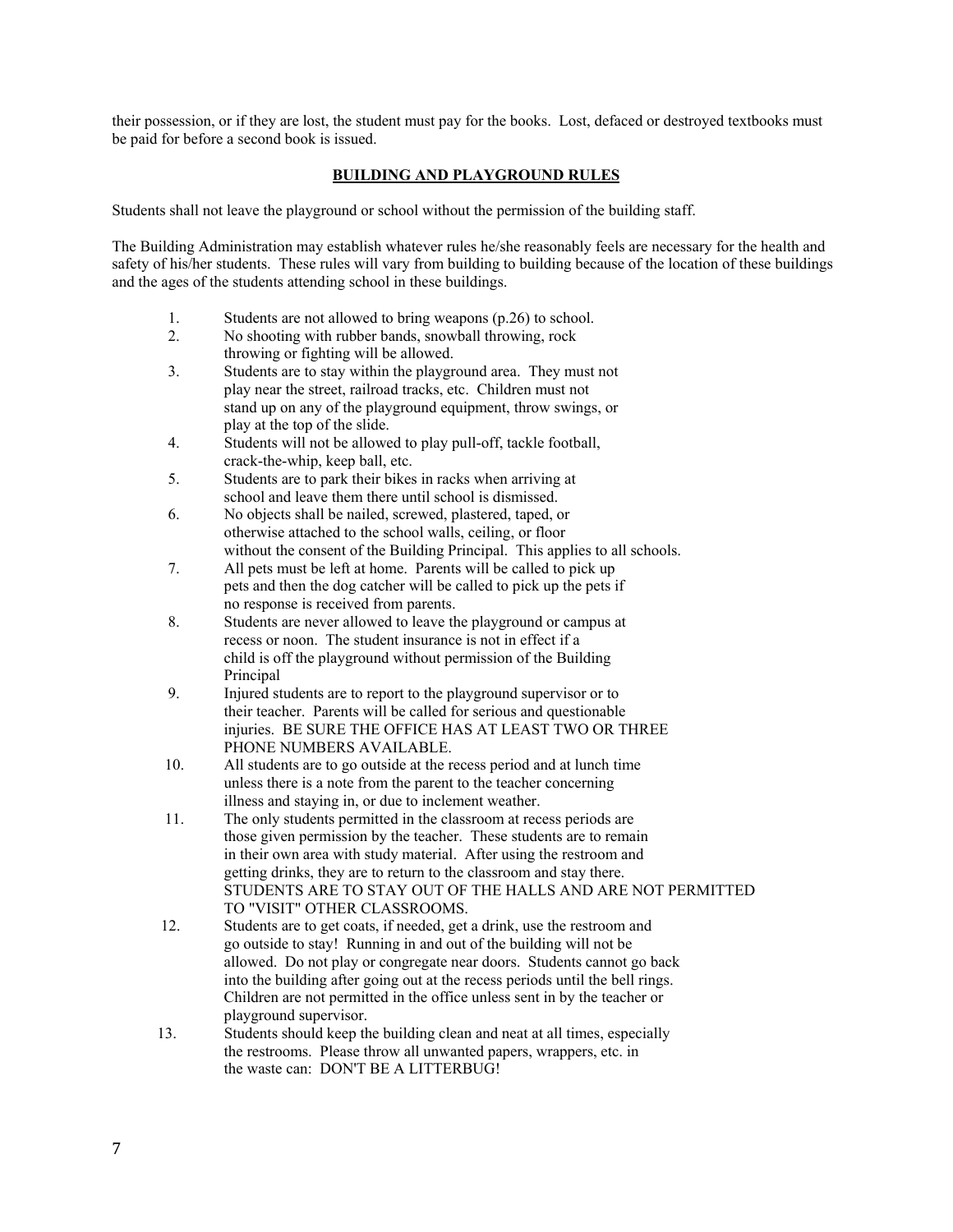their possession, or if they are lost, the student must pay for the books. Lost, defaced or destroyed textbooks must be paid for before a second book is issued.

## BUILDING AND PLAYGROUND RULES

Students shall not leave the playground or school without the permission of the building staff.

The Building Administration may establish whatever rules he/she reasonably feels are necessary for the health and safety of his/her students. These rules will vary from building to building because of the location of these buildings and the ages of the students attending school in these buildings.

1. Students are not allowed to bring weapons (p.26) to school.
2. No shooting with rubber bands, snowball throwing, rock throwing or fighting will be allowed.
3. Students are to stay within the playground area. They must not play near the street, railroad tracks, etc. Children must not stand up on any of the playground equipment, throw swings, or play at the top of the slide.
4. Students will not be allowed to play pull-off, tackle football, crack-the-whip, keep ball, etc.
5. Students are to park their bikes in racks when arriving at school and leave them there until school is dismissed.
6. No objects shall be nailed, screwed, plastered, taped, or otherwise attached to the school walls, ceiling, or floor without the consent of the Building Principal. This applies to all schools.
7. All pets must be left at home. Parents will be called to pick up pets and then the dog catcher will be called to pick up the pets if no response is received from parents.
8. Students are never allowed to leave the playground or campus at recess or noon. The student insurance is not in effect if a child is off the playground without permission of the Building Principal
9. Injured students are to report to the playground supervisor or to their teacher. Parents will be called for serious and questionable injuries. BE SURE THE OFFICE HAS AT LEAST TWO OR THREE PHONE NUMBERS AVAILABLE.
10. All students are to go outside at the recess period and at lunch time unless there is a note from the parent to the teacher concerning illness and staying in, or due to inclement weather.
11. The only students permitted in the classroom at recess periods are those given permission by the teacher. These students are to remain in their own area with study material. After using the restroom and getting drinks, they are to return to the classroom and stay there. STUDENTS ARE TO STAY OUT OF THE HALLS AND ARE NOT PERMITTED TO "VISIT" OTHER CLASSROOMS.
12. Students are to get coats, if needed, get a drink, use the restroom and go outside to stay! Running in and out of the building will not be allowed. Do not play or congregate near doors. Students cannot go back into the building after going out at the recess periods until the bell rings. Children are not permitted in the office unless sent in by the teacher or playground supervisor.
13. Students should keep the building clean and neat at all times, especially the restrooms. Please throw all unwanted papers, wrappers, etc. in the waste can: DON'T BE A LITTERBUG!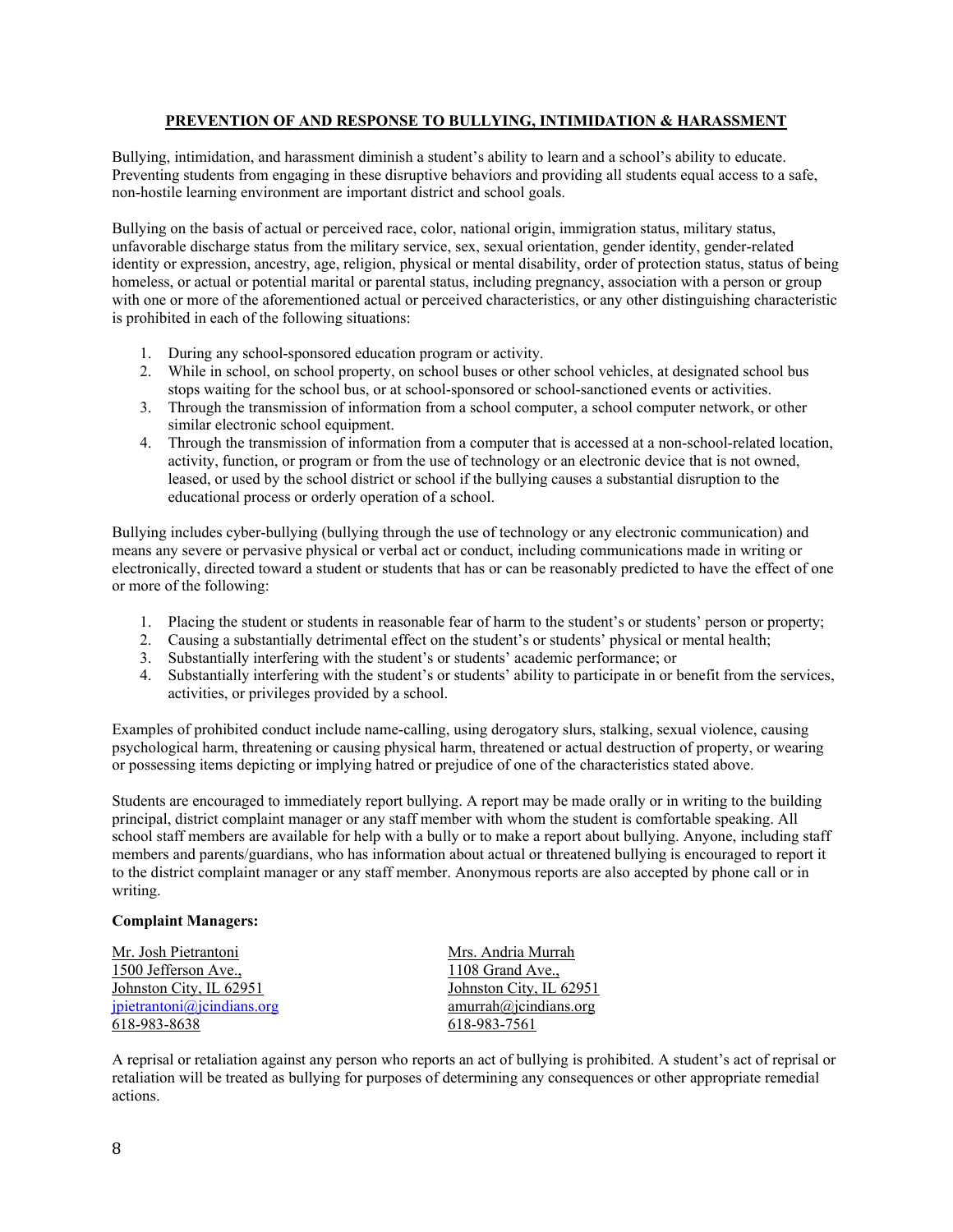## PREVENTION OF AND RESPONSE TO BULLYING, INTIMIDATION & HARASSMENT

Bullying, intimidation, and harassment diminish a student's ability to learn and a school's ability to educate. Preventing students from engaging in these disruptive behaviors and providing all students equal access to a safe, non-hostile learning environment are important district and school goals.

Bullying on the basis of actual or perceived race, color, national origin, immigration status, military status, unfavorable discharge status from the military service, sex, sexual orientation, gender identity, gender-related identity or expression, ancestry, age, religion, physical or mental disability, order of protection status, status of being homeless, or actual or potential marital or parental status, including pregnancy, association with a person or group with one or more of the aforementioned actual or perceived characteristics, or any other distinguishing characteristic is prohibited in each of the following situations:

1. During any school-sponsored education program or activity.
2. While in school, on school property, on school buses or other school vehicles, at designated school bus stops waiting for the school bus, or at school-sponsored or school-sanctioned events or activities.
3. Through the transmission of information from a school computer, a school computer network, or other similar electronic school equipment.
4. Through the transmission of information from a computer that is accessed at a non-school-related location, activity, function, or program or from the use of technology or an electronic device that is not owned, leased, or used by the school district or school if the bullying causes a substantial disruption to the educational process or orderly operation of a school.

Bullying includes cyber-bullying (bullying through the use of technology or any electronic communication) and means any severe or pervasive physical or verbal act or conduct, including communications made in writing or electronically, directed toward a student or students that has or can be reasonably predicted to have the effect of one or more of the following:

1. Placing the student or students in reasonable fear of harm to the student's or students' person or property;
2. Causing a substantially detrimental effect on the student's or students' physical or mental health;
3. Substantially interfering with the student's or students' academic performance; or
4. Substantially interfering with the student's or students' ability to participate in or benefit from the services, activities, or privileges provided by a school.

Examples of prohibited conduct include name-calling, using derogatory slurs, stalking, sexual violence, causing psychological harm, threatening or causing physical harm, threatened or actual destruction of property, or wearing or possessing items depicting or implying hatred or prejudice of one of the characteristics stated above.

Students are encouraged to immediately report bullying. A report may be made orally or in writing to the building principal, district complaint manager or any staff member with whom the student is comfortable speaking. All school staff members are available for help with a bully or to make a report about bullying. Anyone, including staff members and parents/guardians, who has information about actual or threatened bullying is encouraged to report it to the district complaint manager or any staff member. Anonymous reports are also accepted by phone call or in writing.

**Complaint Managers:**

Mr. Josh Pietrantoni
1500 Jefferson Ave.,
Johnston City, IL 62951
jpietrantoni@jcindians.org
618-983-8638

Mrs. Andria Murrah
1108 Grand Ave.,
Johnston City, IL 62951
amurrah@jcindians.org
618-983-7561

A reprisal or retaliation against any person who reports an act of bullying is prohibited. A student's act of reprisal or retaliation will be treated as bullying for purposes of determining any consequences or other appropriate remedial actions.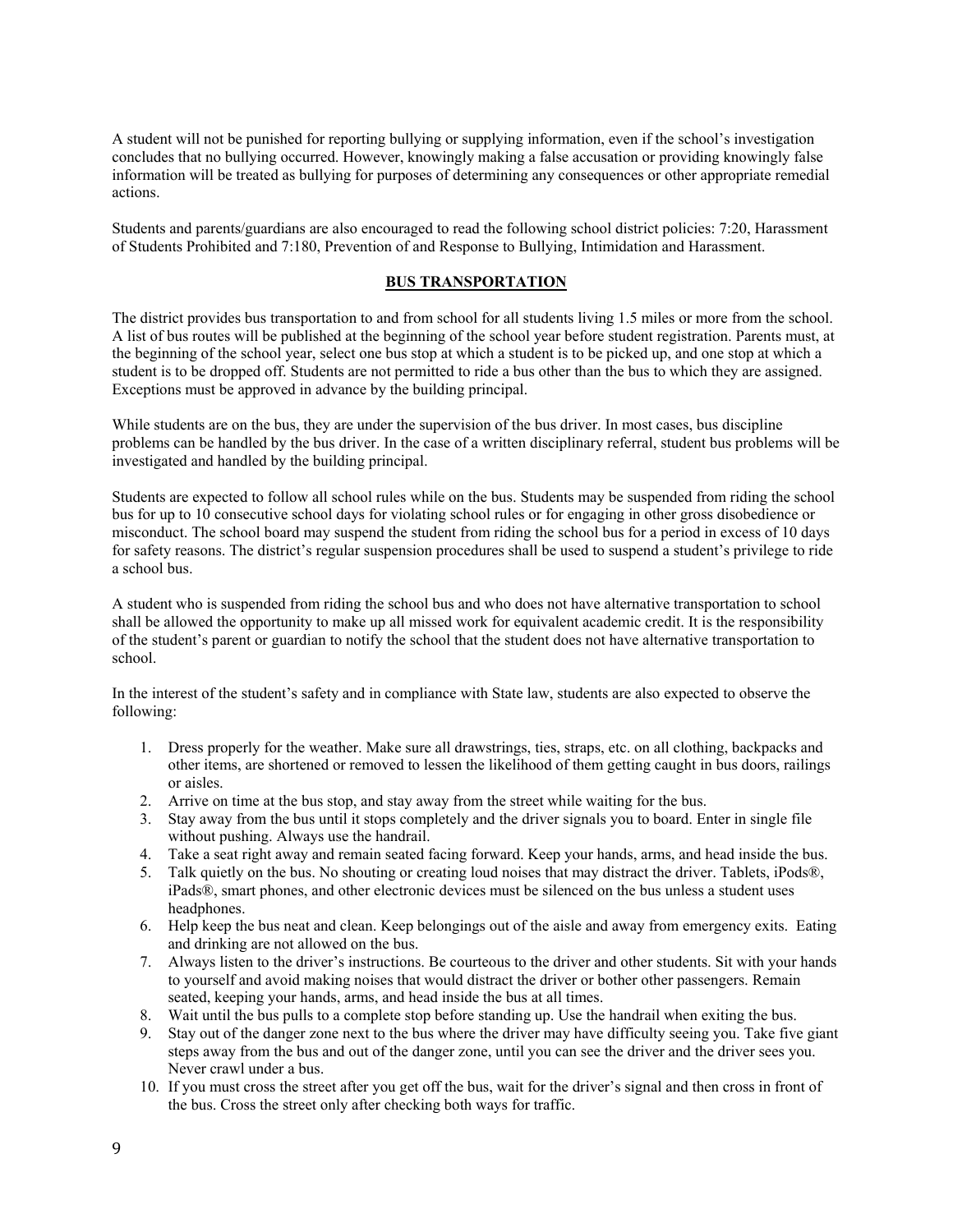A student will not be punished for reporting bullying or supplying information, even if the school's investigation concludes that no bullying occurred. However, knowingly making a false accusation or providing knowingly false information will be treated as bullying for purposes of determining any consequences or other appropriate remedial actions.

Students and parents/guardians are also encouraged to read the following school district policies: 7:20, Harassment of Students Prohibited and 7:180, Prevention of and Response to Bullying, Intimidation and Harassment.

## BUS TRANSPORTATION

The district provides bus transportation to and from school for all students living 1.5 miles or more from the school. A list of bus routes will be published at the beginning of the school year before student registration. Parents must, at the beginning of the school year, select one bus stop at which a student is to be picked up, and one stop at which a student is to be dropped off. Students are not permitted to ride a bus other than the bus to which they are assigned. Exceptions must be approved in advance by the building principal.

While students are on the bus, they are under the supervision of the bus driver. In most cases, bus discipline problems can be handled by the bus driver. In the case of a written disciplinary referral, student bus problems will be investigated and handled by the building principal.

Students are expected to follow all school rules while on the bus. Students may be suspended from riding the school bus for up to 10 consecutive school days for violating school rules or for engaging in other gross disobedience or misconduct. The school board may suspend the student from riding the school bus for a period in excess of 10 days for safety reasons. The district's regular suspension procedures shall be used to suspend a student's privilege to ride a school bus.

A student who is suspended from riding the school bus and who does not have alternative transportation to school shall be allowed the opportunity to make up all missed work for equivalent academic credit. It is the responsibility of the student's parent or guardian to notify the school that the student does not have alternative transportation to school.

In the interest of the student's safety and in compliance with State law, students are also expected to observe the following:

1. Dress properly for the weather. Make sure all drawstrings, ties, straps, etc. on all clothing, backpacks and other items, are shortened or removed to lessen the likelihood of them getting caught in bus doors, railings or aisles.
2. Arrive on time at the bus stop, and stay away from the street while waiting for the bus.
3. Stay away from the bus until it stops completely and the driver signals you to board. Enter in single file without pushing. Always use the handrail.
4. Take a seat right away and remain seated facing forward. Keep your hands, arms, and head inside the bus.
5. Talk quietly on the bus. No shouting or creating loud noises that may distract the driver. Tablets, iPods®, iPads®, smart phones, and other electronic devices must be silenced on the bus unless a student uses headphones.
6. Help keep the bus neat and clean. Keep belongings out of the aisle and away from emergency exits. Eating and drinking are not allowed on the bus.
7. Always listen to the driver's instructions. Be courteous to the driver and other students. Sit with your hands to yourself and avoid making noises that would distract the driver or bother other passengers. Remain seated, keeping your hands, arms, and head inside the bus at all times.
8. Wait until the bus pulls to a complete stop before standing up. Use the handrail when exiting the bus.
9. Stay out of the danger zone next to the bus where the driver may have difficulty seeing you. Take five giant steps away from the bus and out of the danger zone, until you can see the driver and the driver sees you. Never crawl under a bus.
10. If you must cross the street after you get off the bus, wait for the driver's signal and then cross in front of the bus. Cross the street only after checking both ways for traffic.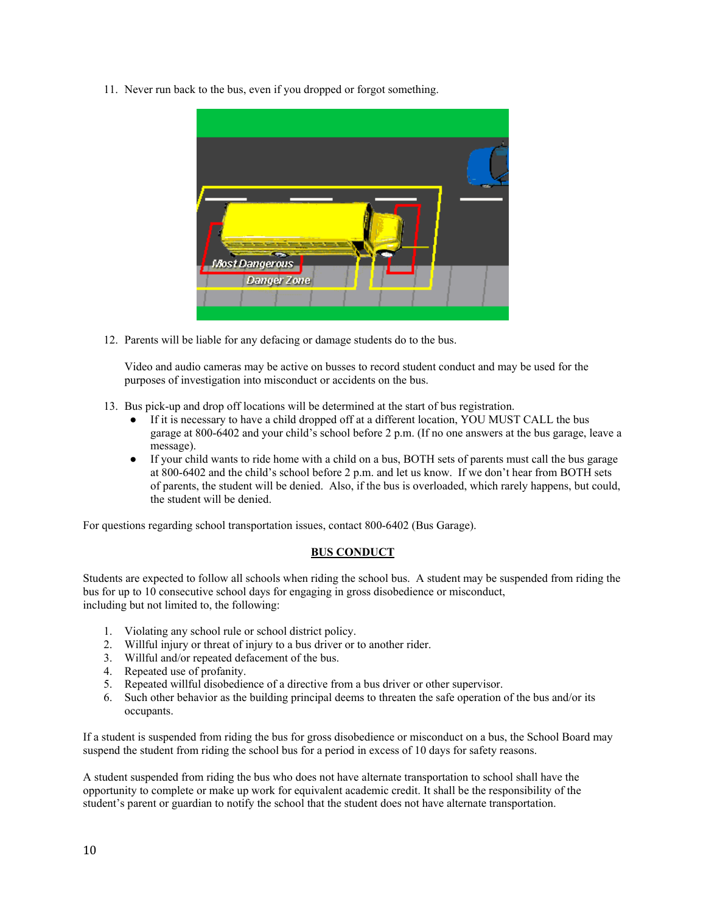11. Never run back to the bus, even if you dropped or forgot something.

12. Parents will be liable for any defacing or damage students do to the bus.

    Video and audio cameras may be active on busses to record student conduct and may be used for the purposes of investigation into misconduct or accidents on the bus.

13. Bus pick-up and drop off locations will be determined at the start of bus registration.
    - If it is necessary to have a child dropped off at a different location, YOU MUST CALL the bus garage at 800-6402 and your child's school before 2 p.m. (If no one answers at the bus garage, leave a message).
    - If your child wants to ride home with a child on a bus, BOTH sets of parents must call the bus garage at 800-6402 and the child's school before 2 p.m. and let us know. If we don't hear from BOTH sets of parents, the student will be denied. Also, if the bus is overloaded, which rarely happens, but could, the student will be denied.

For questions regarding school transportation issues, contact 800-6402 (Bus Garage).

## BUS CONDUCT

Students are expected to follow all schools when riding the school bus. A student may be suspended from riding the bus for up to 10 consecutive school days for engaging in gross disobedience or misconduct, including but not limited to, the following:

1. Violating any school rule or school district policy.
2. Willful injury or threat of injury to a bus driver or to another rider.
3. Willful and/or repeated defacement of the bus.
4. Repeated use of profanity.
5. Repeated willful disobedience of a directive from a bus driver or other supervisor.
6. Such other behavior as the building principal deems to threaten the safe operation of the bus and/or its occupants.

If a student is suspended from riding the bus for gross disobedience or misconduct on a bus, the School Board may suspend the student from riding the school bus for a period in excess of 10 days for safety reasons.

A student suspended from riding the bus who does not have alternate transportation to school shall have the opportunity to complete or make up work for equivalent academic credit. It shall be the responsibility of the student's parent or guardian to notify the school that the student does not have alternate transportation.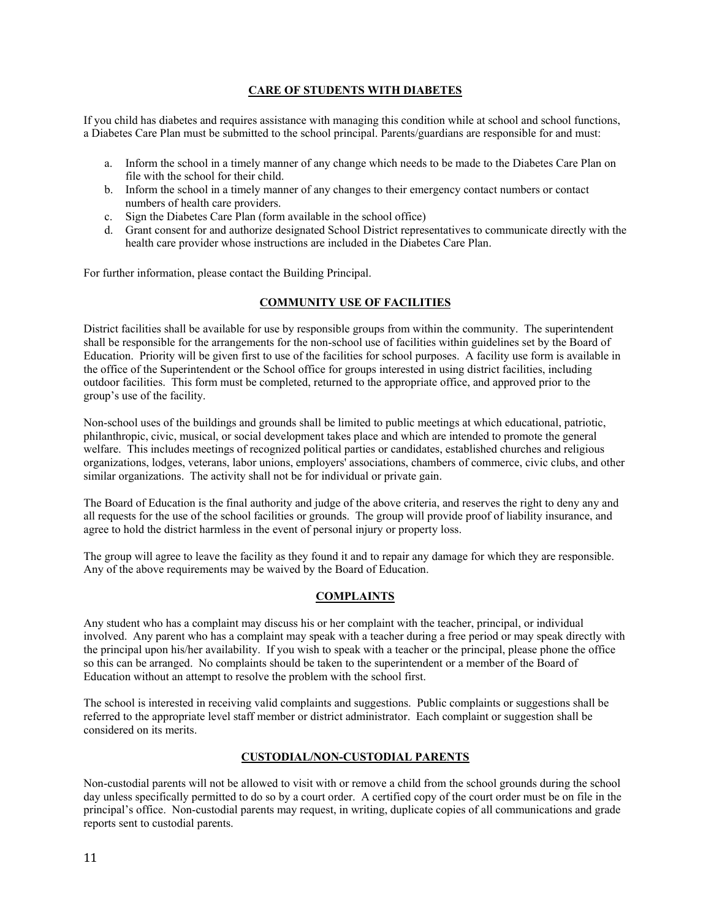## CARE OF STUDENTS WITH DIABETES

If you child has diabetes and requires assistance with managing this condition while at school and school functions, a Diabetes Care Plan must be submitted to the school principal. Parents/guardians are responsible for and must:

a. Inform the school in a timely manner of any change which needs to be made to the Diabetes Care Plan on file with the school for their child.
b. Inform the school in a timely manner of any changes to their emergency contact numbers or contact numbers of health care providers.
c. Sign the Diabetes Care Plan (form available in the school office)
d. Grant consent for and authorize designated School District representatives to communicate directly with the health care provider whose instructions are included in the Diabetes Care Plan.

For further information, please contact the Building Principal.

## COMMUNITY USE OF FACILITIES

District facilities shall be available for use by responsible groups from within the community. The superintendent shall be responsible for the arrangements for the non-school use of facilities within guidelines set by the Board of Education. Priority will be given first to use of the facilities for school purposes. A facility use form is available in the office of the Superintendent or the School office for groups interested in using district facilities, including outdoor facilities. This form must be completed, returned to the appropriate office, and approved prior to the group's use of the facility.

Non-school uses of the buildings and grounds shall be limited to public meetings at which educational, patriotic, philanthropic, civic, musical, or social development takes place and which are intended to promote the general welfare. This includes meetings of recognized political parties or candidates, established churches and religious organizations, lodges, veterans, labor unions, employers' associations, chambers of commerce, civic clubs, and other similar organizations. The activity shall not be for individual or private gain.

The Board of Education is the final authority and judge of the above criteria, and reserves the right to deny any and all requests for the use of the school facilities or grounds. The group will provide proof of liability insurance, and agree to hold the district harmless in the event of personal injury or property loss.

The group will agree to leave the facility as they found it and to repair any damage for which they are responsible. Any of the above requirements may be waived by the Board of Education.

## COMPLAINTS

Any student who has a complaint may discuss his or her complaint with the teacher, principal, or individual involved. Any parent who has a complaint may speak with a teacher during a free period or may speak directly with the principal upon his/her availability. If you wish to speak with a teacher or the principal, please phone the office so this can be arranged. No complaints should be taken to the superintendent or a member of the Board of Education without an attempt to resolve the problem with the school first.

The school is interested in receiving valid complaints and suggestions. Public complaints or suggestions shall be referred to the appropriate level staff member or district administrator. Each complaint or suggestion shall be considered on its merits.

## CUSTODIAL/NON-CUSTODIAL PARENTS

Non-custodial parents will not be allowed to visit with or remove a child from the school grounds during the school day unless specifically permitted to do so by a court order. A certified copy of the court order must be on file in the principal's office. Non-custodial parents may request, in writing, duplicate copies of all communications and grade reports sent to custodial parents.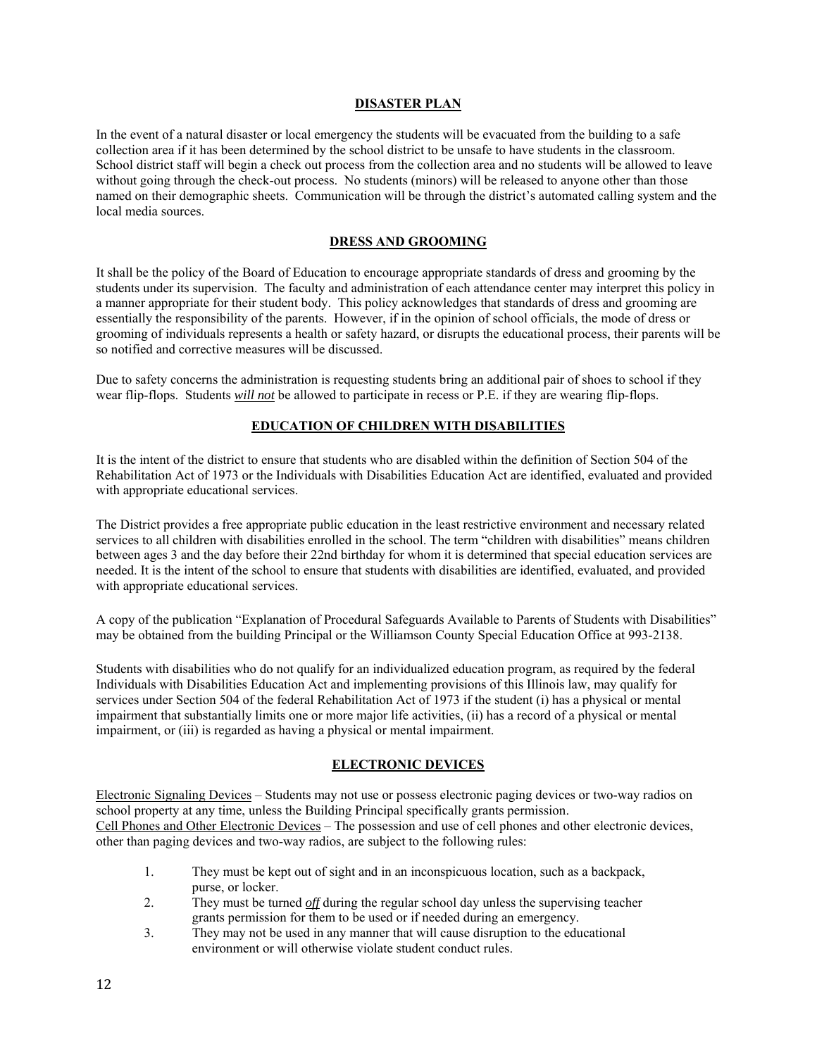## DISASTER PLAN

In the event of a natural disaster or local emergency the students will be evacuated from the building to a safe collection area if it has been determined by the school district to be unsafe to have students in the classroom. School district staff will begin a check out process from the collection area and no students will be allowed to leave without going through the check-out process. No students (minors) will be released to anyone other than those named on their demographic sheets. Communication will be through the district's automated calling system and the local media sources.

## DRESS AND GROOMING

It shall be the policy of the Board of Education to encourage appropriate standards of dress and grooming by the students under its supervision. The faculty and administration of each attendance center may interpret this policy in a manner appropriate for their student body. This policy acknowledges that standards of dress and grooming are essentially the responsibility of the parents. However, if in the opinion of school officials, the mode of dress or grooming of individuals represents a health or safety hazard, or disrupts the educational process, their parents will be so notified and corrective measures will be discussed.

Due to safety concerns the administration is requesting students bring an additional pair of shoes to school if they wear flip-flops. Students ***will not*** be allowed to participate in recess or P.E. if they are wearing flip-flops.

## EDUCATION OF CHILDREN WITH DISABILITIES

It is the intent of the district to ensure that students who are disabled within the definition of Section 504 of the Rehabilitation Act of 1973 or the Individuals with Disabilities Education Act are identified, evaluated and provided with appropriate educational services.

The District provides a free appropriate public education in the least restrictive environment and necessary related services to all children with disabilities enrolled in the school. The term "children with disabilities" means children between ages 3 and the day before their 22nd birthday for whom it is determined that special education services are needed. It is the intent of the school to ensure that students with disabilities are identified, evaluated, and provided with appropriate educational services.

A copy of the publication "Explanation of Procedural Safeguards Available to Parents of Students with Disabilities" may be obtained from the building Principal or the Williamson County Special Education Office at 993-2138.

Students with disabilities who do not qualify for an individualized education program, as required by the federal Individuals with Disabilities Education Act and implementing provisions of this Illinois law, may qualify for services under Section 504 of the federal Rehabilitation Act of 1973 if the student (i) has a physical or mental impairment that substantially limits one or more major life activities, (ii) has a record of a physical or mental impairment, or (iii) is regarded as having a physical or mental impairment.

## ELECTRONIC DEVICES

Electronic Signaling Devices – Students may not use or possess electronic paging devices or two-way radios on school property at any time, unless the Building Principal specifically grants permission.
Cell Phones and Other Electronic Devices – The possession and use of cell phones and other electronic devices, other than paging devices and two-way radios, are subject to the following rules:

1. They must be kept out of sight and in an inconspicuous location, such as a backpack, purse, or locker.
2. They must be turned ***off*** during the regular school day unless the supervising teacher grants permission for them to be used or if needed during an emergency.
3. They may not be used in any manner that will cause disruption to the educational environment or will otherwise violate student conduct rules.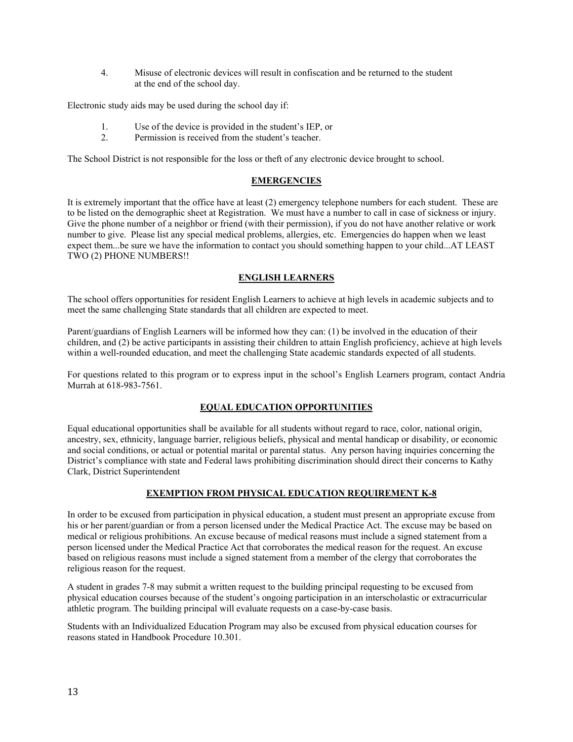4. Misuse of electronic devices will result in confiscation and be returned to the student at the end of the school day.

Electronic study aids may be used during the school day if:

1. Use of the device is provided in the student's IEP, or
2. Permission is received from the student's teacher.

The School District is not responsible for the loss or theft of any electronic device brought to school.

## EMERGENCIES

It is extremely important that the office have at least (2) emergency telephone numbers for each student. These are to be listed on the demographic sheet at Registration. We must have a number to call in case of sickness or injury. Give the phone number of a neighbor or friend (with their permission), if you do not have another relative or work number to give. Please list any special medical problems, allergies, etc. Emergencies do happen when we least expect them...be sure we have the information to contact you should something happen to your child...AT LEAST TWO (2) PHONE NUMBERS!!

## ENGLISH LEARNERS

The school offers opportunities for resident English Learners to achieve at high levels in academic subjects and to meet the same challenging State standards that all children are expected to meet.

Parent/guardians of English Learners will be informed how they can: (1) be involved in the education of their children, and (2) be active participants in assisting their children to attain English proficiency, achieve at high levels within a well-rounded education, and meet the challenging State academic standards expected of all students.

For questions related to this program or to express input in the school's English Learners program, contact Andria Murrah at 618-983-7561.

## EQUAL EDUCATION OPPORTUNITIES

Equal educational opportunities shall be available for all students without regard to race, color, national origin, ancestry, sex, ethnicity, language barrier, religious beliefs, physical and mental handicap or disability, or economic and social conditions, or actual or potential marital or parental status. Any person having inquiries concerning the District's compliance with state and Federal laws prohibiting discrimination should direct their concerns to Kathy Clark, District Superintendent

## EXEMPTION FROM PHYSICAL EDUCATION REQUIREMENT K-8

In order to be excused from participation in physical education, a student must present an appropriate excuse from his or her parent/guardian or from a person licensed under the Medical Practice Act. The excuse may be based on medical or religious prohibitions. An excuse because of medical reasons must include a signed statement from a person licensed under the Medical Practice Act that corroborates the medical reason for the request. An excuse based on religious reasons must include a signed statement from a member of the clergy that corroborates the religious reason for the request.

A student in grades 7-8 may submit a written request to the building principal requesting to be excused from physical education courses because of the student's ongoing participation in an interscholastic or extracurricular athletic program. The building principal will evaluate requests on a case-by-case basis.

Students with an Individualized Education Program may also be excused from physical education courses for reasons stated in Handbook Procedure 10.301.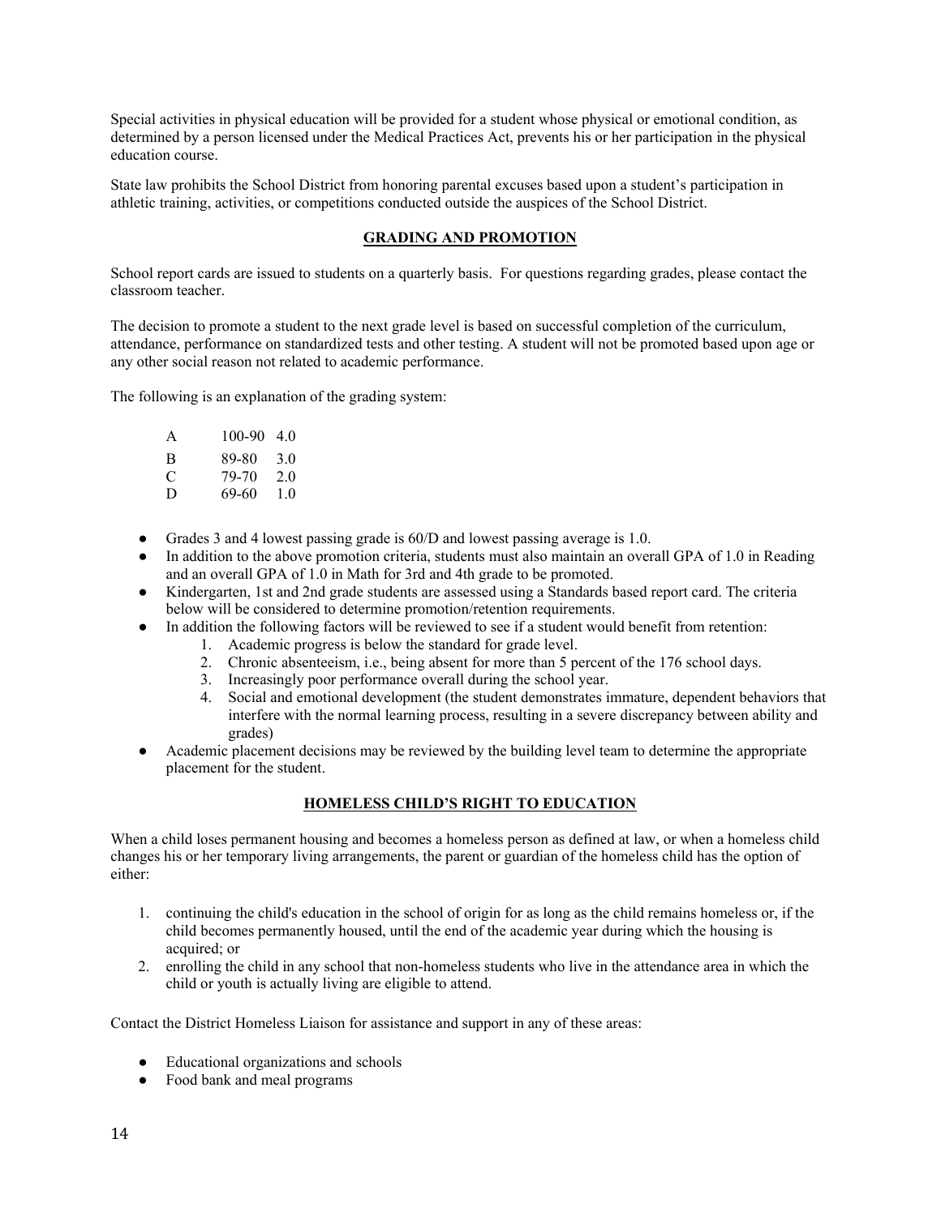Special activities in physical education will be provided for a student whose physical or emotional condition, as determined by a person licensed under the Medical Practices Act, prevents his or her participation in the physical education course.

State law prohibits the School District from honoring parental excuses based upon a student's participation in athletic training, activities, or competitions conducted outside the auspices of the School District.

## GRADING AND PROMOTION

School report cards are issued to students on a quarterly basis. For questions regarding grades, please contact the classroom teacher.

The decision to promote a student to the next grade level is based on successful completion of the curriculum, attendance, performance on standardized tests and other testing. A student will not be promoted based upon age or any other social reason not related to academic performance.

The following is an explanation of the grading system:

| | | |
|---|---|---|
| A | 100-90 | 4.0 |
| B | 89-80 | 3.0 |
| C | 79-70 | 2.0 |
| D | 69-60 | 1.0 |

- Grades 3 and 4 lowest passing grade is 60/D and lowest passing average is 1.0.
- In addition to the above promotion criteria, students must also maintain an overall GPA of 1.0 in Reading and an overall GPA of 1.0 in Math for 3rd and 4th grade to be promoted.
- Kindergarten, 1st and 2nd grade students are assessed using a Standards based report card. The criteria below will be considered to determine promotion/retention requirements.
- In addition the following factors will be reviewed to see if a student would benefit from retention:
    1. Academic progress is below the standard for grade level.
    2. Chronic absenteeism, i.e., being absent for more than 5 percent of the 176 school days.
    3. Increasingly poor performance overall during the school year.
    4. Social and emotional development (the student demonstrates immature, dependent behaviors that interfere with the normal learning process, resulting in a severe discrepancy between ability and grades)
- Academic placement decisions may be reviewed by the building level team to determine the appropriate placement for the student.

## HOMELESS CHILD'S RIGHT TO EDUCATION

When a child loses permanent housing and becomes a homeless person as defined at law, or when a homeless child changes his or her temporary living arrangements, the parent or guardian of the homeless child has the option of either:

1. continuing the child's education in the school of origin for as long as the child remains homeless or, if the child becomes permanently housed, until the end of the academic year during which the housing is acquired; or
2. enrolling the child in any school that non-homeless students who live in the attendance area in which the child or youth is actually living are eligible to attend.

Contact the District Homeless Liaison for assistance and support in any of these areas:

- Educational organizations and schools
- Food bank and meal programs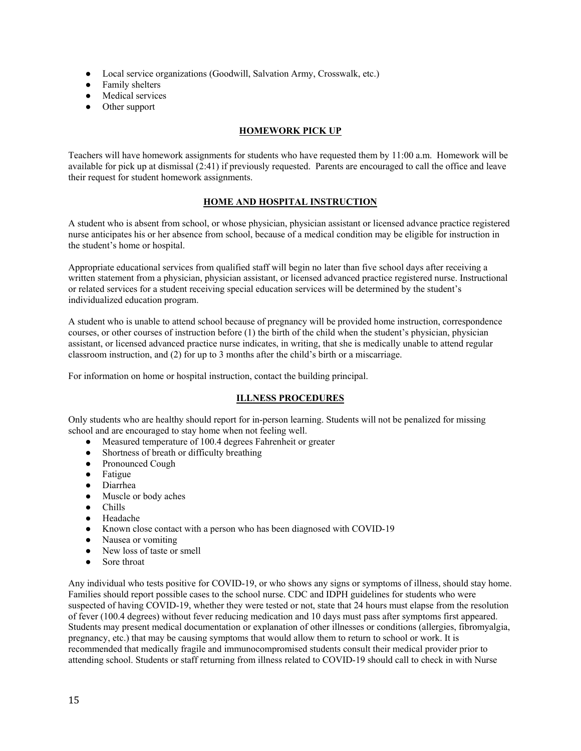- Local service organizations (Goodwill, Salvation Army, Crosswalk, etc.)
- Family shelters
- Medical services
- Other support

## HOMEWORK PICK UP

Teachers will have homework assignments for students who have requested them by 11:00 a.m. Homework will be available for pick up at dismissal (2:41) if previously requested. Parents are encouraged to call the office and leave their request for student homework assignments.

## HOME AND HOSPITAL INSTRUCTION

A student who is absent from school, or whose physician, physician assistant or licensed advance practice registered nurse anticipates his or her absence from school, because of a medical condition may be eligible for instruction in the student's home or hospital.

Appropriate educational services from qualified staff will begin no later than five school days after receiving a written statement from a physician, physician assistant, or licensed advanced practice registered nurse. Instructional or related services for a student receiving special education services will be determined by the student's individualized education program.

A student who is unable to attend school because of pregnancy will be provided home instruction, correspondence courses, or other courses of instruction before (1) the birth of the child when the student's physician, physician assistant, or licensed advanced practice nurse indicates, in writing, that she is medically unable to attend regular classroom instruction, and (2) for up to 3 months after the child's birth or a miscarriage.

For information on home or hospital instruction, contact the building principal.

## ILLNESS PROCEDURES

Only students who are healthy should report for in-person learning. Students will not be penalized for missing school and are encouraged to stay home when not feeling well.

- Measured temperature of 100.4 degrees Fahrenheit or greater
- Shortness of breath or difficulty breathing
- Pronounced Cough
- Fatigue
- Diarrhea
- Muscle or body aches
- Chills
- Headache
- Known close contact with a person who has been diagnosed with COVID-19
- Nausea or vomiting
- New loss of taste or smell
- Sore throat

Any individual who tests positive for COVID-19, or who shows any signs or symptoms of illness, should stay home. Families should report possible cases to the school nurse. CDC and IDPH guidelines for students who were suspected of having COVID-19, whether they were tested or not, state that 24 hours must elapse from the resolution of fever (100.4 degrees) without fever reducing medication and 10 days must pass after symptoms first appeared. Students may present medical documentation or explanation of other illnesses or conditions (allergies, fibromyalgia, pregnancy, etc.) that may be causing symptoms that would allow them to return to school or work. It is recommended that medically fragile and immunocompromised students consult their medical provider prior to attending school. Students or staff returning from illness related to COVID-19 should call to check in with Nurse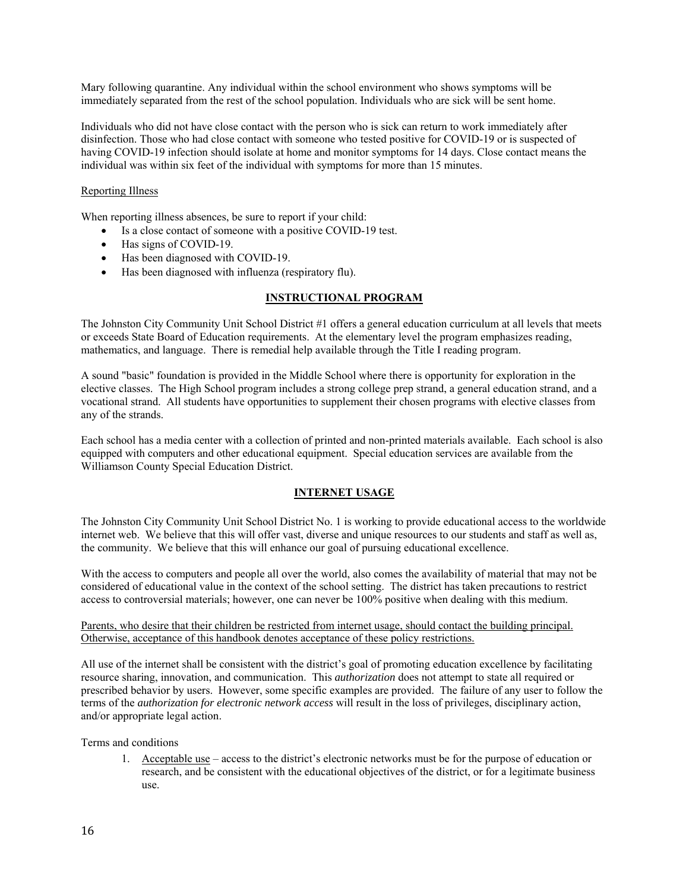Mary following quarantine. Any individual within the school environment who shows symptoms will be immediately separated from the rest of the school population. Individuals who are sick will be sent home.

Individuals who did not have close contact with the person who is sick can return to work immediately after disinfection. Those who had close contact with someone who tested positive for COVID-19 or is suspected of having COVID-19 infection should isolate at home and monitor symptoms for 14 days. Close contact means the individual was within six feet of the individual with symptoms for more than 15 minutes.

<u>Reporting Illness</u>

When reporting illness absences, be sure to report if your child:

- Is a close contact of someone with a positive COVID-19 test.
- Has signs of COVID-19.
- Has been diagnosed with COVID-19.
- Has been diagnosed with influenza (respiratory flu).

## INSTRUCTIONAL PROGRAM

The Johnston City Community Unit School District #1 offers a general education curriculum at all levels that meets or exceeds State Board of Education requirements. At the elementary level the program emphasizes reading, mathematics, and language. There is remedial help available through the Title I reading program.

A sound "basic" foundation is provided in the Middle School where there is opportunity for exploration in the elective classes. The High School program includes a strong college prep strand, a general education strand, and a vocational strand. All students have opportunities to supplement their chosen programs with elective classes from any of the strands.

Each school has a media center with a collection of printed and non-printed materials available. Each school is also equipped with computers and other educational equipment. Special education services are available from the Williamson County Special Education District.

## INTERNET USAGE

The Johnston City Community Unit School District No. 1 is working to provide educational access to the worldwide internet web. We believe that this will offer vast, diverse and unique resources to our students and staff as well as, the community. We believe that this will enhance our goal of pursuing educational excellence.

With the access to computers and people all over the world, also comes the availability of material that may not be considered of educational value in the context of the school setting. The district has taken precautions to restrict access to controversial materials; however, one can never be 100% positive when dealing with this medium.

<u>Parents, who desire that their children be restricted from internet usage, should contact the building principal. Otherwise, acceptance of this handbook denotes acceptance of these policy restrictions.</u>

All use of the internet shall be consistent with the district's goal of promoting education excellence by facilitating resource sharing, innovation, and communication. This *authorization* does not attempt to state all required or prescribed behavior by users. However, some specific examples are provided. The failure of any user to follow the terms of the *authorization for electronic network access* will result in the loss of privileges, disciplinary action, and/or appropriate legal action.

Terms and conditions

1. <u>Acceptable use</u> – access to the district's electronic networks must be for the purpose of education or research, and be consistent with the educational objectives of the district, or for a legitimate business use.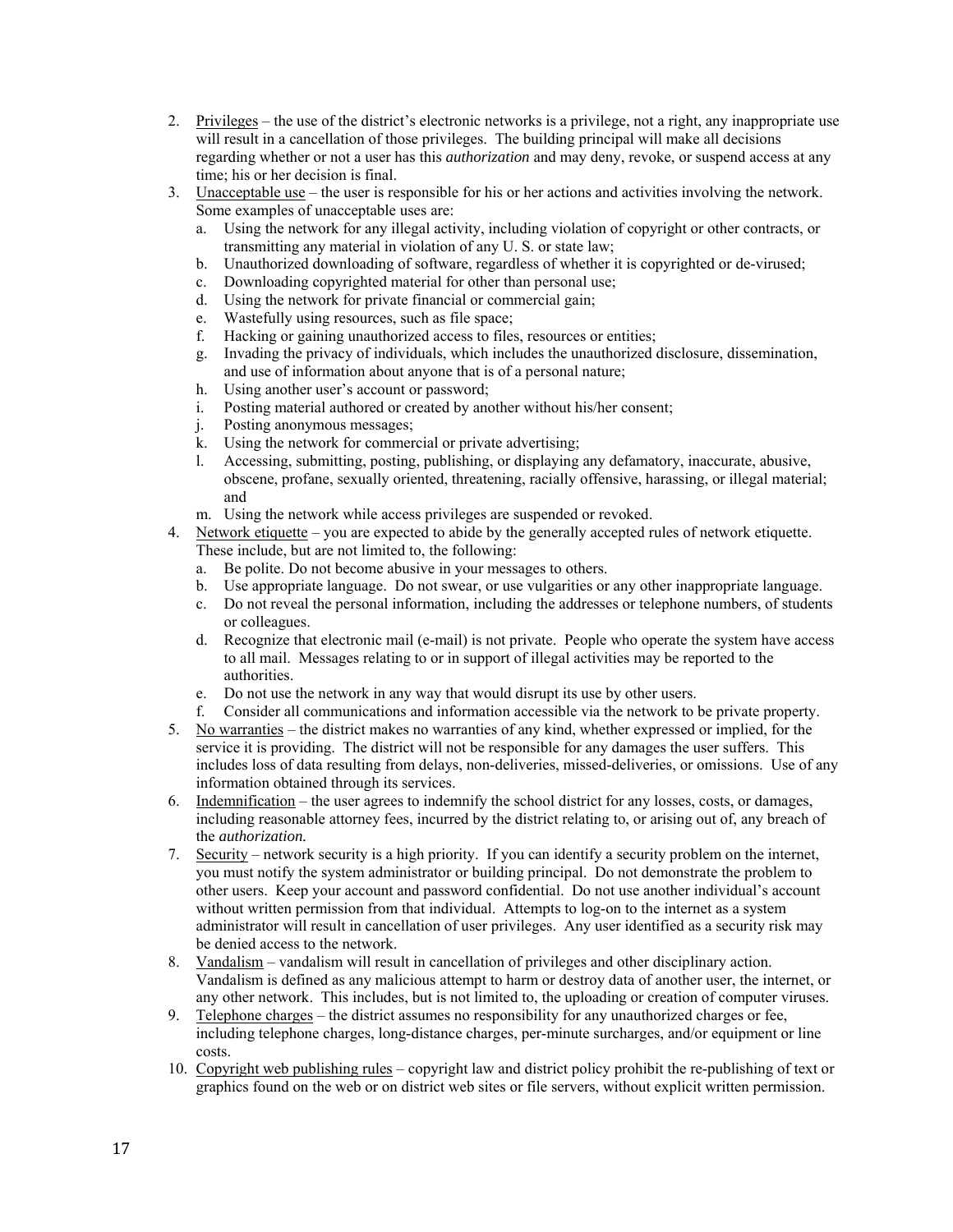2. Privileges – the use of the district's electronic networks is a privilege, not a right, any inappropriate use will result in a cancellation of those privileges. The building principal will make all decisions regarding whether or not a user has this *authorization* and may deny, revoke, or suspend access at any time; his or her decision is final.
3. Unacceptable use – the user is responsible for his or her actions and activities involving the network. Some examples of unacceptable uses are:
   a. Using the network for any illegal activity, including violation of copyright or other contracts, or transmitting any material in violation of any U. S. or state law;
   b. Unauthorized downloading of software, regardless of whether it is copyrighted or de-virused;
   c. Downloading copyrighted material for other than personal use;
   d. Using the network for private financial or commercial gain;
   e. Wastefully using resources, such as file space;
   f. Hacking or gaining unauthorized access to files, resources or entities;
   g. Invading the privacy of individuals, which includes the unauthorized disclosure, dissemination, and use of information about anyone that is of a personal nature;
   h. Using another user's account or password;
   i. Posting material authored or created by another without his/her consent;
   j. Posting anonymous messages;
   k. Using the network for commercial or private advertising;
   l. Accessing, submitting, posting, publishing, or displaying any defamatory, inaccurate, abusive, obscene, profane, sexually oriented, threatening, racially offensive, harassing, or illegal material; and
   m. Using the network while access privileges are suspended or revoked.
4. Network etiquette – you are expected to abide by the generally accepted rules of network etiquette. These include, but are not limited to, the following:
   a. Be polite. Do not become abusive in your messages to others.
   b. Use appropriate language. Do not swear, or use vulgarities or any other inappropriate language.
   c. Do not reveal the personal information, including the addresses or telephone numbers, of students or colleagues.
   d. Recognize that electronic mail (e-mail) is not private. People who operate the system have access to all mail. Messages relating to or in support of illegal activities may be reported to the authorities.
   e. Do not use the network in any way that would disrupt its use by other users.
   f. Consider all communications and information accessible via the network to be private property.
5. No warranties – the district makes no warranties of any kind, whether expressed or implied, for the service it is providing. The district will not be responsible for any damages the user suffers. This includes loss of data resulting from delays, non-deliveries, missed-deliveries, or omissions. Use of any information obtained through its services.
6. Indemnification – the user agrees to indemnify the school district for any losses, costs, or damages, including reasonable attorney fees, incurred by the district relating to, or arising out of, any breach of the *authorization.*
7. Security – network security is a high priority. If you can identify a security problem on the internet, you must notify the system administrator or building principal. Do not demonstrate the problem to other users. Keep your account and password confidential. Do not use another individual's account without written permission from that individual. Attempts to log-on to the internet as a system administrator will result in cancellation of user privileges. Any user identified as a security risk may be denied access to the network.
8. Vandalism – vandalism will result in cancellation of privileges and other disciplinary action. Vandalism is defined as any malicious attempt to harm or destroy data of another user, the internet, or any other network. This includes, but is not limited to, the uploading or creation of computer viruses.
9. Telephone charges – the district assumes no responsibility for any unauthorized charges or fee, including telephone charges, long-distance charges, per-minute surcharges, and/or equipment or line costs.
10. Copyright web publishing rules – copyright law and district policy prohibit the re-publishing of text or graphics found on the web or on district web sites or file servers, without explicit written permission.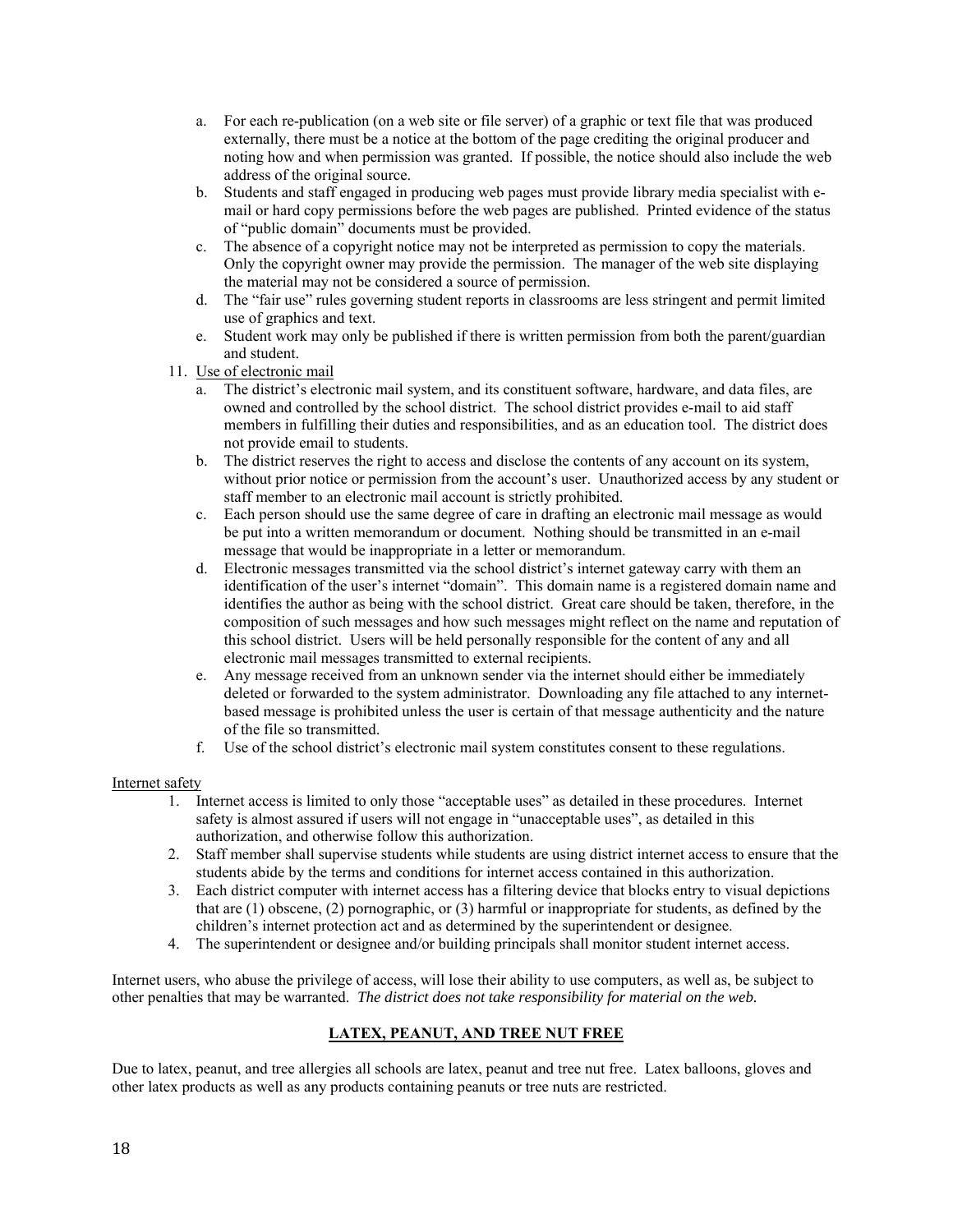a. For each re-publication (on a web site or file server) of a graphic or text file that was produced externally, there must be a notice at the bottom of the page crediting the original producer and noting how and when permission was granted. If possible, the notice should also include the web address of the original source.
b. Students and staff engaged in producing web pages must provide library media specialist with e-mail or hard copy permissions before the web pages are published. Printed evidence of the status of "public domain" documents must be provided.
c. The absence of a copyright notice may not be interpreted as permission to copy the materials. Only the copyright owner may provide the permission. The manager of the web site displaying the material may not be considered a source of permission.
d. The "fair use" rules governing student reports in classrooms are less stringent and permit limited use of graphics and text.
e. Student work may only be published if there is written permission from both the parent/guardian and student.

11. Use of electronic mail
    a. The district's electronic mail system, and its constituent software, hardware, and data files, are owned and controlled by the school district. The school district provides e-mail to aid staff members in fulfilling their duties and responsibilities, and as an education tool. The district does not provide email to students.
    b. The district reserves the right to access and disclose the contents of any account on its system, without prior notice or permission from the account's user. Unauthorized access by any student or staff member to an electronic mail account is strictly prohibited.
    c. Each person should use the same degree of care in drafting an electronic mail message as would be put into a written memorandum or document. Nothing should be transmitted in an e-mail message that would be inappropriate in a letter or memorandum.
    d. Electronic messages transmitted via the school district's internet gateway carry with them an identification of the user's internet "domain". This domain name is a registered domain name and identifies the author as being with the school district. Great care should be taken, therefore, in the composition of such messages and how such messages might reflect on the name and reputation of this school district. Users will be held personally responsible for the content of any and all electronic mail messages transmitted to external recipients.
    e. Any message received from an unknown sender via the internet should either be immediately deleted or forwarded to the system administrator. Downloading any file attached to any internet-based message is prohibited unless the user is certain of that message authenticity and the nature of the file so transmitted.
    f. Use of the school district's electronic mail system constitutes consent to these regulations.

Internet safety

1. Internet access is limited to only those "acceptable uses" as detailed in these procedures. Internet safety is almost assured if users will not engage in "unacceptable uses", as detailed in this authorization, and otherwise follow this authorization.
2. Staff member shall supervise students while students are using district internet access to ensure that the students abide by the terms and conditions for internet access contained in this authorization.
3. Each district computer with internet access has a filtering device that blocks entry to visual depictions that are (1) obscene, (2) pornographic, or (3) harmful or inappropriate for students, as defined by the children's internet protection act and as determined by the superintendent or designee.
4. The superintendent or designee and/or building principals shall monitor student internet access.

Internet users, who abuse the privilege of access, will lose their ability to use computers, as well as, be subject to other penalties that may be warranted. *The district does not take responsibility for material on the web.*

## LATEX, PEANUT, AND TREE NUT FREE

Due to latex, peanut, and tree allergies all schools are latex, peanut and tree nut free. Latex balloons, gloves and other latex products as well as any products containing peanuts or tree nuts are restricted.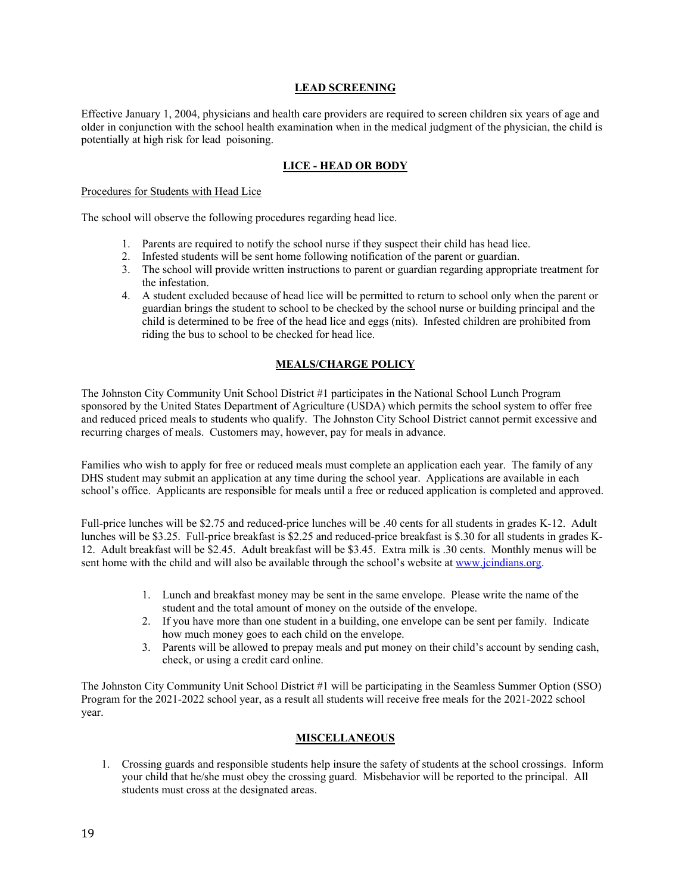## LEAD SCREENING

Effective January 1, 2004, physicians and health care providers are required to screen children six years of age and older in conjunction with the school health examination when in the medical judgment of the physician, the child is potentially at high risk for lead poisoning.

## LICE - HEAD OR BODY

Procedures for Students with Head Lice

The school will observe the following procedures regarding head lice.

1. Parents are required to notify the school nurse if they suspect their child has head lice.
2. Infested students will be sent home following notification of the parent or guardian.
3. The school will provide written instructions to parent or guardian regarding appropriate treatment for the infestation.
4. A student excluded because of head lice will be permitted to return to school only when the parent or guardian brings the student to school to be checked by the school nurse or building principal and the child is determined to be free of the head lice and eggs (nits). Infested children are prohibited from riding the bus to school to be checked for head lice.

## MEALS/CHARGE POLICY

The Johnston City Community Unit School District #1 participates in the National School Lunch Program sponsored by the United States Department of Agriculture (USDA) which permits the school system to offer free and reduced priced meals to students who qualify. The Johnston City School District cannot permit excessive and recurring charges of meals. Customers may, however, pay for meals in advance.

Families who wish to apply for free or reduced meals must complete an application each year. The family of any DHS student may submit an application at any time during the school year. Applications are available in each school's office. Applicants are responsible for meals until a free or reduced application is completed and approved.

Full-price lunches will be $2.75 and reduced-price lunches will be .40 cents for all students in grades K-12. Adult lunches will be $3.25. Full-price breakfast is $2.25 and reduced-price breakfast is $.30 for all students in grades K-12. Adult breakfast will be $2.45. Adult breakfast will be $3.45. Extra milk is .30 cents. Monthly menus will be sent home with the child and will also be available through the school's website at www.jcindians.org.

1. Lunch and breakfast money may be sent in the same envelope. Please write the name of the student and the total amount of money on the outside of the envelope.
2. If you have more than one student in a building, one envelope can be sent per family. Indicate how much money goes to each child on the envelope.
3. Parents will be allowed to prepay meals and put money on their child's account by sending cash, check, or using a credit card online.

The Johnston City Community Unit School District #1 will be participating in the Seamless Summer Option (SSO) Program for the 2021-2022 school year, as a result all students will receive free meals for the 2021-2022 school year.

## MISCELLANEOUS

1. Crossing guards and responsible students help insure the safety of students at the school crossings. Inform your child that he/she must obey the crossing guard. Misbehavior will be reported to the principal. All students must cross at the designated areas.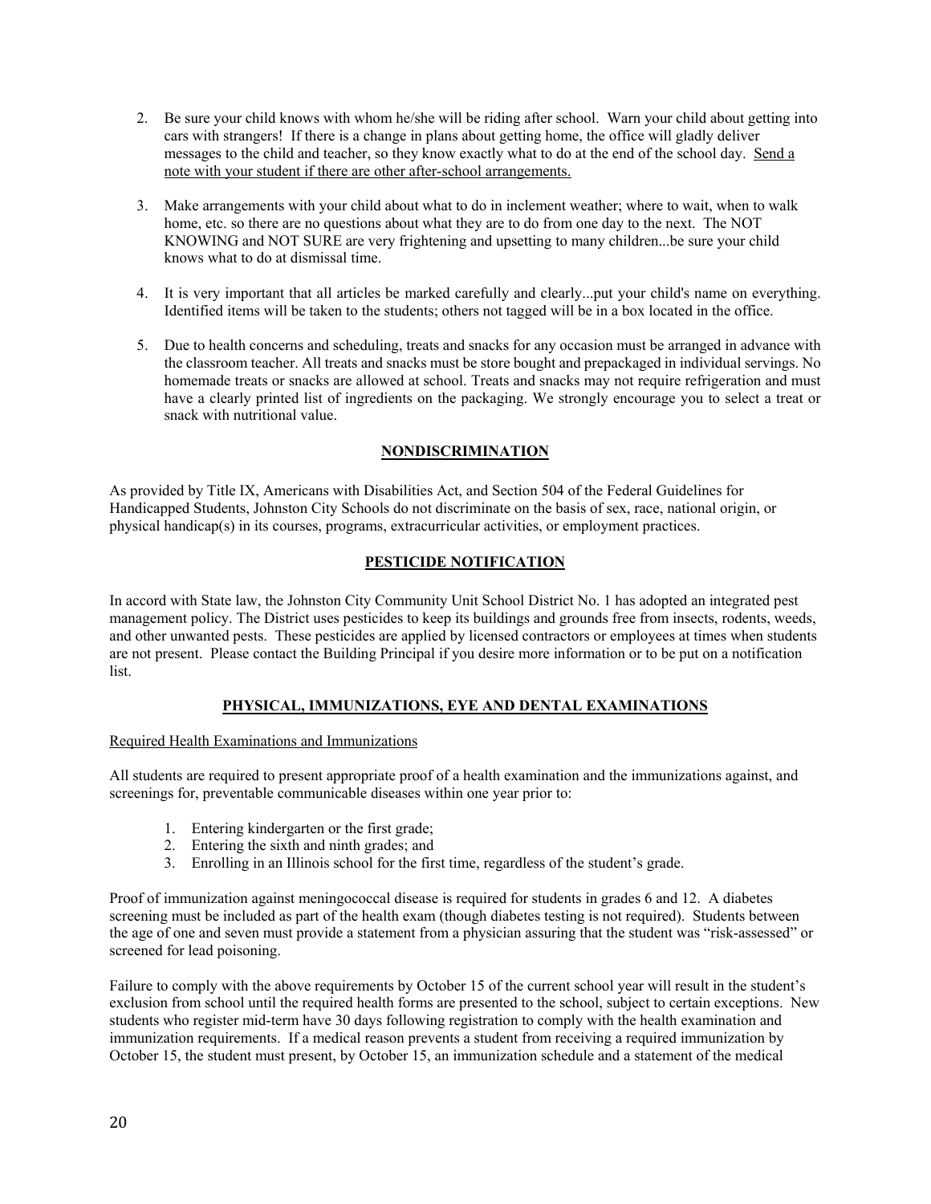2. Be sure your child knows with whom he/she will be riding after school. Warn your child about getting into cars with strangers! If there is a change in plans about getting home, the office will gladly deliver messages to the child and teacher, so they know exactly what to do at the end of the school day. <u>Send a note with your student if there are other after-school arrangements.</u>

3. Make arrangements with your child about what to do in inclement weather; where to wait, when to walk home, etc. so there are no questions about what they are to do from one day to the next. The NOT KNOWING and NOT SURE are very frightening and upsetting to many children...be sure your child knows what to do at dismissal time.

4. It is very important that all articles be marked carefully and clearly...put your child's name on everything. Identified items will be taken to the students; others not tagged will be in a box located in the office.

5. Due to health concerns and scheduling, treats and snacks for any occasion must be arranged in advance with the classroom teacher. All treats and snacks must be store bought and prepackaged in individual servings. No homemade treats or snacks are allowed at school. Treats and snacks may not require refrigeration and must have a clearly printed list of ingredients on the packaging. We strongly encourage you to select a treat or snack with nutritional value.

## NONDISCRIMINATION

As provided by Title IX, Americans with Disabilities Act, and Section 504 of the Federal Guidelines for Handicapped Students, Johnston City Schools do not discriminate on the basis of sex, race, national origin, or physical handicap(s) in its courses, programs, extracurricular activities, or employment practices.

## PESTICIDE NOTIFICATION

In accord with State law, the Johnston City Community Unit School District No. 1 has adopted an integrated pest management policy. The District uses pesticides to keep its buildings and grounds free from insects, rodents, weeds, and other unwanted pests. These pesticides are applied by licensed contractors or employees at times when students are not present. Please contact the Building Principal if you desire more information or to be put on a notification list.

## PHYSICAL, IMMUNIZATIONS, EYE AND DENTAL EXAMINATIONS

<u>Required Health Examinations and Immunizations</u>

All students are required to present appropriate proof of a health examination and the immunizations against, and screenings for, preventable communicable diseases within one year prior to:

1. Entering kindergarten or the first grade;
2. Entering the sixth and ninth grades; and
3. Enrolling in an Illinois school for the first time, regardless of the student's grade.

Proof of immunization against meningococcal disease is required for students in grades 6 and 12. A diabetes screening must be included as part of the health exam (though diabetes testing is not required). Students between the age of one and seven must provide a statement from a physician assuring that the student was "risk-assessed" or screened for lead poisoning.

Failure to comply with the above requirements by October 15 of the current school year will result in the student's exclusion from school until the required health forms are presented to the school, subject to certain exceptions. New students who register mid-term have 30 days following registration to comply with the health examination and immunization requirements. If a medical reason prevents a student from receiving a required immunization by October 15, the student must present, by October 15, an immunization schedule and a statement of the medical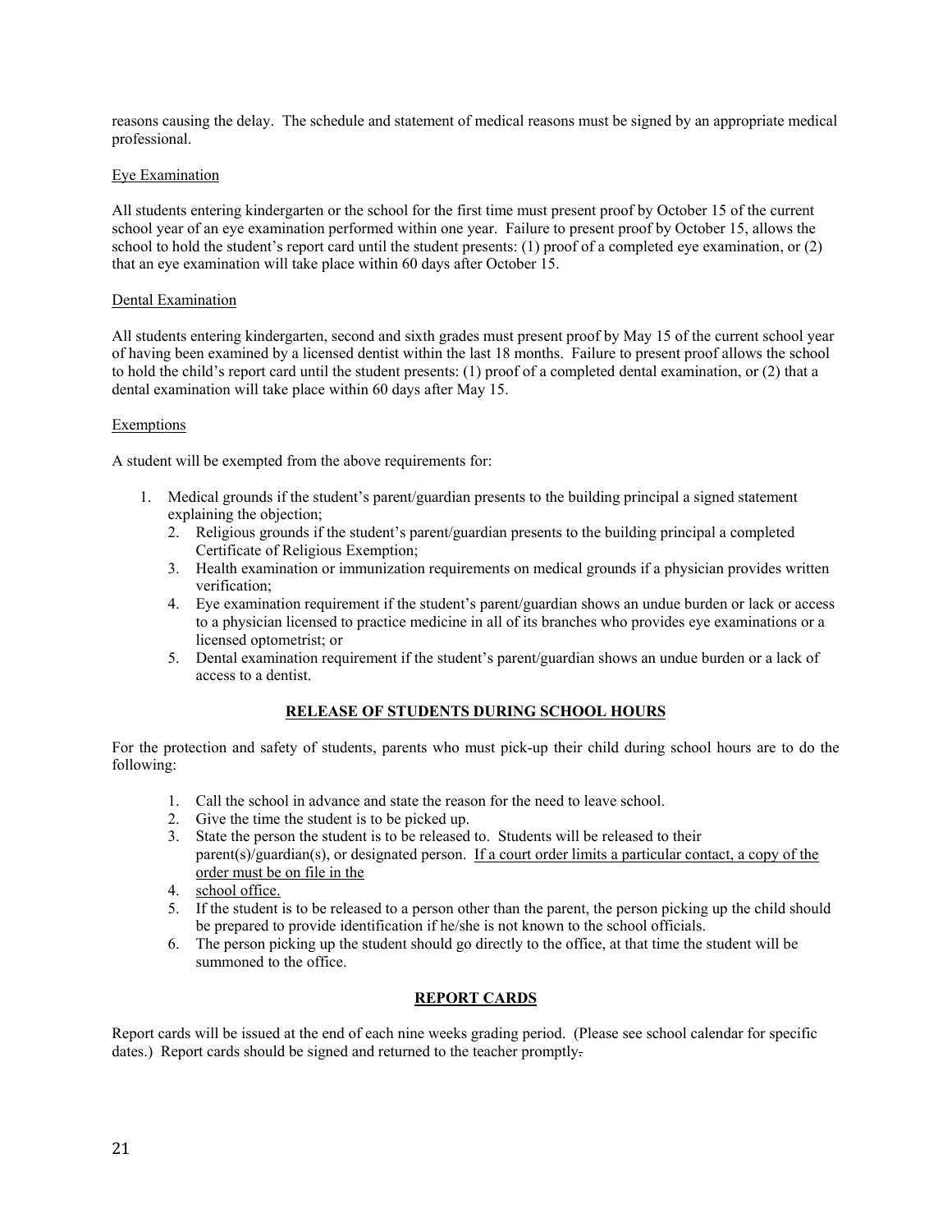reasons causing the delay. The schedule and statement of medical reasons must be signed by an appropriate medical professional.

Eye Examination

All students entering kindergarten or the school for the first time must present proof by October 15 of the current school year of an eye examination performed within one year. Failure to present proof by October 15, allows the school to hold the student's report card until the student presents: (1) proof of a completed eye examination, or (2) that an eye examination will take place within 60 days after October 15.

Dental Examination

All students entering kindergarten, second and sixth grades must present proof by May 15 of the current school year of having been examined by a licensed dentist within the last 18 months. Failure to present proof allows the school to hold the child's report card until the student presents: (1) proof of a completed dental examination, or (2) that a dental examination will take place within 60 days after May 15.

Exemptions

A student will be exempted from the above requirements for:

1. Medical grounds if the student's parent/guardian presents to the building principal a signed statement explaining the objection;
2. Religious grounds if the student's parent/guardian presents to the building principal a completed Certificate of Religious Exemption;
3. Health examination or immunization requirements on medical grounds if a physician provides written verification;
4. Eye examination requirement if the student's parent/guardian shows an undue burden or lack or access to a physician licensed to practice medicine in all of its branches who provides eye examinations or a licensed optometrist; or
5. Dental examination requirement if the student's parent/guardian shows an undue burden or a lack of access to a dentist.

## RELEASE OF STUDENTS DURING SCHOOL HOURS

For the protection and safety of students, parents who must pick-up their child during school hours are to do the following:

1. Call the school in advance and state the reason for the need to leave school.
2. Give the time the student is to be picked up.
3. State the person the student is to be released to. Students will be released to their parent(s)/guardian(s), or designated person. If a court order limits a particular contact, a copy of the order must be on file in the
4. school office.
5. If the student is to be released to a person other than the parent, the person picking up the child should be prepared to provide identification if he/she is not known to the school officials.
6. The person picking up the student should go directly to the office, at that time the student will be summoned to the office.

## REPORT CARDS

Report cards will be issued at the end of each nine weeks grading period. (Please see school calendar for specific dates.) Report cards should be signed and returned to the teacher promptly.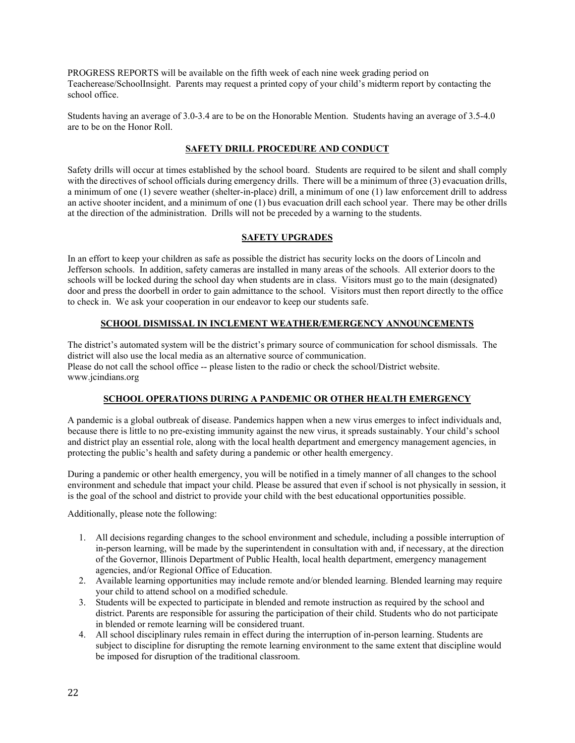PROGRESS REPORTS will be available on the fifth week of each nine week grading period on Teacherease/SchoolInsight. Parents may request a printed copy of your child's midterm report by contacting the school office.

Students having an average of 3.0-3.4 are to be on the Honorable Mention. Students having an average of 3.5-4.0 are to be on the Honor Roll.

## SAFETY DRILL PROCEDURE AND CONDUCT

Safety drills will occur at times established by the school board. Students are required to be silent and shall comply with the directives of school officials during emergency drills. There will be a minimum of three (3) evacuation drills, a minimum of one (1) severe weather (shelter-in-place) drill, a minimum of one (1) law enforcement drill to address an active shooter incident, and a minimum of one (1) bus evacuation drill each school year. There may be other drills at the direction of the administration. Drills will not be preceded by a warning to the students.

## SAFETY UPGRADES

In an effort to keep your children as safe as possible the district has security locks on the doors of Lincoln and Jefferson schools. In addition, safety cameras are installed in many areas of the schools. All exterior doors to the schools will be locked during the school day when students are in class. Visitors must go to the main (designated) door and press the doorbell in order to gain admittance to the school. Visitors must then report directly to the office to check in. We ask your cooperation in our endeavor to keep our students safe.

## SCHOOL DISMISSAL IN INCLEMENT WEATHER/EMERGENCY ANNOUNCEMENTS

The district's automated system will be the district's primary source of communication for school dismissals. The district will also use the local media as an alternative source of communication.
Please do not call the school office -- please listen to the radio or check the school/District website.
www.jcindians.org

## SCHOOL OPERATIONS DURING A PANDEMIC OR OTHER HEALTH EMERGENCY

A pandemic is a global outbreak of disease. Pandemics happen when a new virus emerges to infect individuals and, because there is little to no pre-existing immunity against the new virus, it spreads sustainably. Your child's school and district play an essential role, along with the local health department and emergency management agencies, in protecting the public's health and safety during a pandemic or other health emergency.

During a pandemic or other health emergency, you will be notified in a timely manner of all changes to the school environment and schedule that impact your child. Please be assured that even if school is not physically in session, it is the goal of the school and district to provide your child with the best educational opportunities possible.

Additionally, please note the following:

1. All decisions regarding changes to the school environment and schedule, including a possible interruption of in-person learning, will be made by the superintendent in consultation with and, if necessary, at the direction of the Governor, Illinois Department of Public Health, local health department, emergency management agencies, and/or Regional Office of Education.
2. Available learning opportunities may include remote and/or blended learning. Blended learning may require your child to attend school on a modified schedule.
3. Students will be expected to participate in blended and remote instruction as required by the school and district. Parents are responsible for assuring the participation of their child. Students who do not participate in blended or remote learning will be considered truant.
4. All school disciplinary rules remain in effect during the interruption of in-person learning. Students are subject to discipline for disrupting the remote learning environment to the same extent that discipline would be imposed for disruption of the traditional classroom.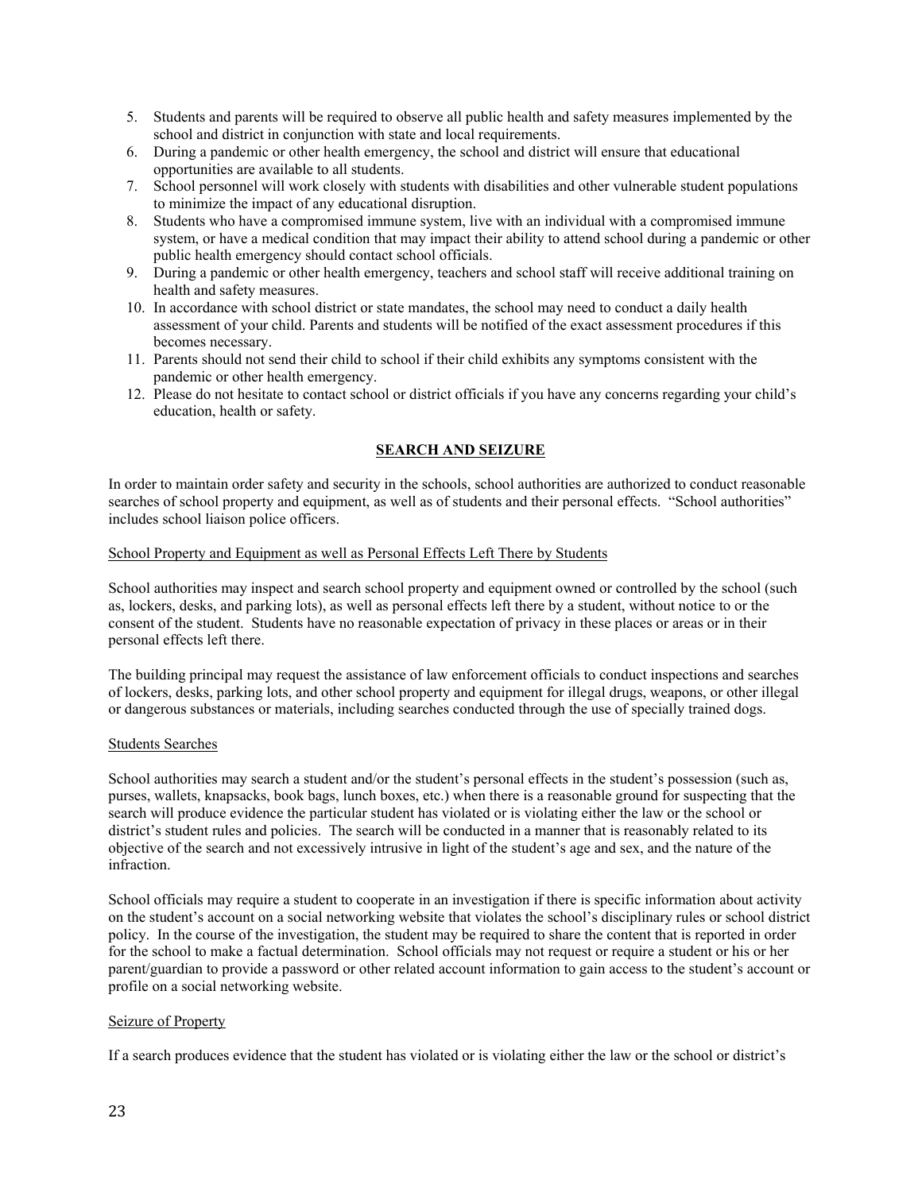5. Students and parents will be required to observe all public health and safety measures implemented by the school and district in conjunction with state and local requirements.
6. During a pandemic or other health emergency, the school and district will ensure that educational opportunities are available to all students.
7. School personnel will work closely with students with disabilities and other vulnerable student populations to minimize the impact of any educational disruption.
8. Students who have a compromised immune system, live with an individual with a compromised immune system, or have a medical condition that may impact their ability to attend school during a pandemic or other public health emergency should contact school officials.
9. During a pandemic or other health emergency, teachers and school staff will receive additional training on health and safety measures.
10. In accordance with school district or state mandates, the school may need to conduct a daily health assessment of your child. Parents and students will be notified of the exact assessment procedures if this becomes necessary.
11. Parents should not send their child to school if their child exhibits any symptoms consistent with the pandemic or other health emergency.
12. Please do not hesitate to contact school or district officials if you have any concerns regarding your child's education, health or safety.

## SEARCH AND SEIZURE

In order to maintain order safety and security in the schools, school authorities are authorized to conduct reasonable searches of school property and equipment, as well as of students and their personal effects. "School authorities" includes school liaison police officers.

### School Property and Equipment as well as Personal Effects Left There by Students

School authorities may inspect and search school property and equipment owned or controlled by the school (such as, lockers, desks, and parking lots), as well as personal effects left there by a student, without notice to or the consent of the student. Students have no reasonable expectation of privacy in these places or areas or in their personal effects left there.

The building principal may request the assistance of law enforcement officials to conduct inspections and searches of lockers, desks, parking lots, and other school property and equipment for illegal drugs, weapons, or other illegal or dangerous substances or materials, including searches conducted through the use of specially trained dogs.

### Students Searches

School authorities may search a student and/or the student's personal effects in the student's possession (such as, purses, wallets, knapsacks, book bags, lunch boxes, etc.) when there is a reasonable ground for suspecting that the search will produce evidence the particular student has violated or is violating either the law or the school or district's student rules and policies. The search will be conducted in a manner that is reasonably related to its objective of the search and not excessively intrusive in light of the student's age and sex, and the nature of the infraction.

School officials may require a student to cooperate in an investigation if there is specific information about activity on the student's account on a social networking website that violates the school's disciplinary rules or school district policy. In the course of the investigation, the student may be required to share the content that is reported in order for the school to make a factual determination. School officials may not request or require a student or his or her parent/guardian to provide a password or other related account information to gain access to the student's account or profile on a social networking website.

### Seizure of Property

If a search produces evidence that the student has violated or is violating either the law or the school or district's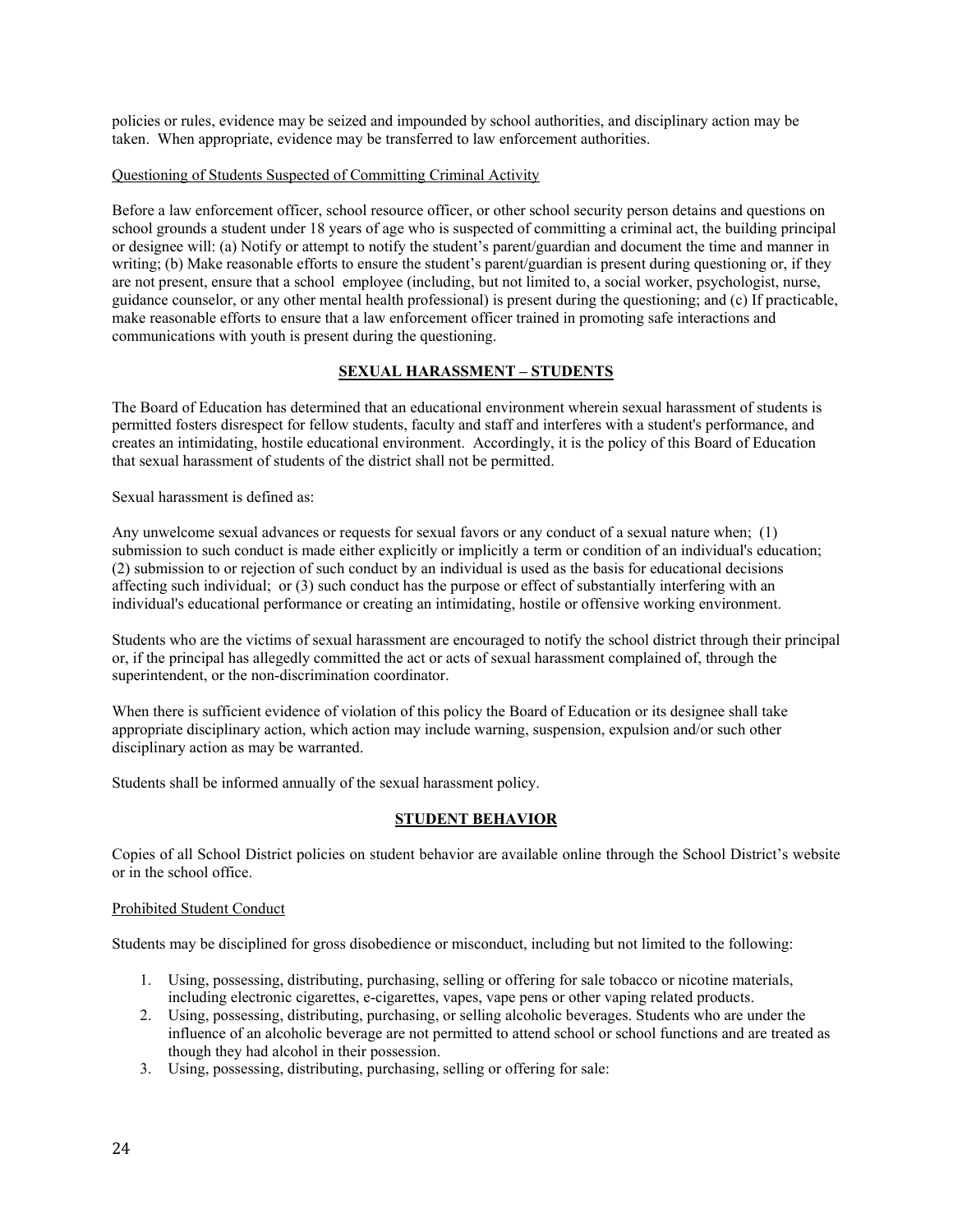policies or rules, evidence may be seized and impounded by school authorities, and disciplinary action may be taken. When appropriate, evidence may be transferred to law enforcement authorities.

Questioning of Students Suspected of Committing Criminal Activity

Before a law enforcement officer, school resource officer, or other school security person detains and questions on school grounds a student under 18 years of age who is suspected of committing a criminal act, the building principal or designee will: (a) Notify or attempt to notify the student's parent/guardian and document the time and manner in writing; (b) Make reasonable efforts to ensure the student's parent/guardian is present during questioning or, if they are not present, ensure that a school employee (including, but not limited to, a social worker, psychologist, nurse, guidance counselor, or any other mental health professional) is present during the questioning; and (c) If practicable, make reasonable efforts to ensure that a law enforcement officer trained in promoting safe interactions and communications with youth is present during the questioning.

## SEXUAL HARASSMENT – STUDENTS

The Board of Education has determined that an educational environment wherein sexual harassment of students is permitted fosters disrespect for fellow students, faculty and staff and interferes with a student's performance, and creates an intimidating, hostile educational environment. Accordingly, it is the policy of this Board of Education that sexual harassment of students of the district shall not be permitted.

Sexual harassment is defined as:

Any unwelcome sexual advances or requests for sexual favors or any conduct of a sexual nature when; (1) submission to such conduct is made either explicitly or implicitly a term or condition of an individual's education; (2) submission to or rejection of such conduct by an individual is used as the basis for educational decisions affecting such individual; or (3) such conduct has the purpose or effect of substantially interfering with an individual's educational performance or creating an intimidating, hostile or offensive working environment.

Students who are the victims of sexual harassment are encouraged to notify the school district through their principal or, if the principal has allegedly committed the act or acts of sexual harassment complained of, through the superintendent, or the non-discrimination coordinator.

When there is sufficient evidence of violation of this policy the Board of Education or its designee shall take appropriate disciplinary action, which action may include warning, suspension, expulsion and/or such other disciplinary action as may be warranted.

Students shall be informed annually of the sexual harassment policy.

## STUDENT BEHAVIOR

Copies of all School District policies on student behavior are available online through the School District's website or in the school office.

Prohibited Student Conduct

Students may be disciplined for gross disobedience or misconduct, including but not limited to the following:

1. Using, possessing, distributing, purchasing, selling or offering for sale tobacco or nicotine materials, including electronic cigarettes, e-cigarettes, vapes, vape pens or other vaping related products.
2. Using, possessing, distributing, purchasing, or selling alcoholic beverages. Students who are under the influence of an alcoholic beverage are not permitted to attend school or school functions and are treated as though they had alcohol in their possession.
3. Using, possessing, distributing, purchasing, selling or offering for sale: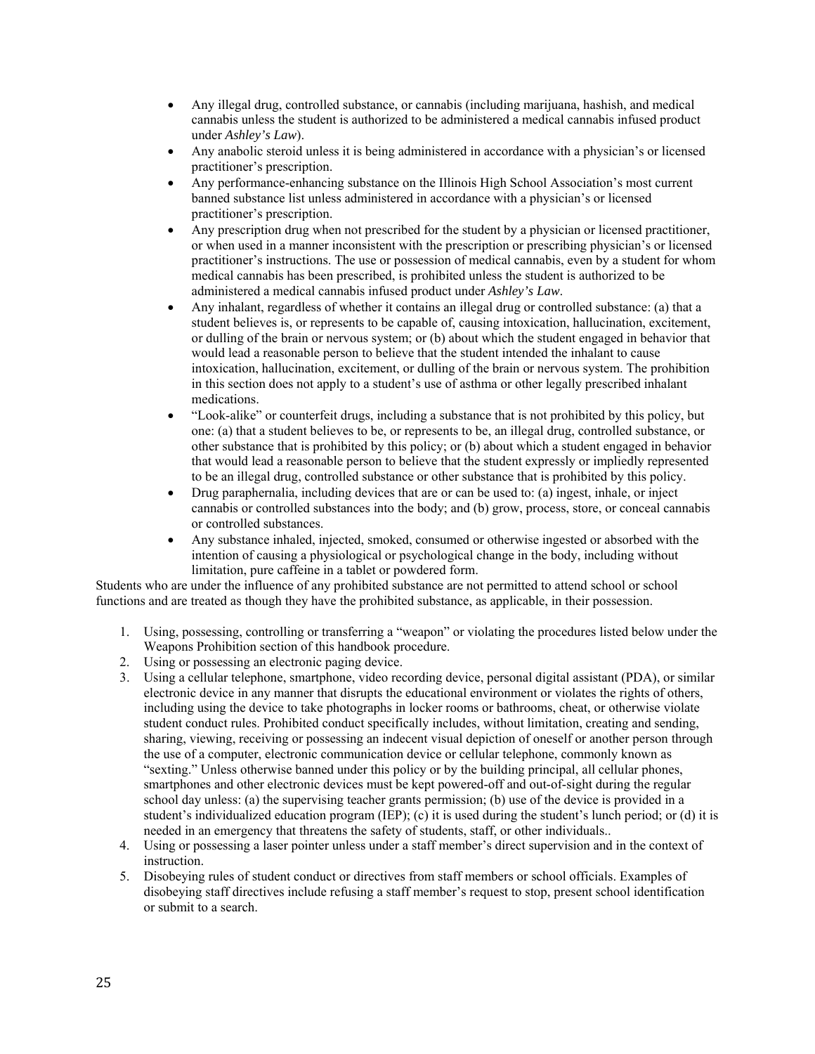- Any illegal drug, controlled substance, or cannabis (including marijuana, hashish, and medical cannabis unless the student is authorized to be administered a medical cannabis infused product under *Ashley's Law*).
- Any anabolic steroid unless it is being administered in accordance with a physician's or licensed practitioner's prescription.
- Any performance-enhancing substance on the Illinois High School Association's most current banned substance list unless administered in accordance with a physician's or licensed practitioner's prescription.
- Any prescription drug when not prescribed for the student by a physician or licensed practitioner, or when used in a manner inconsistent with the prescription or prescribing physician's or licensed practitioner's instructions. The use or possession of medical cannabis, even by a student for whom medical cannabis has been prescribed, is prohibited unless the student is authorized to be administered a medical cannabis infused product under *Ashley's Law*.
- Any inhalant, regardless of whether it contains an illegal drug or controlled substance: (a) that a student believes is, or represents to be capable of, causing intoxication, hallucination, excitement, or dulling of the brain or nervous system; or (b) about which the student engaged in behavior that would lead a reasonable person to believe that the student intended the inhalant to cause intoxication, hallucination, excitement, or dulling of the brain or nervous system. The prohibition in this section does not apply to a student's use of asthma or other legally prescribed inhalant medications.
- "Look-alike" or counterfeit drugs, including a substance that is not prohibited by this policy, but one: (a) that a student believes to be, or represents to be, an illegal drug, controlled substance, or other substance that is prohibited by this policy; or (b) about which a student engaged in behavior that would lead a reasonable person to believe that the student expressly or impliedly represented to be an illegal drug, controlled substance or other substance that is prohibited by this policy.
- Drug paraphernalia, including devices that are or can be used to: (a) ingest, inhale, or inject cannabis or controlled substances into the body; and (b) grow, process, store, or conceal cannabis or controlled substances.
- Any substance inhaled, injected, smoked, consumed or otherwise ingested or absorbed with the intention of causing a physiological or psychological change in the body, including without limitation, pure caffeine in a tablet or powdered form.

Students who are under the influence of any prohibited substance are not permitted to attend school or school functions and are treated as though they have the prohibited substance, as applicable, in their possession.

1. Using, possessing, controlling or transferring a "weapon" or violating the procedures listed below under the Weapons Prohibition section of this handbook procedure.
2. Using or possessing an electronic paging device.
3. Using a cellular telephone, smartphone, video recording device, personal digital assistant (PDA), or similar electronic device in any manner that disrupts the educational environment or violates the rights of others, including using the device to take photographs in locker rooms or bathrooms, cheat, or otherwise violate student conduct rules. Prohibited conduct specifically includes, without limitation, creating and sending, sharing, viewing, receiving or possessing an indecent visual depiction of oneself or another person through the use of a computer, electronic communication device or cellular telephone, commonly known as "sexting." Unless otherwise banned under this policy or by the building principal, all cellular phones, smartphones and other electronic devices must be kept powered-off and out-of-sight during the regular school day unless: (a) the supervising teacher grants permission; (b) use of the device is provided in a student's individualized education program (IEP); (c) it is used during the student's lunch period; or (d) it is needed in an emergency that threatens the safety of students, staff, or other individuals..
4. Using or possessing a laser pointer unless under a staff member's direct supervision and in the context of instruction.
5. Disobeying rules of student conduct or directives from staff members or school officials. Examples of disobeying staff directives include refusing a staff member's request to stop, present school identification or submit to a search.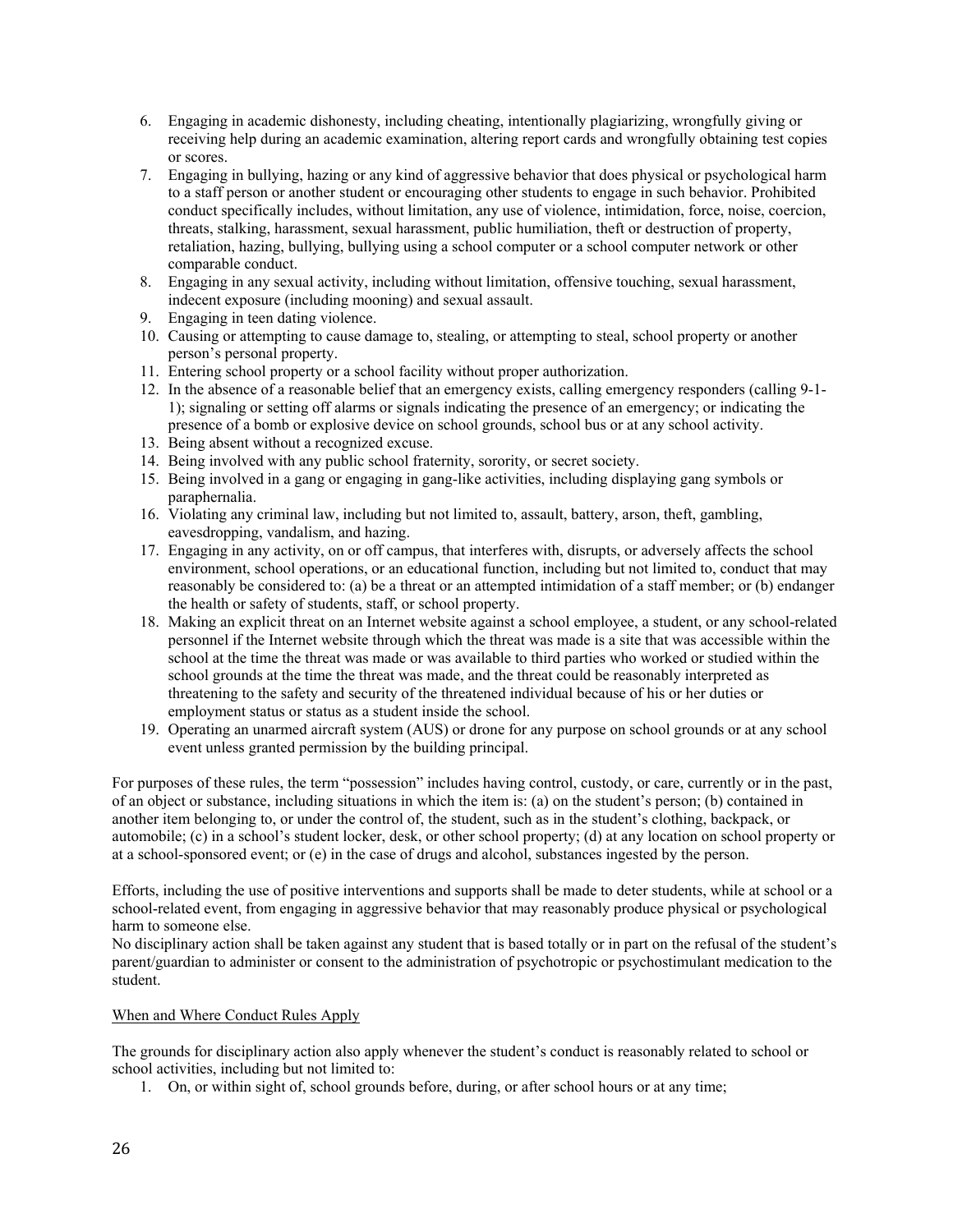6. Engaging in academic dishonesty, including cheating, intentionally plagiarizing, wrongfully giving or receiving help during an academic examination, altering report cards and wrongfully obtaining test copies or scores.
7. Engaging in bullying, hazing or any kind of aggressive behavior that does physical or psychological harm to a staff person or another student or encouraging other students to engage in such behavior. Prohibited conduct specifically includes, without limitation, any use of violence, intimidation, force, noise, coercion, threats, stalking, harassment, sexual harassment, public humiliation, theft or destruction of property, retaliation, hazing, bullying, bullying using a school computer or a school computer network or other comparable conduct.
8. Engaging in any sexual activity, including without limitation, offensive touching, sexual harassment, indecent exposure (including mooning) and sexual assault.
9. Engaging in teen dating violence.
10. Causing or attempting to cause damage to, stealing, or attempting to steal, school property or another person's personal property.
11. Entering school property or a school facility without proper authorization.
12. In the absence of a reasonable belief that an emergency exists, calling emergency responders (calling 9-1-1); signaling or setting off alarms or signals indicating the presence of an emergency; or indicating the presence of a bomb or explosive device on school grounds, school bus or at any school activity.
13. Being absent without a recognized excuse.
14. Being involved with any public school fraternity, sorority, or secret society.
15. Being involved in a gang or engaging in gang-like activities, including displaying gang symbols or paraphernalia.
16. Violating any criminal law, including but not limited to, assault, battery, arson, theft, gambling, eavesdropping, vandalism, and hazing.
17. Engaging in any activity, on or off campus, that interferes with, disrupts, or adversely affects the school environment, school operations, or an educational function, including but not limited to, conduct that may reasonably be considered to: (a) be a threat or an attempted intimidation of a staff member; or (b) endanger the health or safety of students, staff, or school property.
18. Making an explicit threat on an Internet website against a school employee, a student, or any school-related personnel if the Internet website through which the threat was made is a site that was accessible within the school at the time the threat was made or was available to third parties who worked or studied within the school grounds at the time the threat was made, and the threat could be reasonably interpreted as threatening to the safety and security of the threatened individual because of his or her duties or employment status or status as a student inside the school.
19. Operating an unarmed aircraft system (AUS) or drone for any purpose on school grounds or at any school event unless granted permission by the building principal.

For purposes of these rules, the term "possession" includes having control, custody, or care, currently or in the past, of an object or substance, including situations in which the item is: (a) on the student's person; (b) contained in another item belonging to, or under the control of, the student, such as in the student's clothing, backpack, or automobile; (c) in a school's student locker, desk, or other school property; (d) at any location on school property or at a school-sponsored event; or (e) in the case of drugs and alcohol, substances ingested by the person.

Efforts, including the use of positive interventions and supports shall be made to deter students, while at school or a school-related event, from engaging in aggressive behavior that may reasonably produce physical or psychological harm to someone else.
No disciplinary action shall be taken against any student that is based totally or in part on the refusal of the student's parent/guardian to administer or consent to the administration of psychotropic or psychostimulant medication to the student.

When and Where Conduct Rules Apply

The grounds for disciplinary action also apply whenever the student's conduct is reasonably related to school or school activities, including but not limited to:

1. On, or within sight of, school grounds before, during, or after school hours or at any time;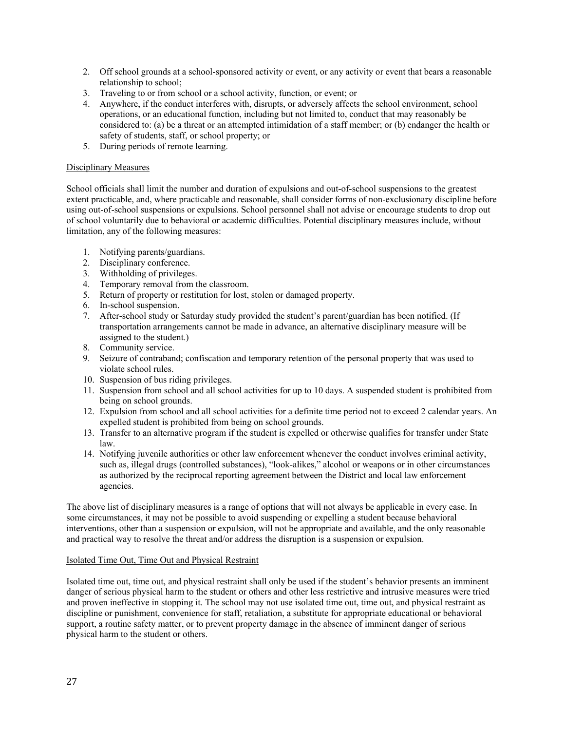2. Off school grounds at a school-sponsored activity or event, or any activity or event that bears a reasonable relationship to school;
3. Traveling to or from school or a school activity, function, or event; or
4. Anywhere, if the conduct interferes with, disrupts, or adversely affects the school environment, school operations, or an educational function, including but not limited to, conduct that may reasonably be considered to: (a) be a threat or an attempted intimidation of a staff member; or (b) endanger the health or safety of students, staff, or school property; or
5. During periods of remote learning.

Disciplinary Measures

School officials shall limit the number and duration of expulsions and out-of-school suspensions to the greatest extent practicable, and, where practicable and reasonable, shall consider forms of non-exclusionary discipline before using out-of-school suspensions or expulsions. School personnel shall not advise or encourage students to drop out of school voluntarily due to behavioral or academic difficulties. Potential disciplinary measures include, without limitation, any of the following measures:

1. Notifying parents/guardians.
2. Disciplinary conference.
3. Withholding of privileges.
4. Temporary removal from the classroom.
5. Return of property or restitution for lost, stolen or damaged property.
6. In-school suspension.
7. After-school study or Saturday study provided the student's parent/guardian has been notified. (If transportation arrangements cannot be made in advance, an alternative disciplinary measure will be assigned to the student.)
8. Community service.
9. Seizure of contraband; confiscation and temporary retention of the personal property that was used to violate school rules.
10. Suspension of bus riding privileges.
11. Suspension from school and all school activities for up to 10 days. A suspended student is prohibited from being on school grounds.
12. Expulsion from school and all school activities for a definite time period not to exceed 2 calendar years. An expelled student is prohibited from being on school grounds.
13. Transfer to an alternative program if the student is expelled or otherwise qualifies for transfer under State law.
14. Notifying juvenile authorities or other law enforcement whenever the conduct involves criminal activity, such as, illegal drugs (controlled substances), "look-alikes," alcohol or weapons or in other circumstances as authorized by the reciprocal reporting agreement between the District and local law enforcement agencies.

The above list of disciplinary measures is a range of options that will not always be applicable in every case. In some circumstances, it may not be possible to avoid suspending or expelling a student because behavioral interventions, other than a suspension or expulsion, will not be appropriate and available, and the only reasonable and practical way to resolve the threat and/or address the disruption is a suspension or expulsion.

Isolated Time Out, Time Out and Physical Restraint

Isolated time out, time out, and physical restraint shall only be used if the student's behavior presents an imminent danger of serious physical harm to the student or others and other less restrictive and intrusive measures were tried and proven ineffective in stopping it. The school may not use isolated time out, time out, and physical restraint as discipline or punishment, convenience for staff, retaliation, a substitute for appropriate educational or behavioral support, a routine safety matter, or to prevent property damage in the absence of imminent danger of serious physical harm to the student or others.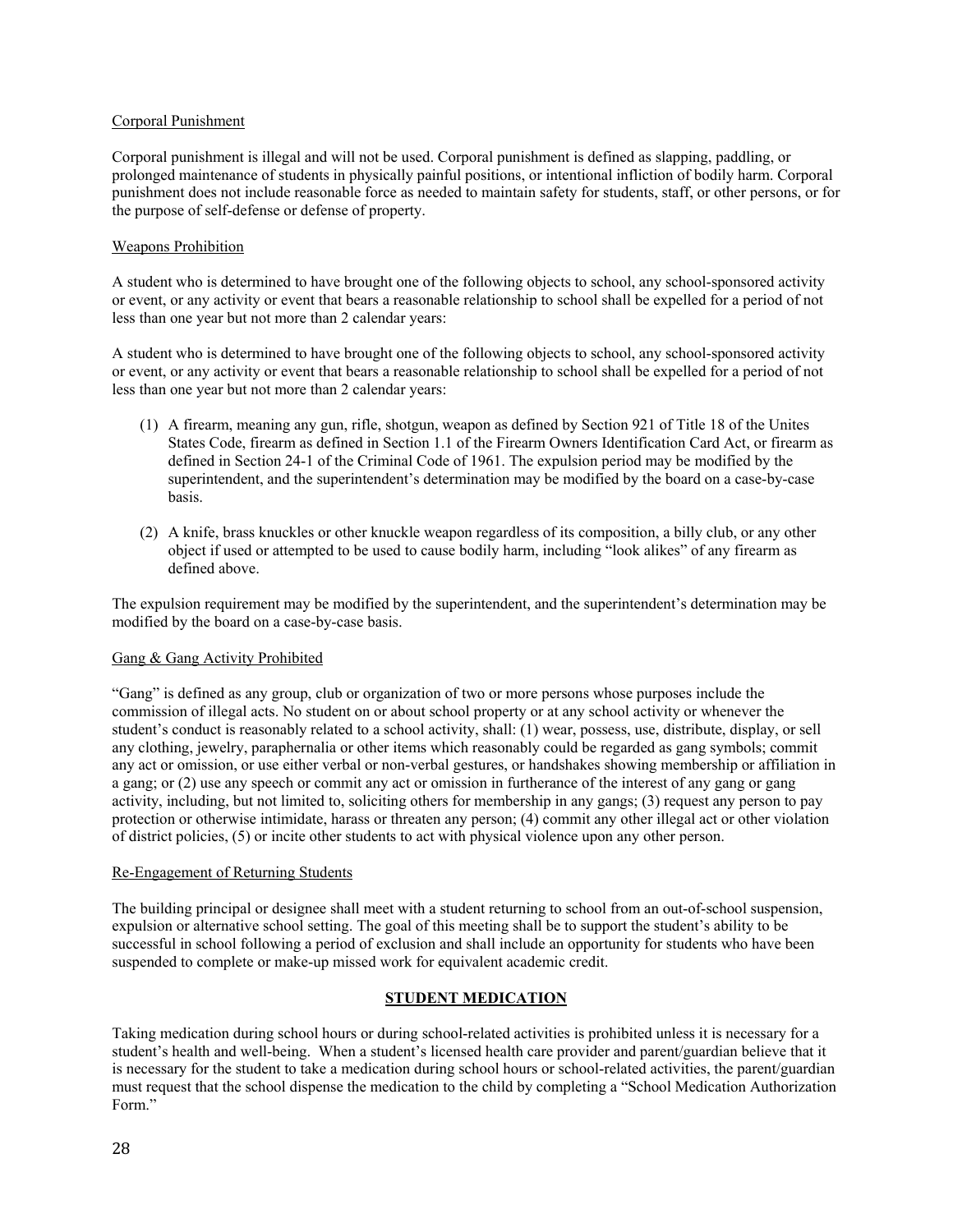Corporal Punishment

Corporal punishment is illegal and will not be used. Corporal punishment is defined as slapping, paddling, or prolonged maintenance of students in physically painful positions, or intentional infliction of bodily harm. Corporal punishment does not include reasonable force as needed to maintain safety for students, staff, or other persons, or for the purpose of self-defense or defense of property.

Weapons Prohibition

A student who is determined to have brought one of the following objects to school, any school-sponsored activity or event, or any activity or event that bears a reasonable relationship to school shall be expelled for a period of not less than one year but not more than 2 calendar years:

A student who is determined to have brought one of the following objects to school, any school-sponsored activity or event, or any activity or event that bears a reasonable relationship to school shall be expelled for a period of not less than one year but not more than 2 calendar years:

(1) A firearm, meaning any gun, rifle, shotgun, weapon as defined by Section 921 of Title 18 of the Unites States Code, firearm as defined in Section 1.1 of the Firearm Owners Identification Card Act, or firearm as defined in Section 24-1 of the Criminal Code of 1961. The expulsion period may be modified by the superintendent, and the superintendent's determination may be modified by the board on a case-by-case basis.

(2) A knife, brass knuckles or other knuckle weapon regardless of its composition, a billy club, or any other object if used or attempted to be used to cause bodily harm, including "look alikes" of any firearm as defined above.

The expulsion requirement may be modified by the superintendent, and the superintendent's determination may be modified by the board on a case-by-case basis.

Gang & Gang Activity Prohibited

"Gang" is defined as any group, club or organization of two or more persons whose purposes include the commission of illegal acts. No student on or about school property or at any school activity or whenever the student's conduct is reasonably related to a school activity, shall: (1) wear, possess, use, distribute, display, or sell any clothing, jewelry, paraphernalia or other items which reasonably could be regarded as gang symbols; commit any act or omission, or use either verbal or non-verbal gestures, or handshakes showing membership or affiliation in a gang; or (2) use any speech or commit any act or omission in furtherance of the interest of any gang or gang activity, including, but not limited to, soliciting others for membership in any gangs; (3) request any person to pay protection or otherwise intimidate, harass or threaten any person; (4) commit any other illegal act or other violation of district policies, (5) or incite other students to act with physical violence upon any other person.

Re-Engagement of Returning Students

The building principal or designee shall meet with a student returning to school from an out-of-school suspension, expulsion or alternative school setting. The goal of this meeting shall be to support the student's ability to be successful in school following a period of exclusion and shall include an opportunity for students who have been suspended to complete or make-up missed work for equivalent academic credit.

## STUDENT MEDICATION

Taking medication during school hours or during school-related activities is prohibited unless it is necessary for a student's health and well-being. When a student's licensed health care provider and parent/guardian believe that it is necessary for the student to take a medication during school hours or school-related activities, the parent/guardian must request that the school dispense the medication to the child by completing a "School Medication Authorization Form."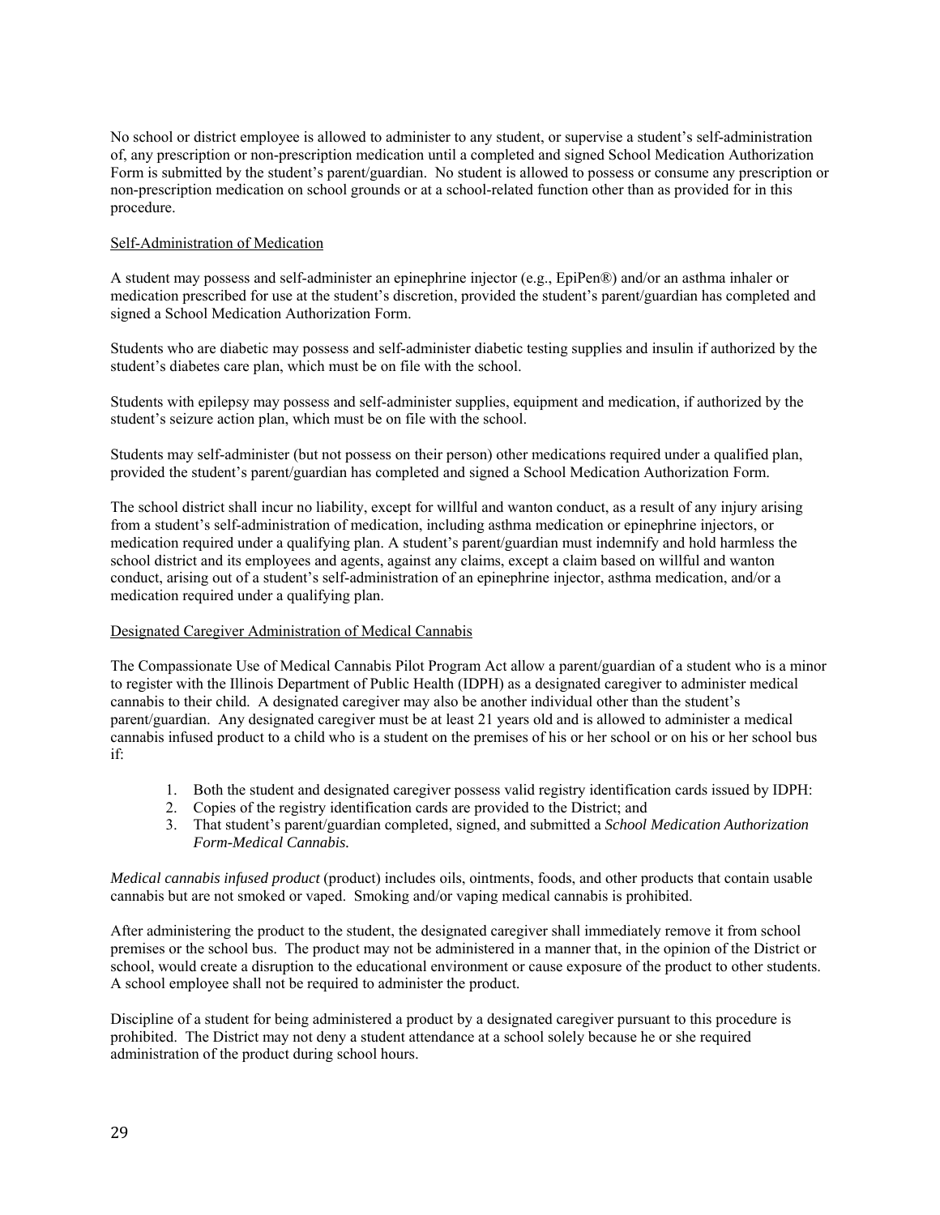No school or district employee is allowed to administer to any student, or supervise a student's self-administration of, any prescription or non-prescription medication until a completed and signed School Medication Authorization Form is submitted by the student's parent/guardian. No student is allowed to possess or consume any prescription or non-prescription medication on school grounds or at a school-related function other than as provided for in this procedure.

<u>Self-Administration of Medication</u>

A student may possess and self-administer an epinephrine injector (e.g., EpiPen®) and/or an asthma inhaler or medication prescribed for use at the student's discretion, provided the student's parent/guardian has completed and signed a School Medication Authorization Form.

Students who are diabetic may possess and self-administer diabetic testing supplies and insulin if authorized by the student's diabetes care plan, which must be on file with the school.

Students with epilepsy may possess and self-administer supplies, equipment and medication, if authorized by the student's seizure action plan, which must be on file with the school.

Students may self-administer (but not possess on their person) other medications required under a qualified plan, provided the student's parent/guardian has completed and signed a School Medication Authorization Form.

The school district shall incur no liability, except for willful and wanton conduct, as a result of any injury arising from a student's self-administration of medication, including asthma medication or epinephrine injectors, or medication required under a qualifying plan. A student's parent/guardian must indemnify and hold harmless the school district and its employees and agents, against any claims, except a claim based on willful and wanton conduct, arising out of a student's self-administration of an epinephrine injector, asthma medication, and/or a medication required under a qualifying plan.

<u>Designated Caregiver Administration of Medical Cannabis</u>

The Compassionate Use of Medical Cannabis Pilot Program Act allow a parent/guardian of a student who is a minor to register with the Illinois Department of Public Health (IDPH) as a designated caregiver to administer medical cannabis to their child. A designated caregiver may also be another individual other than the student's parent/guardian. Any designated caregiver must be at least 21 years old and is allowed to administer a medical cannabis infused product to a child who is a student on the premises of his or her school or on his or her school bus if:

1. Both the student and designated caregiver possess valid registry identification cards issued by IDPH:
2. Copies of the registry identification cards are provided to the District; and
3. That student's parent/guardian completed, signed, and submitted a *School Medication Authorization Form-Medical Cannabis.*

*Medical cannabis infused product* (product) includes oils, ointments, foods, and other products that contain usable cannabis but are not smoked or vaped. Smoking and/or vaping medical cannabis is prohibited.

After administering the product to the student, the designated caregiver shall immediately remove it from school premises or the school bus. The product may not be administered in a manner that, in the opinion of the District or school, would create a disruption to the educational environment or cause exposure of the product to other students. A school employee shall not be required to administer the product.

Discipline of a student for being administered a product by a designated caregiver pursuant to this procedure is prohibited. The District may not deny a student attendance at a school solely because he or she required administration of the product during school hours.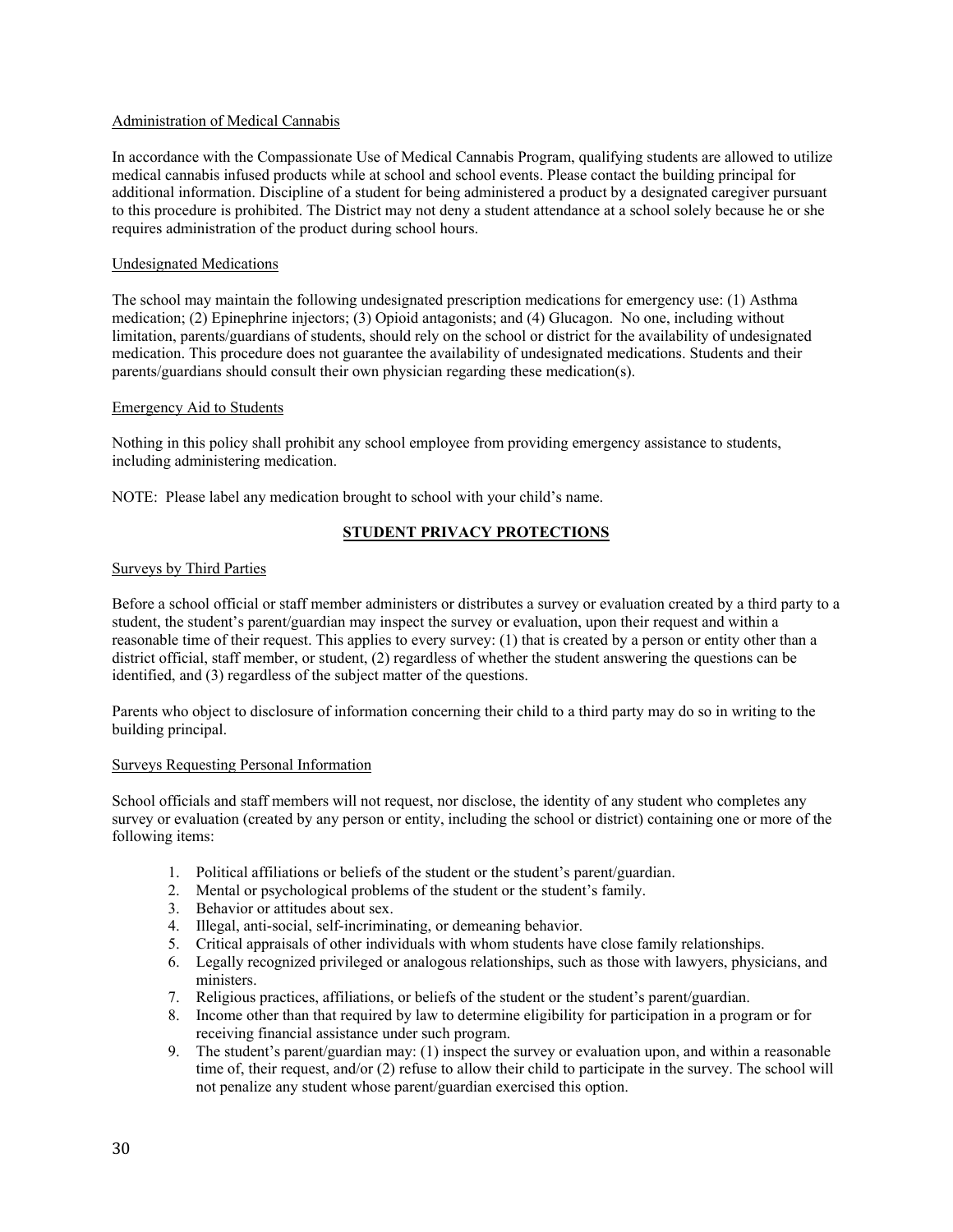Administration of Medical Cannabis

In accordance with the Compassionate Use of Medical Cannabis Program, qualifying students are allowed to utilize medical cannabis infused products while at school and school events. Please contact the building principal for additional information. Discipline of a student for being administered a product by a designated caregiver pursuant to this procedure is prohibited. The District may not deny a student attendance at a school solely because he or she requires administration of the product during school hours.

Undesignated Medications

The school may maintain the following undesignated prescription medications for emergency use: (1) Asthma medication; (2) Epinephrine injectors; (3) Opioid antagonists; and (4) Glucagon. No one, including without limitation, parents/guardians of students, should rely on the school or district for the availability of undesignated medication. This procedure does not guarantee the availability of undesignated medications. Students and their parents/guardians should consult their own physician regarding these medication(s).

Emergency Aid to Students

Nothing in this policy shall prohibit any school employee from providing emergency assistance to students, including administering medication.

NOTE: Please label any medication brought to school with your child's name.

## STUDENT PRIVACY PROTECTIONS

Surveys by Third Parties

Before a school official or staff member administers or distributes a survey or evaluation created by a third party to a student, the student's parent/guardian may inspect the survey or evaluation, upon their request and within a reasonable time of their request. This applies to every survey: (1) that is created by a person or entity other than a district official, staff member, or student, (2) regardless of whether the student answering the questions can be identified, and (3) regardless of the subject matter of the questions.

Parents who object to disclosure of information concerning their child to a third party may do so in writing to the building principal.

Surveys Requesting Personal Information

School officials and staff members will not request, nor disclose, the identity of any student who completes any survey or evaluation (created by any person or entity, including the school or district) containing one or more of the following items:

1. Political affiliations or beliefs of the student or the student's parent/guardian.
2. Mental or psychological problems of the student or the student's family.
3. Behavior or attitudes about sex.
4. Illegal, anti-social, self-incriminating, or demeaning behavior.
5. Critical appraisals of other individuals with whom students have close family relationships.
6. Legally recognized privileged or analogous relationships, such as those with lawyers, physicians, and ministers.
7. Religious practices, affiliations, or beliefs of the student or the student's parent/guardian.
8. Income other than that required by law to determine eligibility for participation in a program or for receiving financial assistance under such program.
9. The student's parent/guardian may: (1) inspect the survey or evaluation upon, and within a reasonable time of, their request, and/or (2) refuse to allow their child to participate in the survey. The school will not penalize any student whose parent/guardian exercised this option.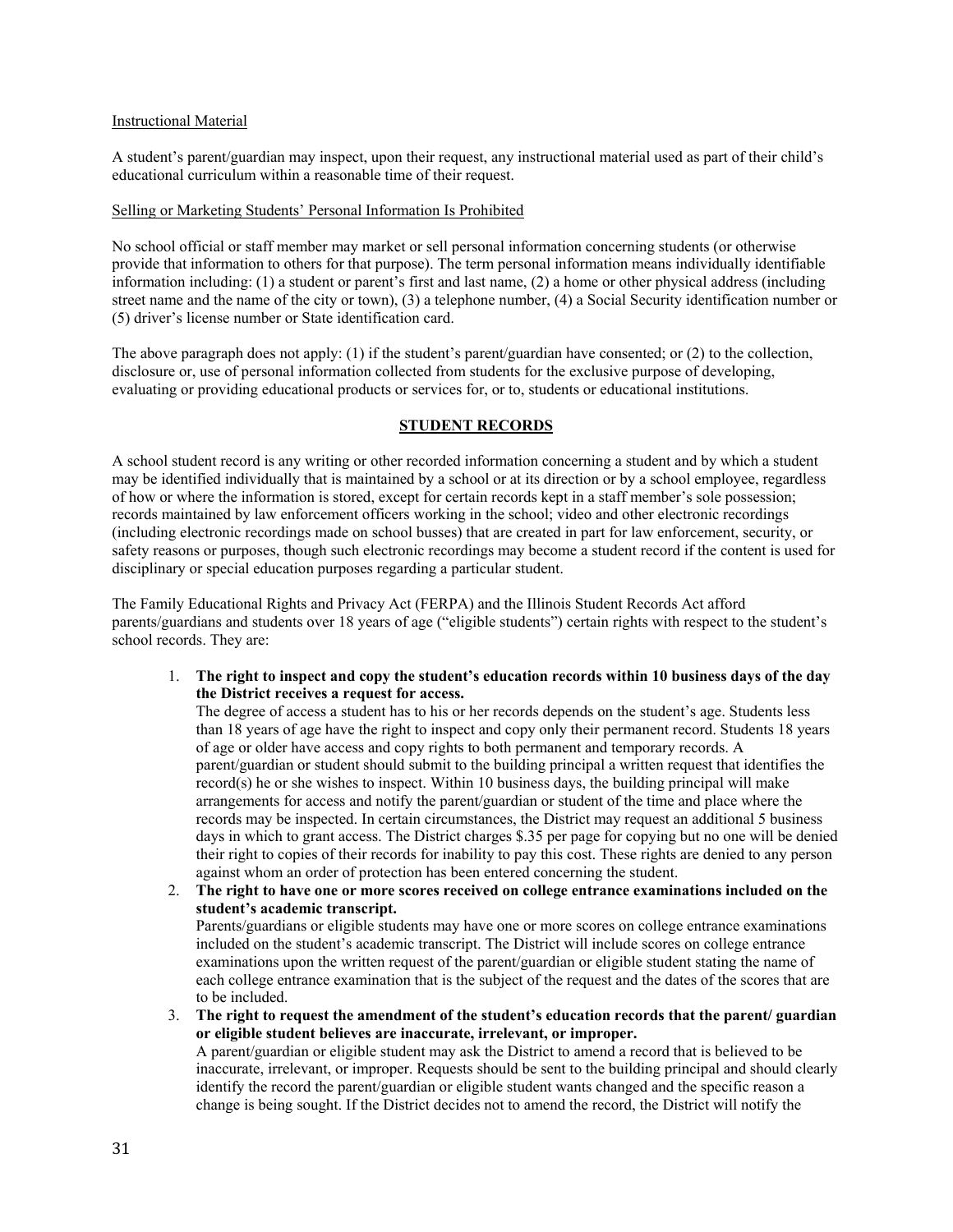<u>Instructional Material</u>

A student's parent/guardian may inspect, upon their request, any instructional material used as part of their child's educational curriculum within a reasonable time of their request.

<u>Selling or Marketing Students' Personal Information Is Prohibited</u>

No school official or staff member may market or sell personal information concerning students (or otherwise provide that information to others for that purpose). The term personal information means individually identifiable information including: (1) a student or parent's first and last name, (2) a home or other physical address (including street name and the name of the city or town), (3) a telephone number, (4) a Social Security identification number or (5) driver's license number or State identification card.

The above paragraph does not apply: (1) if the student's parent/guardian have consented; or (2) to the collection, disclosure or, use of personal information collected from students for the exclusive purpose of developing, evaluating or providing educational products or services for, or to, students or educational institutions.

## STUDENT RECORDS

A school student record is any writing or other recorded information concerning a student and by which a student may be identified individually that is maintained by a school or at its direction or by a school employee, regardless of how or where the information is stored, except for certain records kept in a staff member's sole possession; records maintained by law enforcement officers working in the school; video and other electronic recordings (including electronic recordings made on school busses) that are created in part for law enforcement, security, or safety reasons or purposes, though such electronic recordings may become a student record if the content is used for disciplinary or special education purposes regarding a particular student.

The Family Educational Rights and Privacy Act (FERPA) and the Illinois Student Records Act afford parents/guardians and students over 18 years of age ("eligible students") certain rights with respect to the student's school records. They are:

1. **The right to inspect and copy the student's education records within 10 business days of the day the District receives a request for access.**
   The degree of access a student has to his or her records depends on the student's age. Students less than 18 years of age have the right to inspect and copy only their permanent record. Students 18 years of age or older have access and copy rights to both permanent and temporary records. A parent/guardian or student should submit to the building principal a written request that identifies the record(s) he or she wishes to inspect. Within 10 business days, the building principal will make arrangements for access and notify the parent/guardian or student of the time and place where the records may be inspected. In certain circumstances, the District may request an additional 5 business days in which to grant access. The District charges $.35 per page for copying but no one will be denied their right to copies of their records for inability to pay this cost. These rights are denied to any person against whom an order of protection has been entered concerning the student.
2. **The right to have one or more scores received on college entrance examinations included on the student's academic transcript.**
   Parents/guardians or eligible students may have one or more scores on college entrance examinations included on the student's academic transcript. The District will include scores on college entrance examinations upon the written request of the parent/guardian or eligible student stating the name of each college entrance examination that is the subject of the request and the dates of the scores that are to be included.
3. **The right to request the amendment of the student's education records that the parent/ guardian or eligible student believes are inaccurate, irrelevant, or improper.**
   A parent/guardian or eligible student may ask the District to amend a record that is believed to be inaccurate, irrelevant, or improper. Requests should be sent to the building principal and should clearly identify the record the parent/guardian or eligible student wants changed and the specific reason a change is being sought. If the District decides not to amend the record, the District will notify the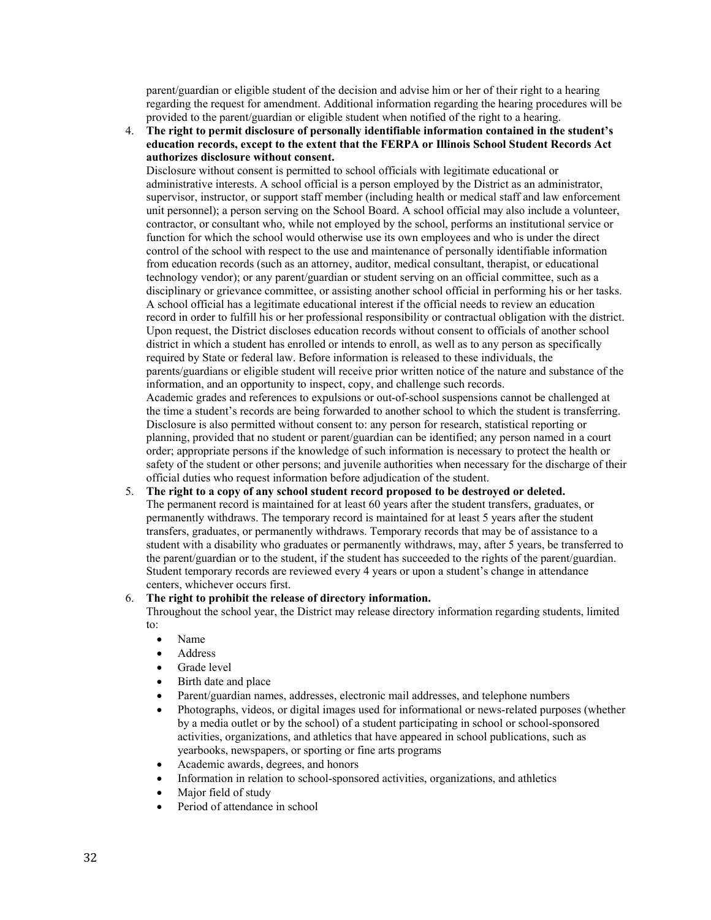parent/guardian or eligible student of the decision and advise him or her of their right to a hearing regarding the request for amendment. Additional information regarding the hearing procedures will be provided to the parent/guardian or eligible student when notified of the right to a hearing.

4. **The right to permit disclosure of personally identifiable information contained in the student's education records, except to the extent that the FERPA or Illinois School Student Records Act authorizes disclosure without consent.**
   Disclosure without consent is permitted to school officials with legitimate educational or administrative interests. A school official is a person employed by the District as an administrator, supervisor, instructor, or support staff member (including health or medical staff and law enforcement unit personnel); a person serving on the School Board. A school official may also include a volunteer, contractor, or consultant who, while not employed by the school, performs an institutional service or function for which the school would otherwise use its own employees and who is under the direct control of the school with respect to the use and maintenance of personally identifiable information from education records (such as an attorney, auditor, medical consultant, therapist, or educational technology vendor); or any parent/guardian or student serving on an official committee, such as a disciplinary or grievance committee, or assisting another school official in performing his or her tasks. A school official has a legitimate educational interest if the official needs to review an education record in order to fulfill his or her professional responsibility or contractual obligation with the district. Upon request, the District discloses education records without consent to officials of another school district in which a student has enrolled or intends to enroll, as well as to any person as specifically required by State or federal law. Before information is released to these individuals, the parents/guardians or eligible student will receive prior written notice of the nature and substance of the information, and an opportunity to inspect, copy, and challenge such records.
   Academic grades and references to expulsions or out-of-school suspensions cannot be challenged at the time a student's records are being forwarded to another school to which the student is transferring.
   Disclosure is also permitted without consent to: any person for research, statistical reporting or planning, provided that no student or parent/guardian can be identified; any person named in a court order; appropriate persons if the knowledge of such information is necessary to protect the health or safety of the student or other persons; and juvenile authorities when necessary for the discharge of their official duties who request information before adjudication of the student.

5. **The right to a copy of any school student record proposed to be destroyed or deleted.**
   The permanent record is maintained for at least 60 years after the student transfers, graduates, or permanently withdraws. The temporary record is maintained for at least 5 years after the student transfers, graduates, or permanently withdraws. Temporary records that may be of assistance to a student with a disability who graduates or permanently withdraws, may, after 5 years, be transferred to the parent/guardian or to the student, if the student has succeeded to the rights of the parent/guardian. Student temporary records are reviewed every 4 years or upon a student's change in attendance centers, whichever occurs first.

6. **The right to prohibit the release of directory information.**
   Throughout the school year, the District may release directory information regarding students, limited to:
   - Name
   - Address
   - Grade level
   - Birth date and place
   - Parent/guardian names, addresses, electronic mail addresses, and telephone numbers
   - Photographs, videos, or digital images used for informational or news-related purposes (whether by a media outlet or by the school) of a student participating in school or school-sponsored activities, organizations, and athletics that have appeared in school publications, such as yearbooks, newspapers, or sporting or fine arts programs
   - Academic awards, degrees, and honors
   - Information in relation to school-sponsored activities, organizations, and athletics
   - Major field of study
   - Period of attendance in school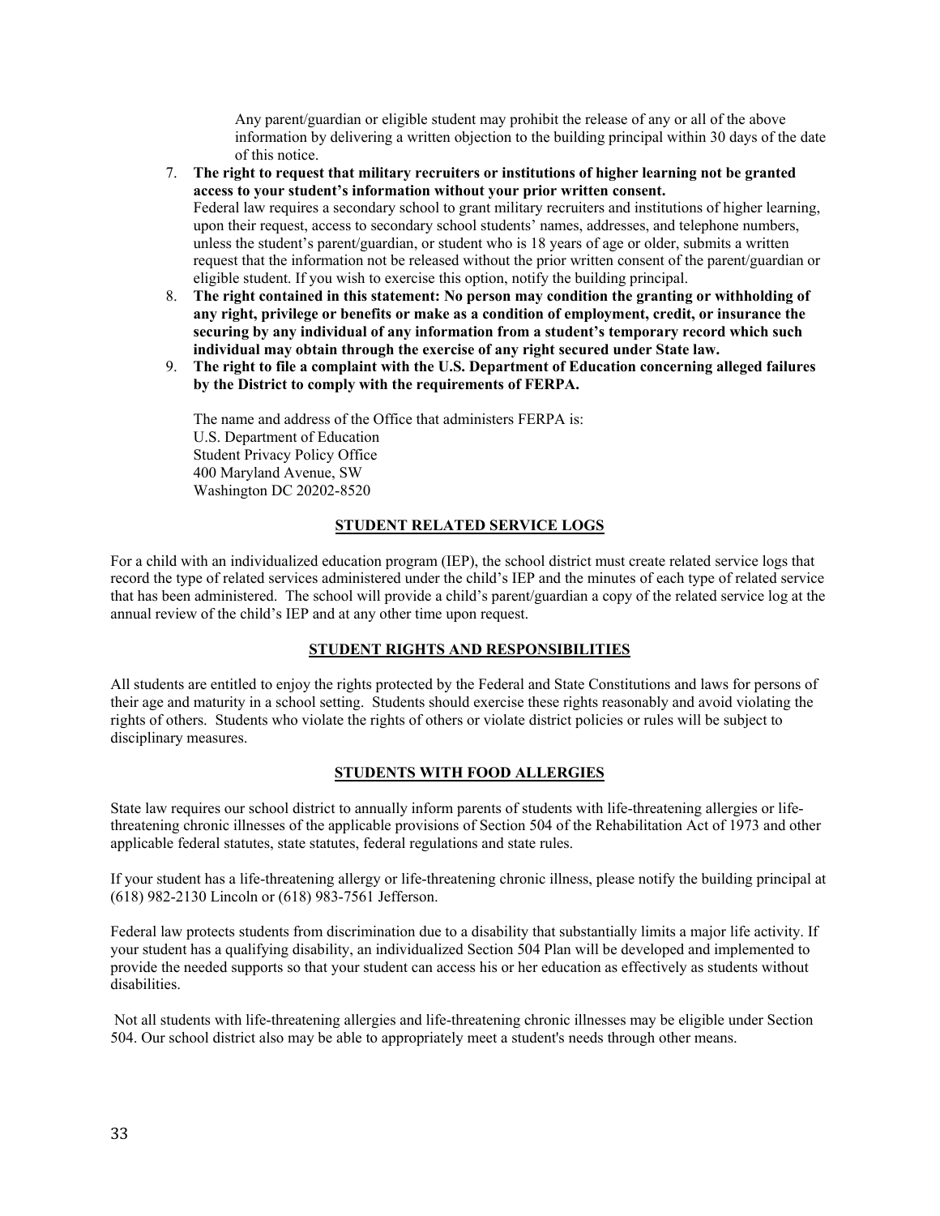Any parent/guardian or eligible student may prohibit the release of any or all of the above information by delivering a written objection to the building principal within 30 days of the date of this notice.

7. **The right to request that military recruiters or institutions of higher learning not be granted access to your student's information without your prior written consent.**
   Federal law requires a secondary school to grant military recruiters and institutions of higher learning, upon their request, access to secondary school students' names, addresses, and telephone numbers, unless the student's parent/guardian, or student who is 18 years of age or older, submits a written request that the information not be released without the prior written consent of the parent/guardian or eligible student. If you wish to exercise this option, notify the building principal.
8. **The right contained in this statement: No person may condition the granting or withholding of any right, privilege or benefits or make as a condition of employment, credit, or insurance the securing by any individual of any information from a student's temporary record which such individual may obtain through the exercise of any right secured under State law.**
9. **The right to file a complaint with the U.S. Department of Education concerning alleged failures by the District to comply with the requirements of FERPA.**

   The name and address of the Office that administers FERPA is:
   U.S. Department of Education
   Student Privacy Policy Office
   400 Maryland Avenue, SW
   Washington DC 20202-8520

## STUDENT RELATED SERVICE LOGS

For a child with an individualized education program (IEP), the school district must create related service logs that record the type of related services administered under the child's IEP and the minutes of each type of related service that has been administered. The school will provide a child's parent/guardian a copy of the related service log at the annual review of the child's IEP and at any other time upon request.

## STUDENT RIGHTS AND RESPONSIBILITIES

All students are entitled to enjoy the rights protected by the Federal and State Constitutions and laws for persons of their age and maturity in a school setting. Students should exercise these rights reasonably and avoid violating the rights of others. Students who violate the rights of others or violate district policies or rules will be subject to disciplinary measures.

## STUDENTS WITH FOOD ALLERGIES

State law requires our school district to annually inform parents of students with life-threatening allergies or life-threatening chronic illnesses of the applicable provisions of Section 504 of the Rehabilitation Act of 1973 and other applicable federal statutes, state statutes, federal regulations and state rules.

If your student has a life-threatening allergy or life-threatening chronic illness, please notify the building principal at (618) 982-2130 Lincoln or (618) 983-7561 Jefferson.

Federal law protects students from discrimination due to a disability that substantially limits a major life activity. If your student has a qualifying disability, an individualized Section 504 Plan will be developed and implemented to provide the needed supports so that your student can access his or her education as effectively as students without disabilities.

Not all students with life-threatening allergies and life-threatening chronic illnesses may be eligible under Section 504. Our school district also may be able to appropriately meet a student's needs through other means.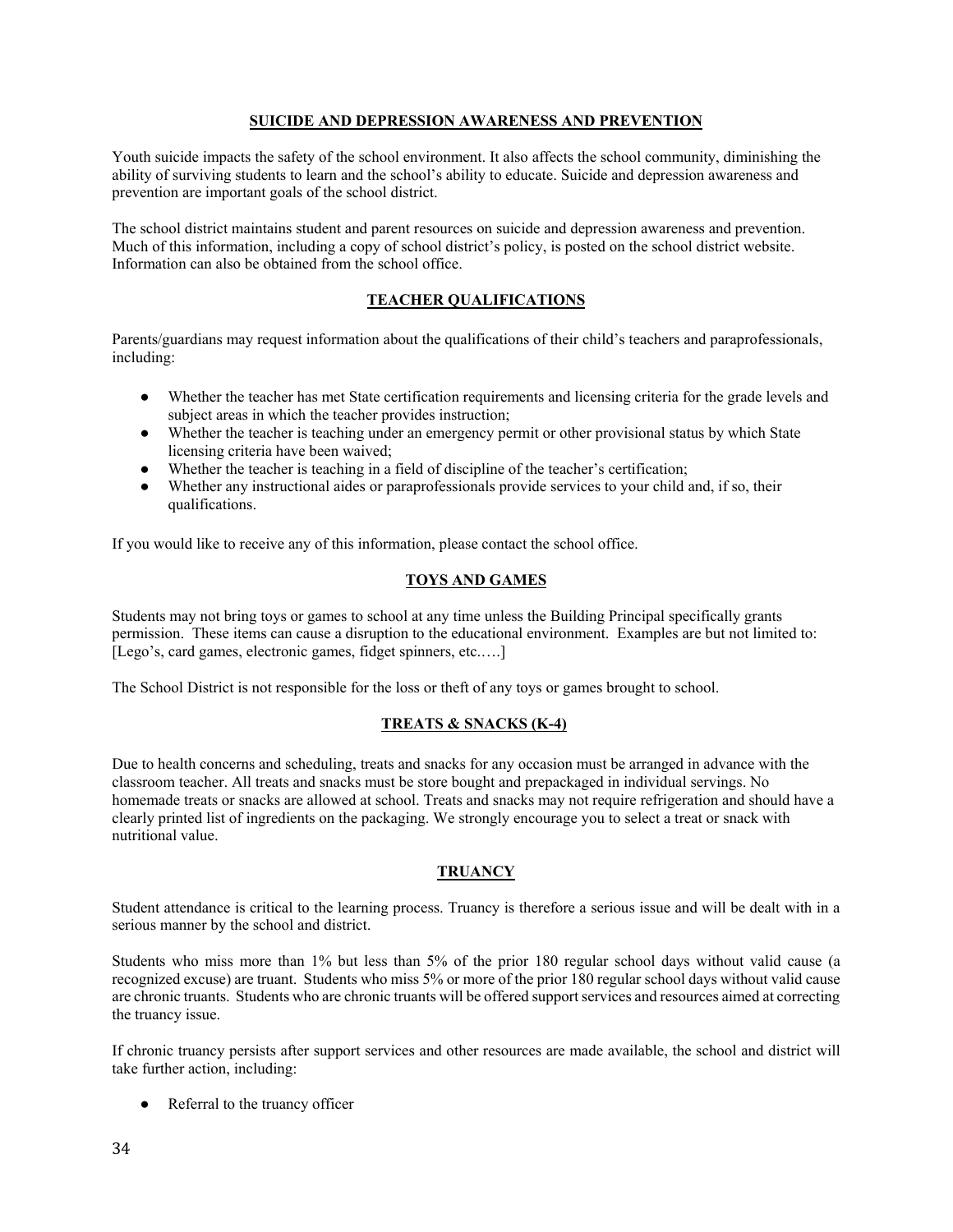## SUICIDE AND DEPRESSION AWARENESS AND PREVENTION

Youth suicide impacts the safety of the school environment. It also affects the school community, diminishing the ability of surviving students to learn and the school's ability to educate. Suicide and depression awareness and prevention are important goals of the school district.

The school district maintains student and parent resources on suicide and depression awareness and prevention. Much of this information, including a copy of school district's policy, is posted on the school district website. Information can also be obtained from the school office.

## TEACHER QUALIFICATIONS

Parents/guardians may request information about the qualifications of their child's teachers and paraprofessionals, including:

- Whether the teacher has met State certification requirements and licensing criteria for the grade levels and subject areas in which the teacher provides instruction;
- Whether the teacher is teaching under an emergency permit or other provisional status by which State licensing criteria have been waived;
- Whether the teacher is teaching in a field of discipline of the teacher's certification;
- Whether any instructional aides or paraprofessionals provide services to your child and, if so, their qualifications.

If you would like to receive any of this information, please contact the school office.

## TOYS AND GAMES

Students may not bring toys or games to school at any time unless the Building Principal specifically grants permission. These items can cause a disruption to the educational environment. Examples are but not limited to: [Lego's, card games, electronic games, fidget spinners, etc.….]

The School District is not responsible for the loss or theft of any toys or games brought to school.

## TREATS & SNACKS (K-4)

Due to health concerns and scheduling, treats and snacks for any occasion must be arranged in advance with the classroom teacher. All treats and snacks must be store bought and prepackaged in individual servings. No homemade treats or snacks are allowed at school. Treats and snacks may not require refrigeration and should have a clearly printed list of ingredients on the packaging. We strongly encourage you to select a treat or snack with nutritional value.

## TRUANCY

Student attendance is critical to the learning process. Truancy is therefore a serious issue and will be dealt with in a serious manner by the school and district.

Students who miss more than 1% but less than 5% of the prior 180 regular school days without valid cause (a recognized excuse) are truant. Students who miss 5% or more of the prior 180 regular school days without valid cause are chronic truants. Students who are chronic truants will be offered support services and resources aimed at correcting the truancy issue.

If chronic truancy persists after support services and other resources are made available, the school and district will take further action, including:

- Referral to the truancy officer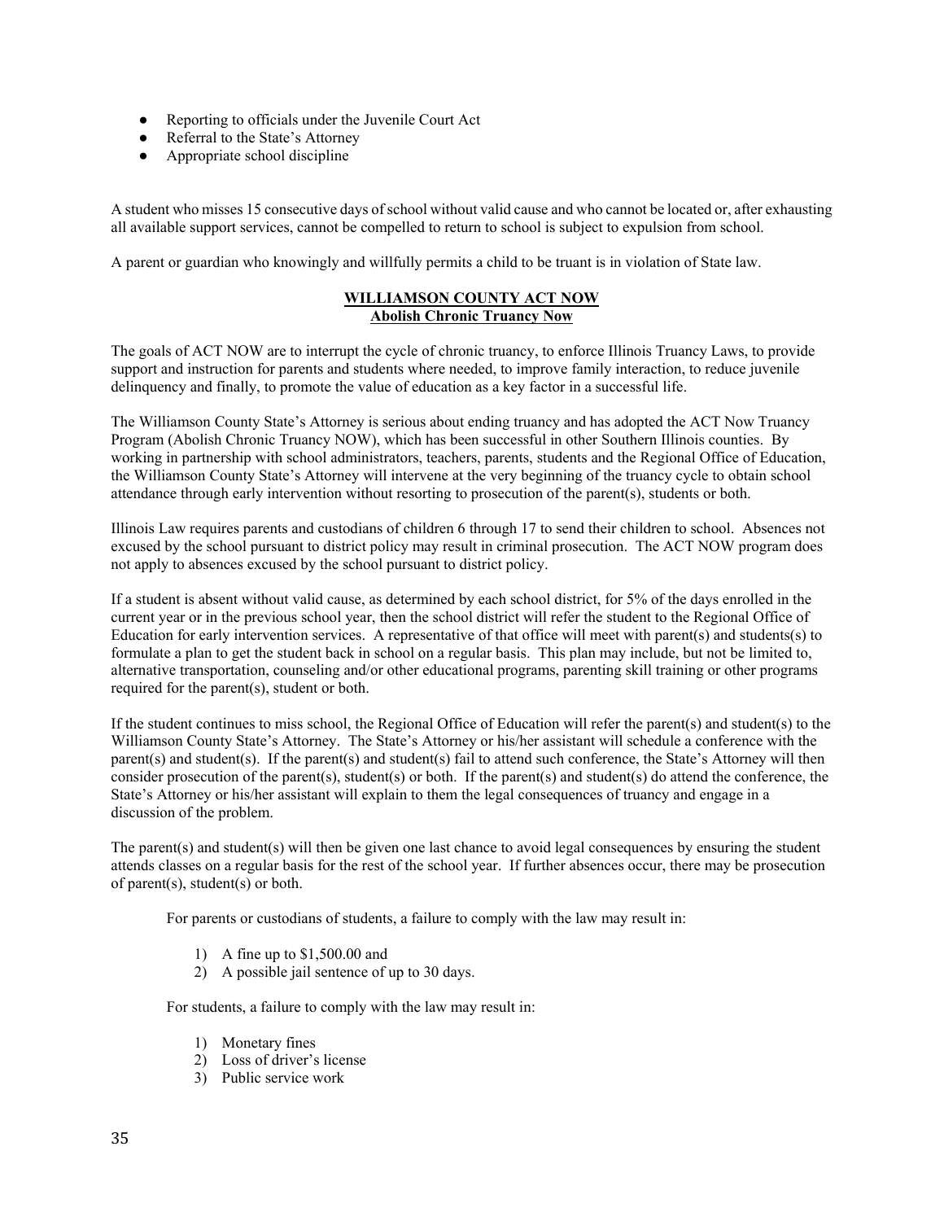- Reporting to officials under the Juvenile Court Act
- Referral to the State's Attorney
- Appropriate school discipline

A student who misses 15 consecutive days of school without valid cause and who cannot be located or, after exhausting all available support services, cannot be compelled to return to school is subject to expulsion from school.

A parent or guardian who knowingly and willfully permits a child to be truant is in violation of State law.

## WILLIAMSON COUNTY ACT NOW
### Abolish Chronic Truancy Now

The goals of ACT NOW are to interrupt the cycle of chronic truancy, to enforce Illinois Truancy Laws, to provide support and instruction for parents and students where needed, to improve family interaction, to reduce juvenile delinquency and finally, to promote the value of education as a key factor in a successful life.

The Williamson County State's Attorney is serious about ending truancy and has adopted the ACT Now Truancy Program (Abolish Chronic Truancy NOW), which has been successful in other Southern Illinois counties. By working in partnership with school administrators, teachers, parents, students and the Regional Office of Education, the Williamson County State's Attorney will intervene at the very beginning of the truancy cycle to obtain school attendance through early intervention without resorting to prosecution of the parent(s), students or both.

Illinois Law requires parents and custodians of children 6 through 17 to send their children to school. Absences not excused by the school pursuant to district policy may result in criminal prosecution. The ACT NOW program does not apply to absences excused by the school pursuant to district policy.

If a student is absent without valid cause, as determined by each school district, for 5% of the days enrolled in the current year or in the previous school year, then the school district will refer the student to the Regional Office of Education for early intervention services. A representative of that office will meet with parent(s) and students(s) to formulate a plan to get the student back in school on a regular basis. This plan may include, but not be limited to, alternative transportation, counseling and/or other educational programs, parenting skill training or other programs required for the parent(s), student or both.

If the student continues to miss school, the Regional Office of Education will refer the parent(s) and student(s) to the Williamson County State's Attorney. The State's Attorney or his/her assistant will schedule a conference with the parent(s) and student(s). If the parent(s) and student(s) fail to attend such conference, the State's Attorney will then consider prosecution of the parent(s), student(s) or both. If the parent(s) and student(s) do attend the conference, the State's Attorney or his/her assistant will explain to them the legal consequences of truancy and engage in a discussion of the problem.

The parent(s) and student(s) will then be given one last chance to avoid legal consequences by ensuring the student attends classes on a regular basis for the rest of the school year. If further absences occur, there may be prosecution of parent(s), student(s) or both.

For parents or custodians of students, a failure to comply with the law may result in:

1) A fine up to $1,500.00 and
2) A possible jail sentence of up to 30 days.

For students, a failure to comply with the law may result in:

1) Monetary fines
2) Loss of driver's license
3) Public service work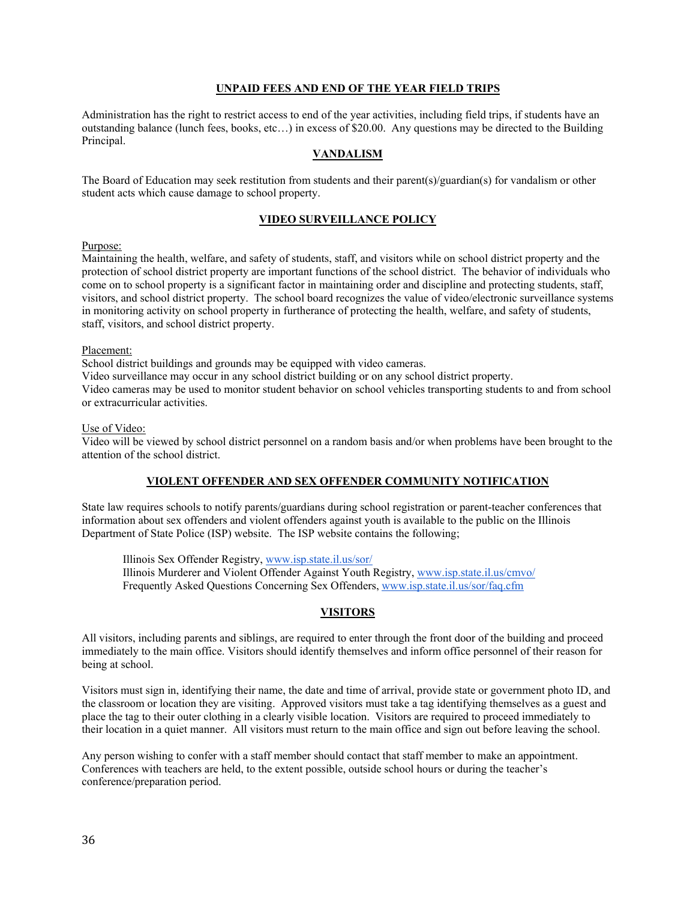## UNPAID FEES AND END OF THE YEAR FIELD TRIPS

Administration has the right to restrict access to end of the year activities, including field trips, if students have an outstanding balance (lunch fees, books, etc…) in excess of $20.00. Any questions may be directed to the Building Principal.

## VANDALISM

The Board of Education may seek restitution from students and their parent(s)/guardian(s) for vandalism or other student acts which cause damage to school property.

## VIDEO SURVEILLANCE POLICY

Purpose:
Maintaining the health, welfare, and safety of students, staff, and visitors while on school district property and the protection of school district property are important functions of the school district. The behavior of individuals who come on to school property is a significant factor in maintaining order and discipline and protecting students, staff, visitors, and school district property. The school board recognizes the value of video/electronic surveillance systems in monitoring activity on school property in furtherance of protecting the health, welfare, and safety of students, staff, visitors, and school district property.

Placement:
School district buildings and grounds may be equipped with video cameras.
Video surveillance may occur in any school district building or on any school district property.
Video cameras may be used to monitor student behavior on school vehicles transporting students to and from school or extracurricular activities.

Use of Video:
Video will be viewed by school district personnel on a random basis and/or when problems have been brought to the attention of the school district.

## VIOLENT OFFENDER AND SEX OFFENDER COMMUNITY NOTIFICATION

State law requires schools to notify parents/guardians during school registration or parent-teacher conferences that information about sex offenders and violent offenders against youth is available to the public on the Illinois Department of State Police (ISP) website. The ISP website contains the following;

Illinois Sex Offender Registry, www.isp.state.il.us/sor/
Illinois Murderer and Violent Offender Against Youth Registry, www.isp.state.il.us/cmvo/
Frequently Asked Questions Concerning Sex Offenders, www.isp.state.il.us/sor/faq.cfm

## VISITORS

All visitors, including parents and siblings, are required to enter through the front door of the building and proceed immediately to the main office. Visitors should identify themselves and inform office personnel of their reason for being at school.

Visitors must sign in, identifying their name, the date and time of arrival, provide state or government photo ID, and the classroom or location they are visiting. Approved visitors must take a tag identifying themselves as a guest and place the tag to their outer clothing in a clearly visible location. Visitors are required to proceed immediately to their location in a quiet manner. All visitors must return to the main office and sign out before leaving the school.

Any person wishing to confer with a staff member should contact that staff member to make an appointment. Conferences with teachers are held, to the extent possible, outside school hours or during the teacher's conference/preparation period.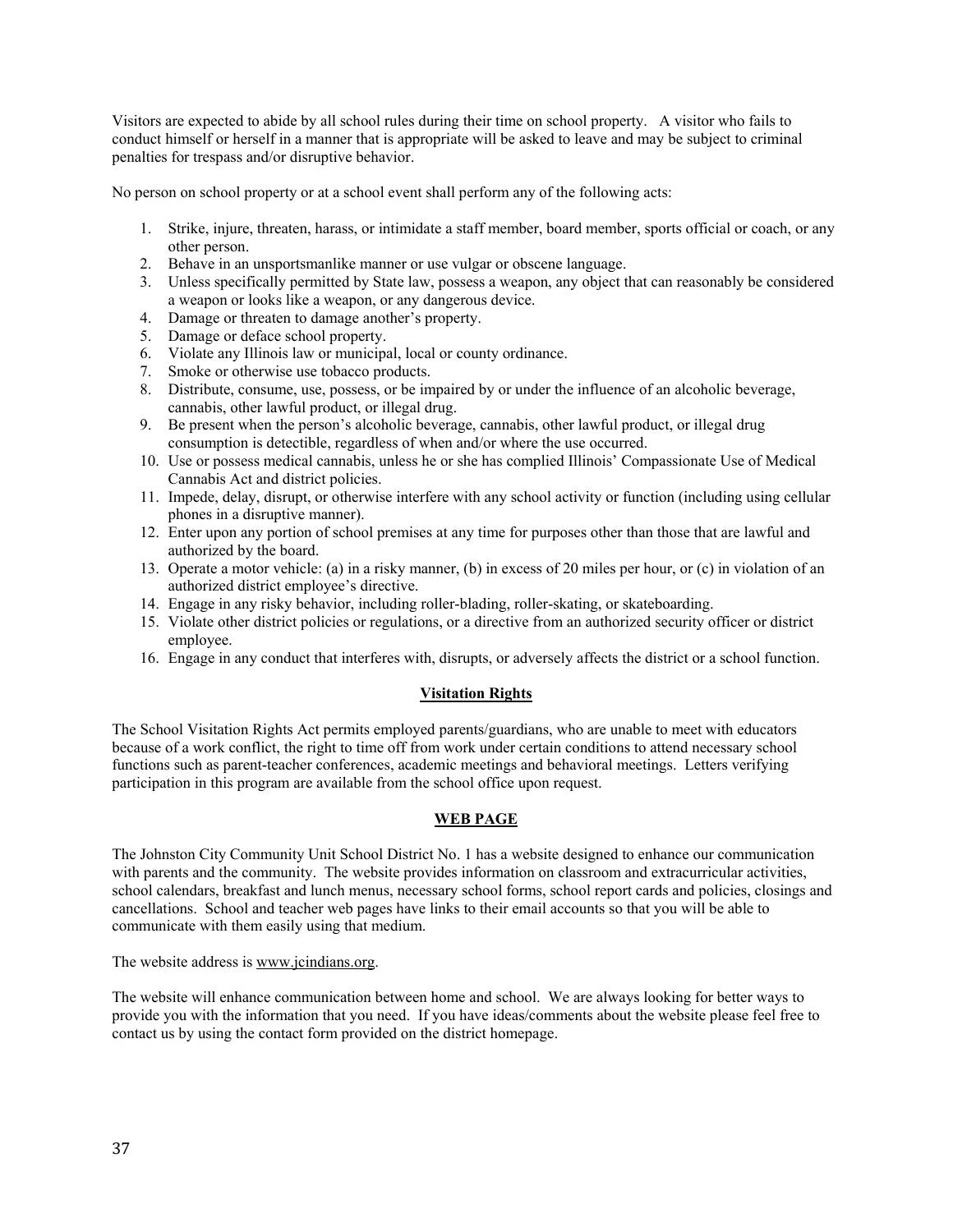Visitors are expected to abide by all school rules during their time on school property. A visitor who fails to conduct himself or herself in a manner that is appropriate will be asked to leave and may be subject to criminal penalties for trespass and/or disruptive behavior.

No person on school property or at a school event shall perform any of the following acts:

1. Strike, injure, threaten, harass, or intimidate a staff member, board member, sports official or coach, or any other person.
2. Behave in an unsportsmanlike manner or use vulgar or obscene language.
3. Unless specifically permitted by State law, possess a weapon, any object that can reasonably be considered a weapon or looks like a weapon, or any dangerous device.
4. Damage or threaten to damage another's property.
5. Damage or deface school property.
6. Violate any Illinois law or municipal, local or county ordinance.
7. Smoke or otherwise use tobacco products.
8. Distribute, consume, use, possess, or be impaired by or under the influence of an alcoholic beverage, cannabis, other lawful product, or illegal drug.
9. Be present when the person's alcoholic beverage, cannabis, other lawful product, or illegal drug consumption is detectible, regardless of when and/or where the use occurred.
10. Use or possess medical cannabis, unless he or she has complied Illinois' Compassionate Use of Medical Cannabis Act and district policies.
11. Impede, delay, disrupt, or otherwise interfere with any school activity or function (including using cellular phones in a disruptive manner).
12. Enter upon any portion of school premises at any time for purposes other than those that are lawful and authorized by the board.
13. Operate a motor vehicle: (a) in a risky manner, (b) in excess of 20 miles per hour, or (c) in violation of an authorized district employee's directive.
14. Engage in any risky behavior, including roller-blading, roller-skating, or skateboarding.
15. Violate other district policies or regulations, or a directive from an authorized security officer or district employee.
16. Engage in any conduct that interferes with, disrupts, or adversely affects the district or a school function.

## Visitation Rights

The School Visitation Rights Act permits employed parents/guardians, who are unable to meet with educators because of a work conflict, the right to time off from work under certain conditions to attend necessary school functions such as parent-teacher conferences, academic meetings and behavioral meetings. Letters verifying participation in this program are available from the school office upon request.

## WEB PAGE

The Johnston City Community Unit School District No. 1 has a website designed to enhance our communication with parents and the community. The website provides information on classroom and extracurricular activities, school calendars, breakfast and lunch menus, necessary school forms, school report cards and policies, closings and cancellations. School and teacher web pages have links to their email accounts so that you will be able to communicate with them easily using that medium.

The website address is www.jcindians.org.

The website will enhance communication between home and school. We are always looking for better ways to provide you with the information that you need. If you have ideas/comments about the website please feel free to contact us by using the contact form provided on the district homepage.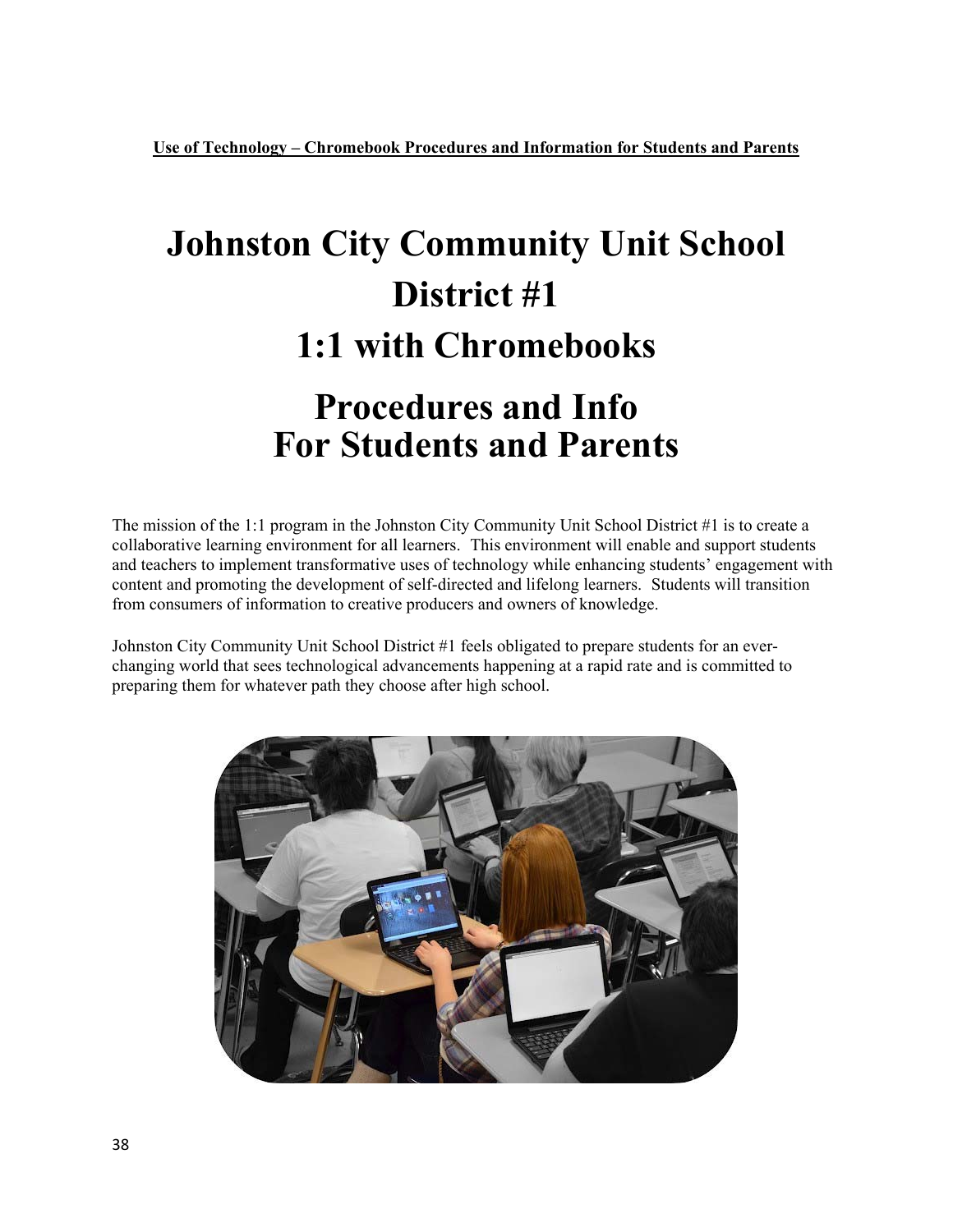**Use of Technology – Chromebook Procedures and Information for Students and Parents**

# Johnston City Community Unit School District #1

# 1:1 with Chromebooks

# Procedures and Info For Students and Parents

The mission of the 1:1 program in the Johnston City Community Unit School District #1 is to create a collaborative learning environment for all learners. This environment will enable and support students and teachers to implement transformative uses of technology while enhancing students' engagement with content and promoting the development of self-directed and lifelong learners. Students will transition from consumers of information to creative producers and owners of knowledge.

Johnston City Community Unit School District #1 feels obligated to prepare students for an ever-changing world that sees technological advancements happening at a rapid rate and is committed to preparing them for whatever path they choose after high school.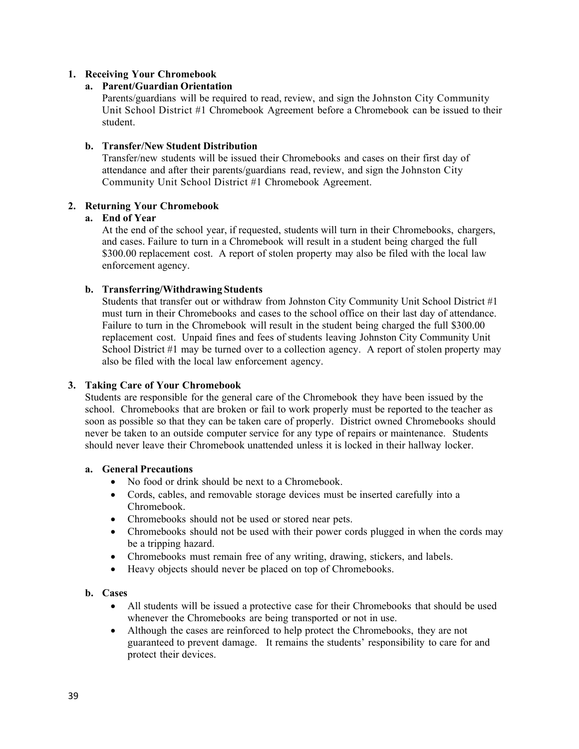1. **Receiving Your Chromebook**

   a. **Parent/Guardian Orientation**

   Parents/guardians will be required to read, review, and sign the Johnston City Community Unit School District #1 Chromebook Agreement before a Chromebook can be issued to their student.

   b. **Transfer/New Student Distribution**

   Transfer/new students will be issued their Chromebooks and cases on their first day of attendance and after their parents/guardians read, review, and sign the Johnston City Community Unit School District #1 Chromebook Agreement.

2. **Returning Your Chromebook**

   a. **End of Year**

   At the end of the school year, if requested, students will turn in their Chromebooks, chargers, and cases. Failure to turn in a Chromebook will result in a student being charged the full $300.00 replacement cost. A report of stolen property may also be filed with the local law enforcement agency.

   b. **Transferring/Withdrawing Students**

   Students that transfer out or withdraw from Johnston City Community Unit School District #1 must turn in their Chromebooks and cases to the school office on their last day of attendance. Failure to turn in the Chromebook will result in the student being charged the full $300.00 replacement cost. Unpaid fines and fees of students leaving Johnston City Community Unit School District #1 may be turned over to a collection agency. A report of stolen property may also be filed with the local law enforcement agency.

3. **Taking Care of Your Chromebook**

   Students are responsible for the general care of the Chromebook they have been issued by the school. Chromebooks that are broken or fail to work properly must be reported to the teacher as soon as possible so that they can be taken care of properly. District owned Chromebooks should never be taken to an outside computer service for any type of repairs or maintenance. Students should never leave their Chromebook unattended unless it is locked in their hallway locker.

   a. **General Precautions**

   - No food or drink should be next to a Chromebook.
   - Cords, cables, and removable storage devices must be inserted carefully into a Chromebook.
   - Chromebooks should not be used or stored near pets.
   - Chromebooks should not be used with their power cords plugged in when the cords may be a tripping hazard.
   - Chromebooks must remain free of any writing, drawing, stickers, and labels.
   - Heavy objects should never be placed on top of Chromebooks.

   b. **Cases**

   - All students will be issued a protective case for their Chromebooks that should be used whenever the Chromebooks are being transported or not in use.
   - Although the cases are reinforced to help protect the Chromebooks, they are not guaranteed to prevent damage. It remains the students' responsibility to care for and protect their devices.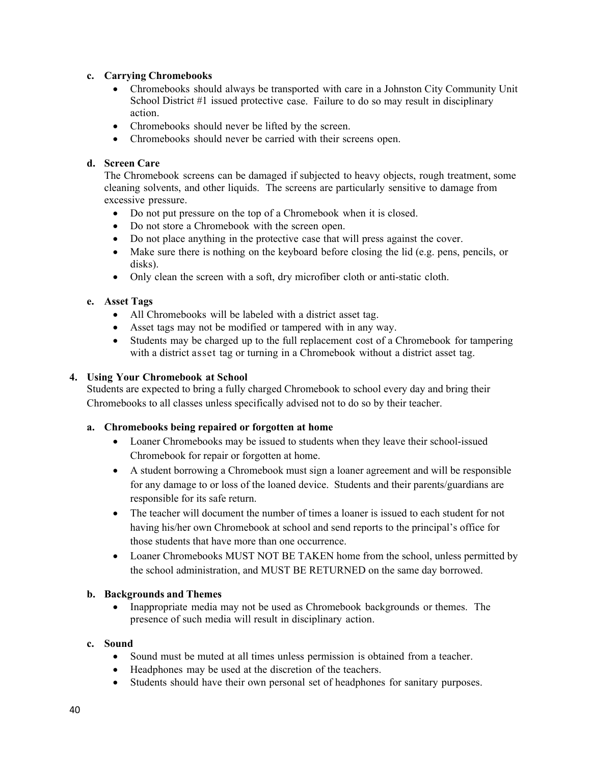#### c. Carrying Chromebooks

- Chromebooks should always be transported with care in a Johnston City Community Unit School District #1 issued protective case. Failure to do so may result in disciplinary action.
- Chromebooks should never be lifted by the screen.
- Chromebooks should never be carried with their screens open.

#### d. Screen Care

The Chromebook screens can be damaged if subjected to heavy objects, rough treatment, some cleaning solvents, and other liquids. The screens are particularly sensitive to damage from excessive pressure.

- Do not put pressure on the top of a Chromebook when it is closed.
- Do not store a Chromebook with the screen open.
- Do not place anything in the protective case that will press against the cover.
- Make sure there is nothing on the keyboard before closing the lid (e.g. pens, pencils, or disks).
- Only clean the screen with a soft, dry microfiber cloth or anti-static cloth.

#### e. Asset Tags

- All Chromebooks will be labeled with a district asset tag.
- Asset tags may not be modified or tampered with in any way.
- Students may be charged up to the full replacement cost of a Chromebook for tampering with a district asset tag or turning in a Chromebook without a district asset tag.

### 4. Using Your Chromebook at School

Students are expected to bring a fully charged Chromebook to school every day and bring their Chromebooks to all classes unless specifically advised not to do so by their teacher.

#### a. Chromebooks being repaired or forgotten at home

- Loaner Chromebooks may be issued to students when they leave their school-issued Chromebook for repair or forgotten at home.
- A student borrowing a Chromebook must sign a loaner agreement and will be responsible for any damage to or loss of the loaned device. Students and their parents/guardians are responsible for its safe return.
- The teacher will document the number of times a loaner is issued to each student for not having his/her own Chromebook at school and send reports to the principal's office for those students that have more than one occurrence.
- Loaner Chromebooks MUST NOT BE TAKEN home from the school, unless permitted by the school administration, and MUST BE RETURNED on the same day borrowed.

#### b. Backgrounds and Themes

- Inappropriate media may not be used as Chromebook backgrounds or themes. The presence of such media will result in disciplinary action.

#### c. Sound

- Sound must be muted at all times unless permission is obtained from a teacher.
- Headphones may be used at the discretion of the teachers.
- Students should have their own personal set of headphones for sanitary purposes.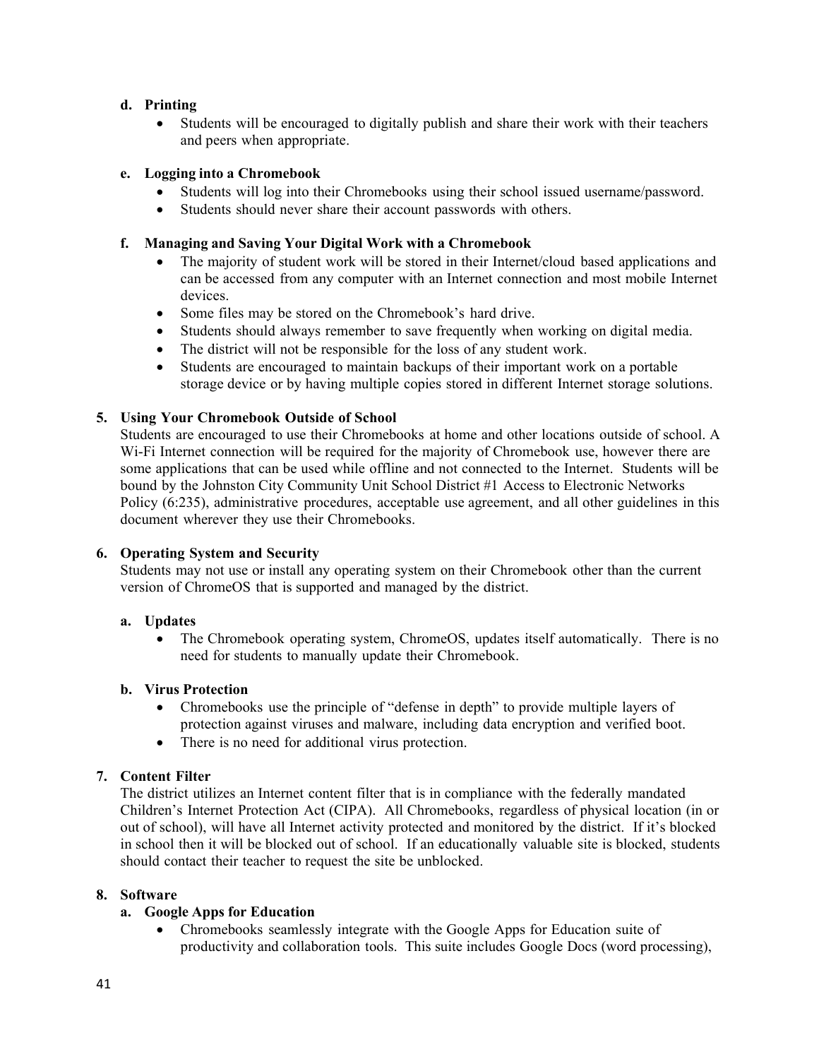**d. Printing**

- Students will be encouraged to digitally publish and share their work with their teachers and peers when appropriate.

**e. Logging into a Chromebook**

- Students will log into their Chromebooks using their school issued username/password.
- Students should never share their account passwords with others.

**f. Managing and Saving Your Digital Work with a Chromebook**

- The majority of student work will be stored in their Internet/cloud based applications and can be accessed from any computer with an Internet connection and most mobile Internet devices.
- Some files may be stored on the Chromebook's hard drive.
- Students should always remember to save frequently when working on digital media.
- The district will not be responsible for the loss of any student work.
- Students are encouraged to maintain backups of their important work on a portable storage device or by having multiple copies stored in different Internet storage solutions.

**5. Using Your Chromebook Outside of School**

Students are encouraged to use their Chromebooks at home and other locations outside of school. A Wi-Fi Internet connection will be required for the majority of Chromebook use, however there are some applications that can be used while offline and not connected to the Internet. Students will be bound by the Johnston City Community Unit School District #1 Access to Electronic Networks Policy (6:235), administrative procedures, acceptable use agreement, and all other guidelines in this document wherever they use their Chromebooks.

**6. Operating System and Security**

Students may not use or install any operating system on their Chromebook other than the current version of ChromeOS that is supported and managed by the district.

**a. Updates**

- The Chromebook operating system, ChromeOS, updates itself automatically. There is no need for students to manually update their Chromebook.

**b. Virus Protection**

- Chromebooks use the principle of "defense in depth" to provide multiple layers of protection against viruses and malware, including data encryption and verified boot.
- There is no need for additional virus protection.

**7. Content Filter**

The district utilizes an Internet content filter that is in compliance with the federally mandated Children's Internet Protection Act (CIPA). All Chromebooks, regardless of physical location (in or out of school), will have all Internet activity protected and monitored by the district. If it's blocked in school then it will be blocked out of school. If an educationally valuable site is blocked, students should contact their teacher to request the site be unblocked.

**8. Software**

**a. Google Apps for Education**

- Chromebooks seamlessly integrate with the Google Apps for Education suite of productivity and collaboration tools. This suite includes Google Docs (word processing),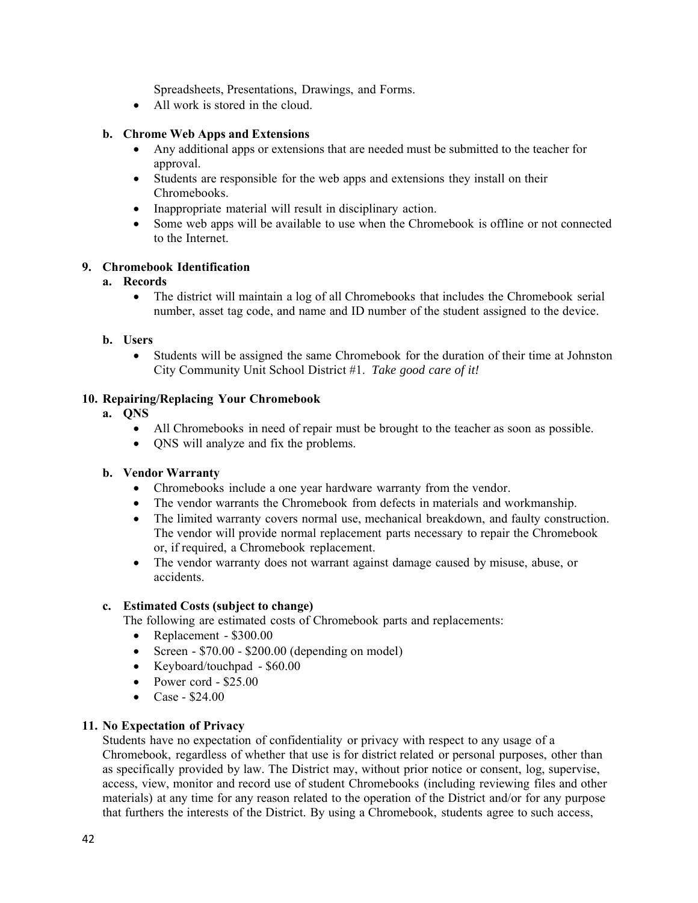Spreadsheets, Presentations, Drawings, and Forms.
- All work is stored in the cloud.

**b. Chrome Web Apps and Extensions**
- Any additional apps or extensions that are needed must be submitted to the teacher for approval.
- Students are responsible for the web apps and extensions they install on their Chromebooks.
- Inappropriate material will result in disciplinary action.
- Some web apps will be available to use when the Chromebook is offline or not connected to the Internet.

## 9. Chromebook Identification

**a. Records**
- The district will maintain a log of all Chromebooks that includes the Chromebook serial number, asset tag code, and name and ID number of the student assigned to the device.

**b. Users**
- Students will be assigned the same Chromebook for the duration of their time at Johnston City Community Unit School District #1. *Take good care of it!*

## 10. Repairing/Replacing Your Chromebook

**a. QNS**
- All Chromebooks in need of repair must be brought to the teacher as soon as possible.
- QNS will analyze and fix the problems.

**b. Vendor Warranty**
- Chromebooks include a one year hardware warranty from the vendor.
- The vendor warrants the Chromebook from defects in materials and workmanship.
- The limited warranty covers normal use, mechanical breakdown, and faulty construction. The vendor will provide normal replacement parts necessary to repair the Chromebook or, if required, a Chromebook replacement.
- The vendor warranty does not warrant against damage caused by misuse, abuse, or accidents.

**c. Estimated Costs (subject to change)**

The following are estimated costs of Chromebook parts and replacements:
- Replacement - $300.00
- Screen - $70.00 - $200.00 (depending on model)
- Keyboard/touchpad - $60.00
- Power cord - $25.00
- Case - $24.00

## 11. No Expectation of Privacy

Students have no expectation of confidentiality or privacy with respect to any usage of a Chromebook, regardless of whether that use is for district related or personal purposes, other than as specifically provided by law. The District may, without prior notice or consent, log, supervise, access, view, monitor and record use of student Chromebooks (including reviewing files and other materials) at any time for any reason related to the operation of the District and/or for any purpose that furthers the interests of the District. By using a Chromebook, students agree to such access,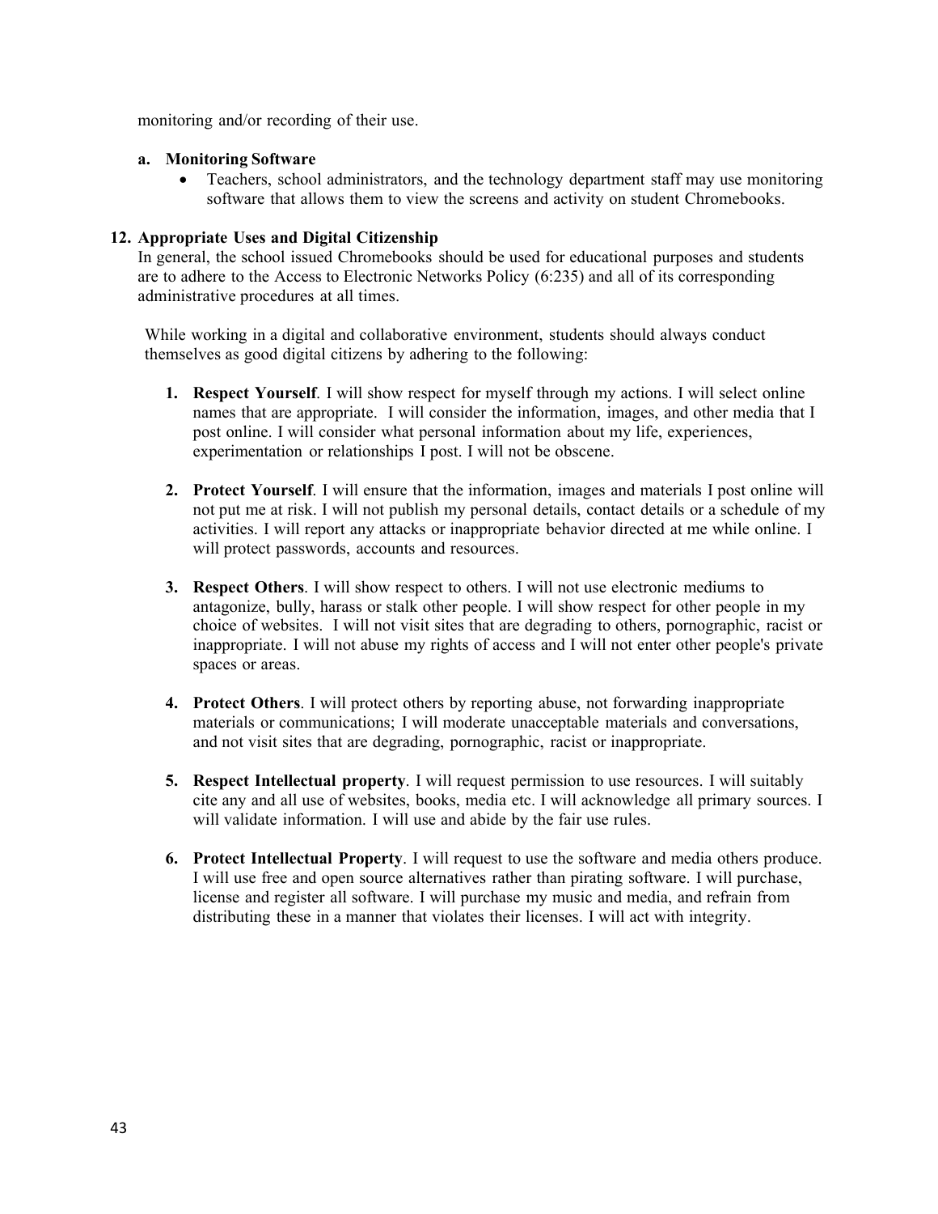monitoring and/or recording of their use.

**a. Monitoring Software**

- Teachers, school administrators, and the technology department staff may use monitoring software that allows them to view the screens and activity on student Chromebooks.

**12. Appropriate Uses and Digital Citizenship**

In general, the school issued Chromebooks should be used for educational purposes and students are to adhere to the Access to Electronic Networks Policy (6:235) and all of its corresponding administrative procedures at all times.

While working in a digital and collaborative environment, students should always conduct themselves as good digital citizens by adhering to the following:

1. **Respect Yourself**. I will show respect for myself through my actions. I will select online names that are appropriate. I will consider the information, images, and other media that I post online. I will consider what personal information about my life, experiences, experimentation or relationships I post. I will not be obscene.

2. **Protect Yourself**. I will ensure that the information, images and materials I post online will not put me at risk. I will not publish my personal details, contact details or a schedule of my activities. I will report any attacks or inappropriate behavior directed at me while online. I will protect passwords, accounts and resources.

3. **Respect Others**. I will show respect to others. I will not use electronic mediums to antagonize, bully, harass or stalk other people. I will show respect for other people in my choice of websites. I will not visit sites that are degrading to others, pornographic, racist or inappropriate. I will not abuse my rights of access and I will not enter other people's private spaces or areas.

4. **Protect Others**. I will protect others by reporting abuse, not forwarding inappropriate materials or communications; I will moderate unacceptable materials and conversations, and not visit sites that are degrading, pornographic, racist or inappropriate.

5. **Respect Intellectual property**. I will request permission to use resources. I will suitably cite any and all use of websites, books, media etc. I will acknowledge all primary sources. I will validate information. I will use and abide by the fair use rules.

6. **Protect Intellectual Property**. I will request to use the software and media others produce. I will use free and open source alternatives rather than pirating software. I will purchase, license and register all software. I will purchase my music and media, and refrain from distributing these in a manner that violates their licenses. I will act with integrity.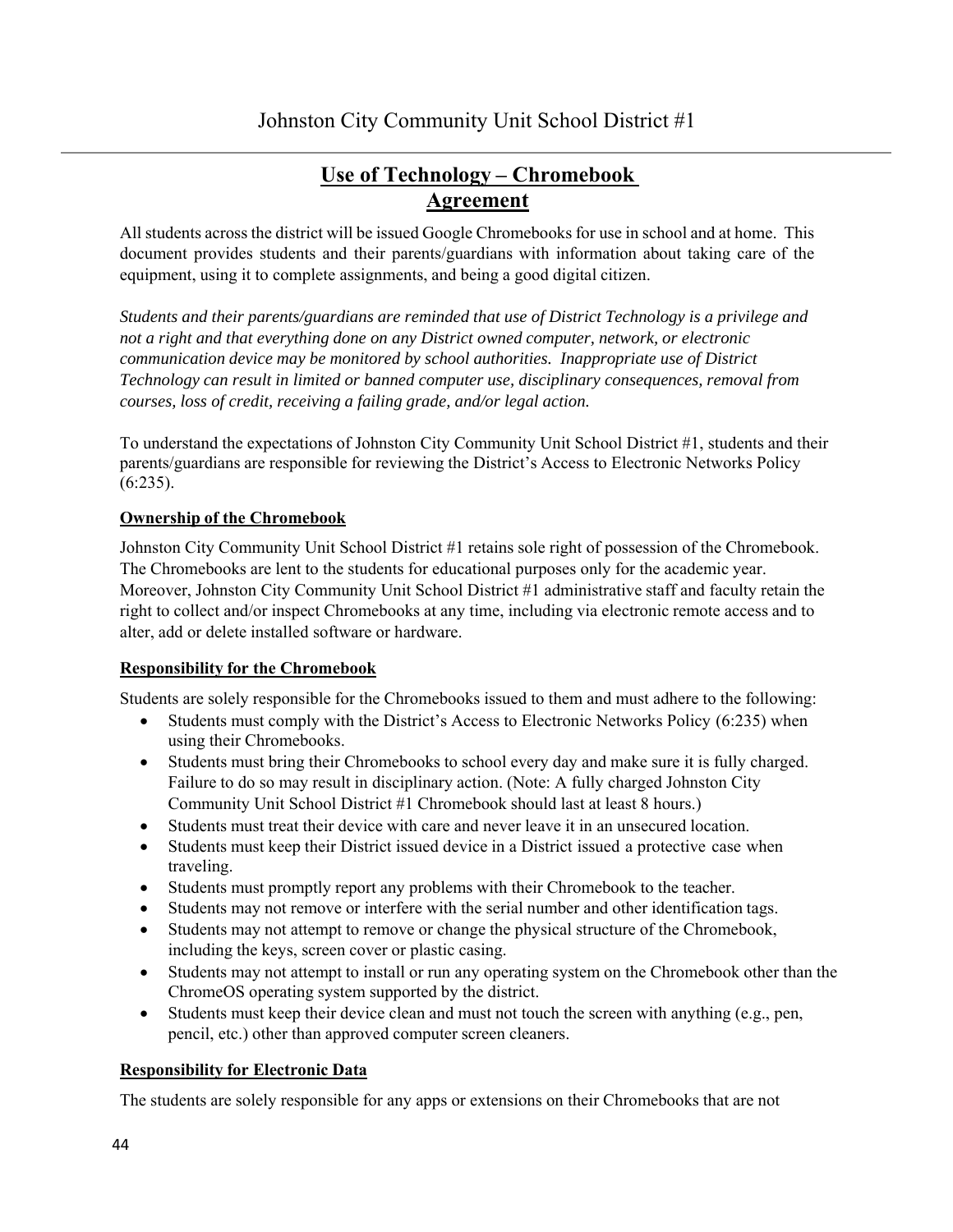Johnston City Community Unit School District #1

## Use of Technology – Chromebook Agreement

All students across the district will be issued Google Chromebooks for use in school and at home. This document provides students and their parents/guardians with information about taking care of the equipment, using it to complete assignments, and being a good digital citizen.

*Students and their parents/guardians are reminded that use of District Technology is a privilege and not a right and that everything done on any District owned computer, network, or electronic communication device may be monitored by school authorities. Inappropriate use of District Technology can result in limited or banned computer use, disciplinary consequences, removal from courses, loss of credit, receiving a failing grade, and/or legal action.*

To understand the expectations of Johnston City Community Unit School District #1, students and their parents/guardians are responsible for reviewing the District's Access to Electronic Networks Policy (6:235).

**Ownership of the Chromebook**

Johnston City Community Unit School District #1 retains sole right of possession of the Chromebook. The Chromebooks are lent to the students for educational purposes only for the academic year. Moreover, Johnston City Community Unit School District #1 administrative staff and faculty retain the right to collect and/or inspect Chromebooks at any time, including via electronic remote access and to alter, add or delete installed software or hardware.

**Responsibility for the Chromebook**

Students are solely responsible for the Chromebooks issued to them and must adhere to the following:

- Students must comply with the District's Access to Electronic Networks Policy (6:235) when using their Chromebooks.
- Students must bring their Chromebooks to school every day and make sure it is fully charged. Failure to do so may result in disciplinary action. (Note: A fully charged Johnston City Community Unit School District #1 Chromebook should last at least 8 hours.)
- Students must treat their device with care and never leave it in an unsecured location.
- Students must keep their District issued device in a District issued a protective case when traveling.
- Students must promptly report any problems with their Chromebook to the teacher.
- Students may not remove or interfere with the serial number and other identification tags.
- Students may not attempt to remove or change the physical structure of the Chromebook, including the keys, screen cover or plastic casing.
- Students may not attempt to install or run any operating system on the Chromebook other than the ChromeOS operating system supported by the district.
- Students must keep their device clean and must not touch the screen with anything (e.g., pen, pencil, etc.) other than approved computer screen cleaners.

**Responsibility for Electronic Data**

The students are solely responsible for any apps or extensions on their Chromebooks that are not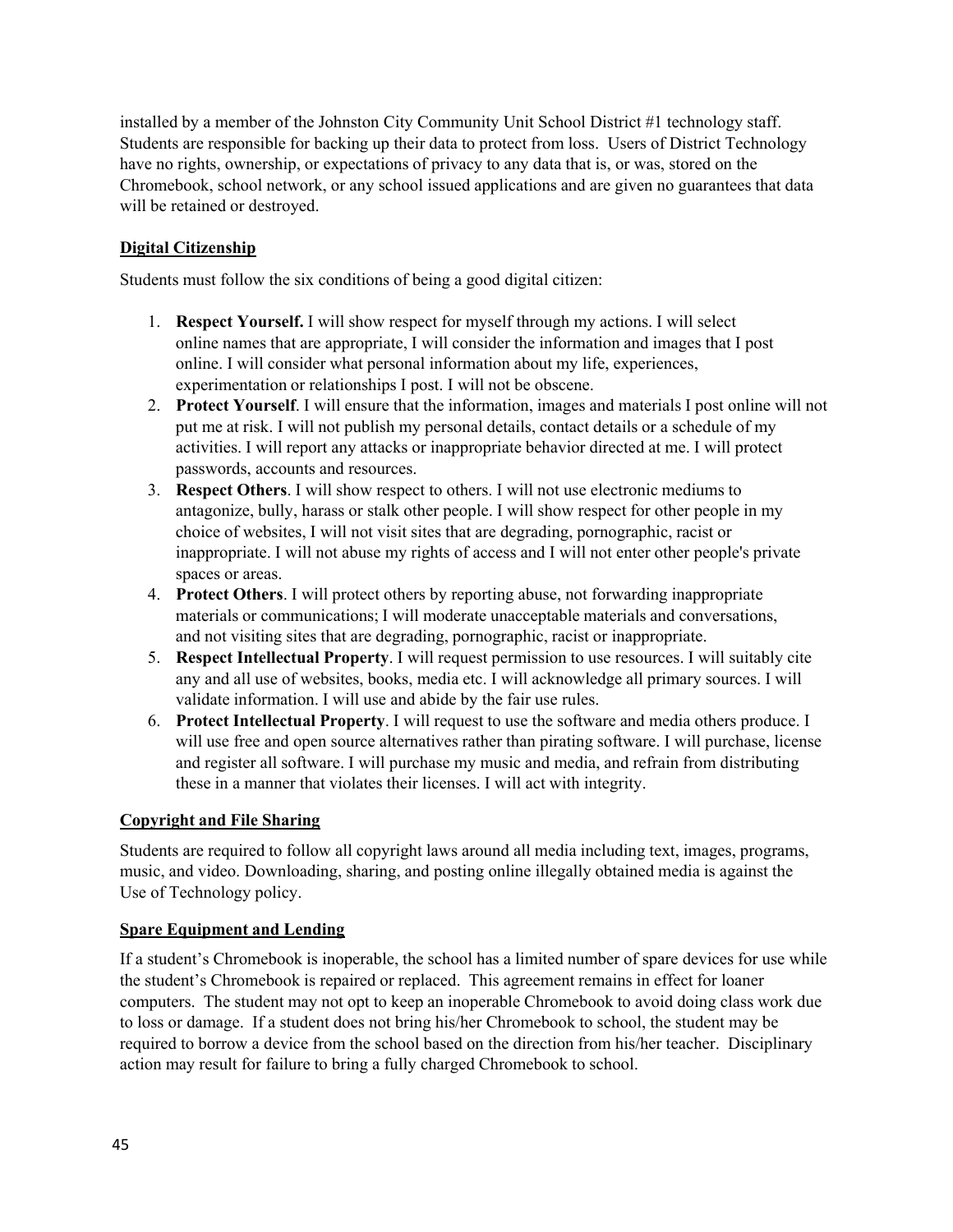installed by a member of the Johnston City Community Unit School District #1 technology staff. Students are responsible for backing up their data to protect from loss. Users of District Technology have no rights, ownership, or expectations of privacy to any data that is, or was, stored on the Chromebook, school network, or any school issued applications and are given no guarantees that data will be retained or destroyed.

## Digital Citizenship

Students must follow the six conditions of being a good digital citizen:

1. **Respect Yourself.** I will show respect for myself through my actions. I will select online names that are appropriate, I will consider the information and images that I post online. I will consider what personal information about my life, experiences, experimentation or relationships I post. I will not be obscene.
2. **Protect Yourself**. I will ensure that the information, images and materials I post online will not put me at risk. I will not publish my personal details, contact details or a schedule of my activities. I will report any attacks or inappropriate behavior directed at me. I will protect passwords, accounts and resources.
3. **Respect Others**. I will show respect to others. I will not use electronic mediums to antagonize, bully, harass or stalk other people. I will show respect for other people in my choice of websites, I will not visit sites that are degrading, pornographic, racist or inappropriate. I will not abuse my rights of access and I will not enter other people's private spaces or areas.
4. **Protect Others**. I will protect others by reporting abuse, not forwarding inappropriate materials or communications; I will moderate unacceptable materials and conversations, and not visiting sites that are degrading, pornographic, racist or inappropriate.
5. **Respect Intellectual Property**. I will request permission to use resources. I will suitably cite any and all use of websites, books, media etc. I will acknowledge all primary sources. I will validate information. I will use and abide by the fair use rules.
6. **Protect Intellectual Property**. I will request to use the software and media others produce. I will use free and open source alternatives rather than pirating software. I will purchase, license and register all software. I will purchase my music and media, and refrain from distributing these in a manner that violates their licenses. I will act with integrity.

## Copyright and File Sharing

Students are required to follow all copyright laws around all media including text, images, programs, music, and video. Downloading, sharing, and posting online illegally obtained media is against the Use of Technology policy.

## Spare Equipment and Lending

If a student's Chromebook is inoperable, the school has a limited number of spare devices for use while the student's Chromebook is repaired or replaced. This agreement remains in effect for loaner computers. The student may not opt to keep an inoperable Chromebook to avoid doing class work due to loss or damage. If a student does not bring his/her Chromebook to school, the student may be required to borrow a device from the school based on the direction from his/her teacher. Disciplinary action may result for failure to bring a fully charged Chromebook to school.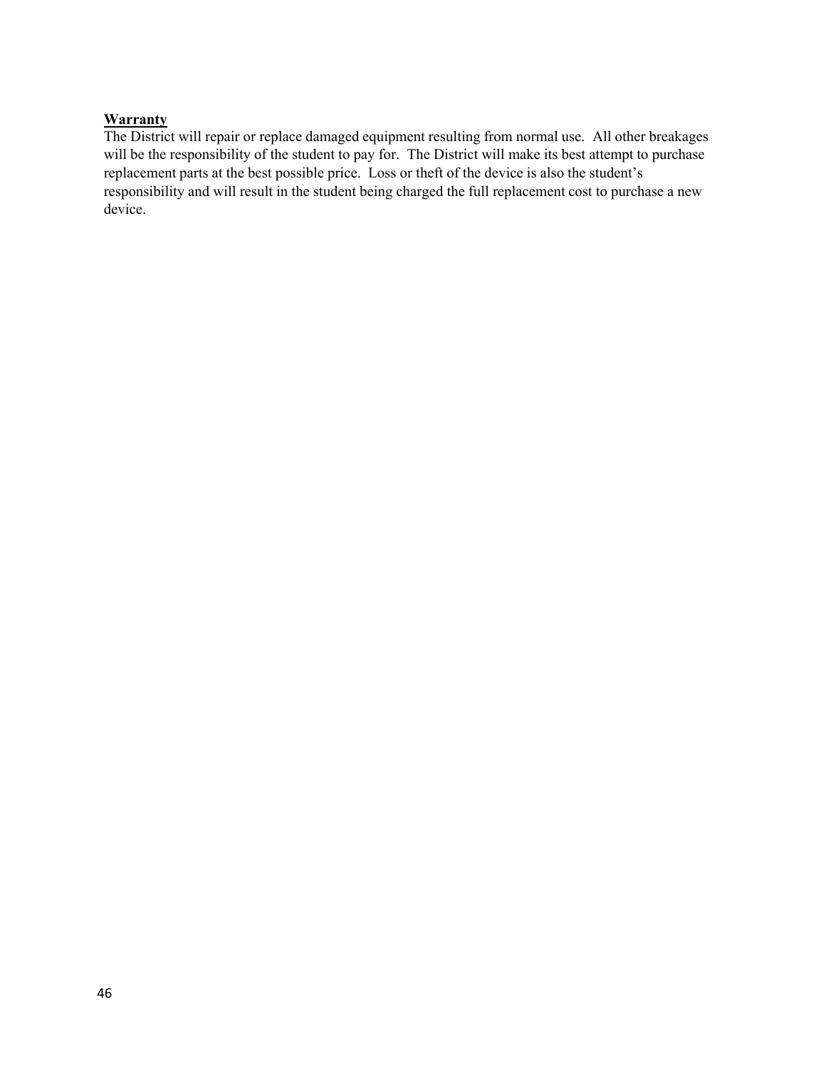**Warranty**

The District will repair or replace damaged equipment resulting from normal use. All other breakages will be the responsibility of the student to pay for. The District will make its best attempt to purchase replacement parts at the best possible price. Loss or theft of the device is also the student's responsibility and will result in the student being charged the full replacement cost to purchase a new device.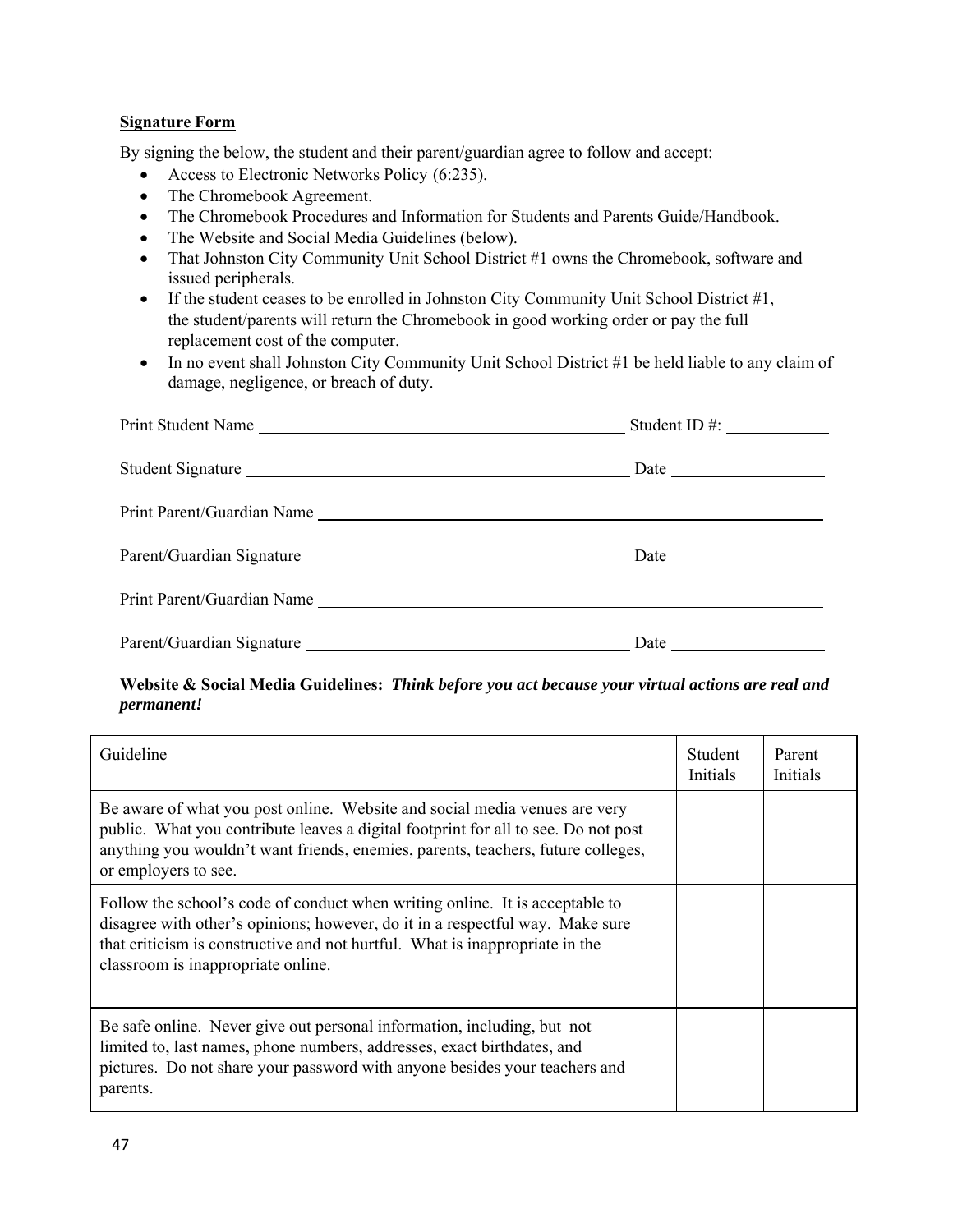**Signature Form**

By signing the below, the student and their parent/guardian agree to follow and accept:

- Access to Electronic Networks Policy (6:235).
- The Chromebook Agreement.
- The Chromebook Procedures and Information for Students and Parents Guide/Handbook.
- The Website and Social Media Guidelines (below).
- That Johnston City Community Unit School District #1 owns the Chromebook, software and issued peripherals.
- If the student ceases to be enrolled in Johnston City Community Unit School District #1, the student/parents will return the Chromebook in good working order or pay the full replacement cost of the computer.
- In no event shall Johnston City Community Unit School District #1 be held liable to any claim of damage, negligence, or breach of duty.

Print Student Name ________________________________________ Student ID #: ____________

Student Signature ________________________________________ Date __________________

Print Parent/Guardian Name ________________________________________________________

Parent/Guardian Signature ________________________________ Date __________________

Print Parent/Guardian Name ________________________________________________________

Parent/Guardian Signature ________________________________ Date __________________

**Website & Social Media Guidelines:** ***Think before you act because your virtual actions are real and permanent!***

| Guideline | Student Initials | Parent Initials |
|---|---|---|
| Be aware of what you post online. Website and social media venues are very public. What you contribute leaves a digital footprint for all to see. Do not post anything you wouldn't want friends, enemies, parents, teachers, future colleges, or employers to see. | | |
| Follow the school's code of conduct when writing online. It is acceptable to disagree with other's opinions; however, do it in a respectful way. Make sure that criticism is constructive and not hurtful. What is inappropriate in the classroom is inappropriate online. | | |
| Be safe online. Never give out personal information, including, but not limited to, last names, phone numbers, addresses, exact birthdates, and pictures. Do not share your password with anyone besides your teachers and parents. | | |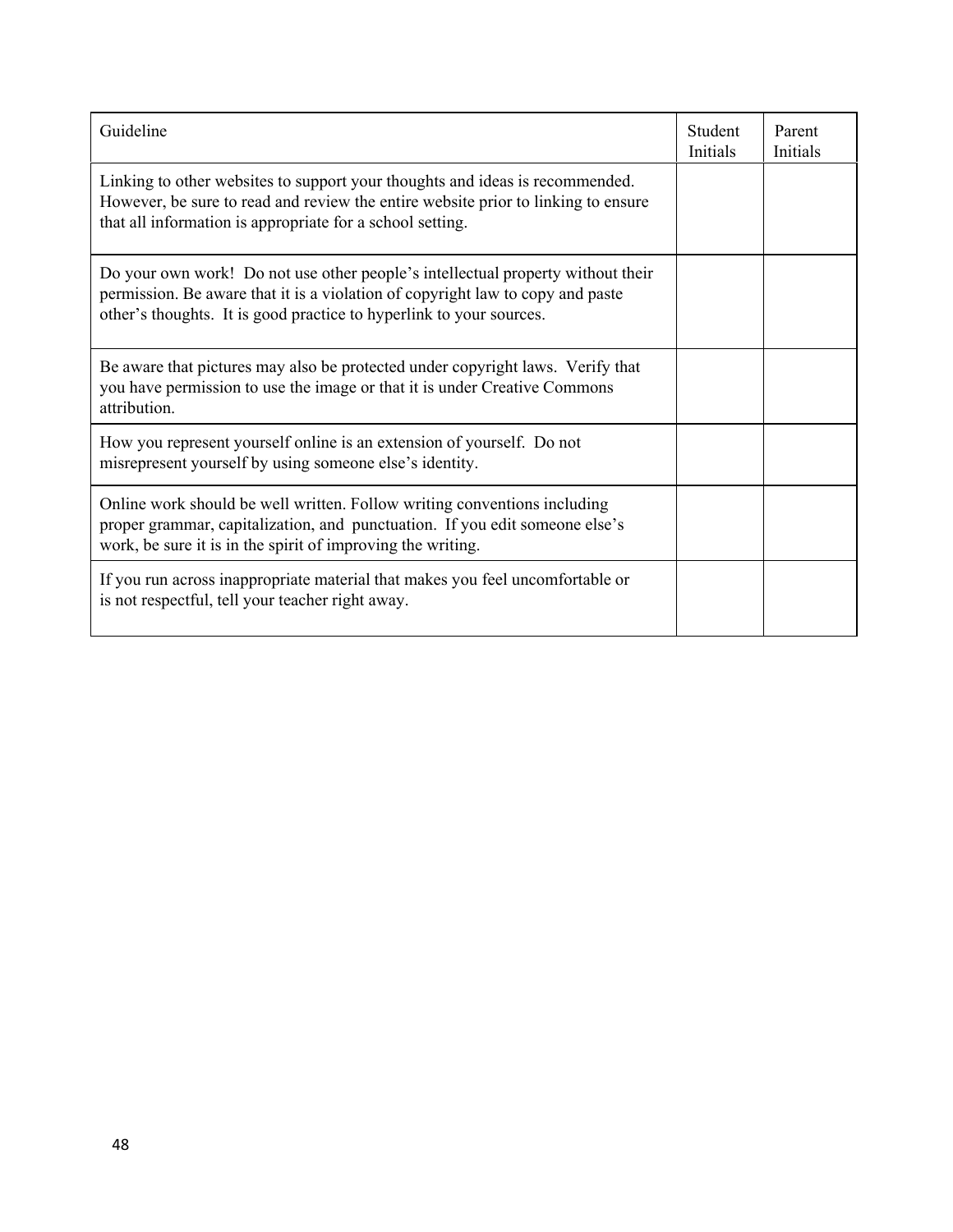| Guideline | Student Initials | Parent Initials |
|---|---|---|
| Linking to other websites to support your thoughts and ideas is recommended. However, be sure to read and review the entire website prior to linking to ensure that all information is appropriate for a school setting. | | |
| Do your own work!  Do not use other people's intellectual property without their permission. Be aware that it is a violation of copyright law to copy and paste other's thoughts.  It is good practice to hyperlink to your sources. | | |
| Be aware that pictures may also be protected under copyright laws.  Verify that you have permission to use the image or that it is under Creative Commons attribution. | | |
| How you represent yourself online is an extension of yourself.  Do not misrepresent yourself by using someone else's identity. | | |
| Online work should be well written. Follow writing conventions including proper grammar, capitalization, and  punctuation.  If you edit someone else's work, be sure it is in the spirit of improving the writing. | | |
| If you run across inappropriate material that makes you feel uncomfortable or is not respectful, tell your teacher right away. | | |